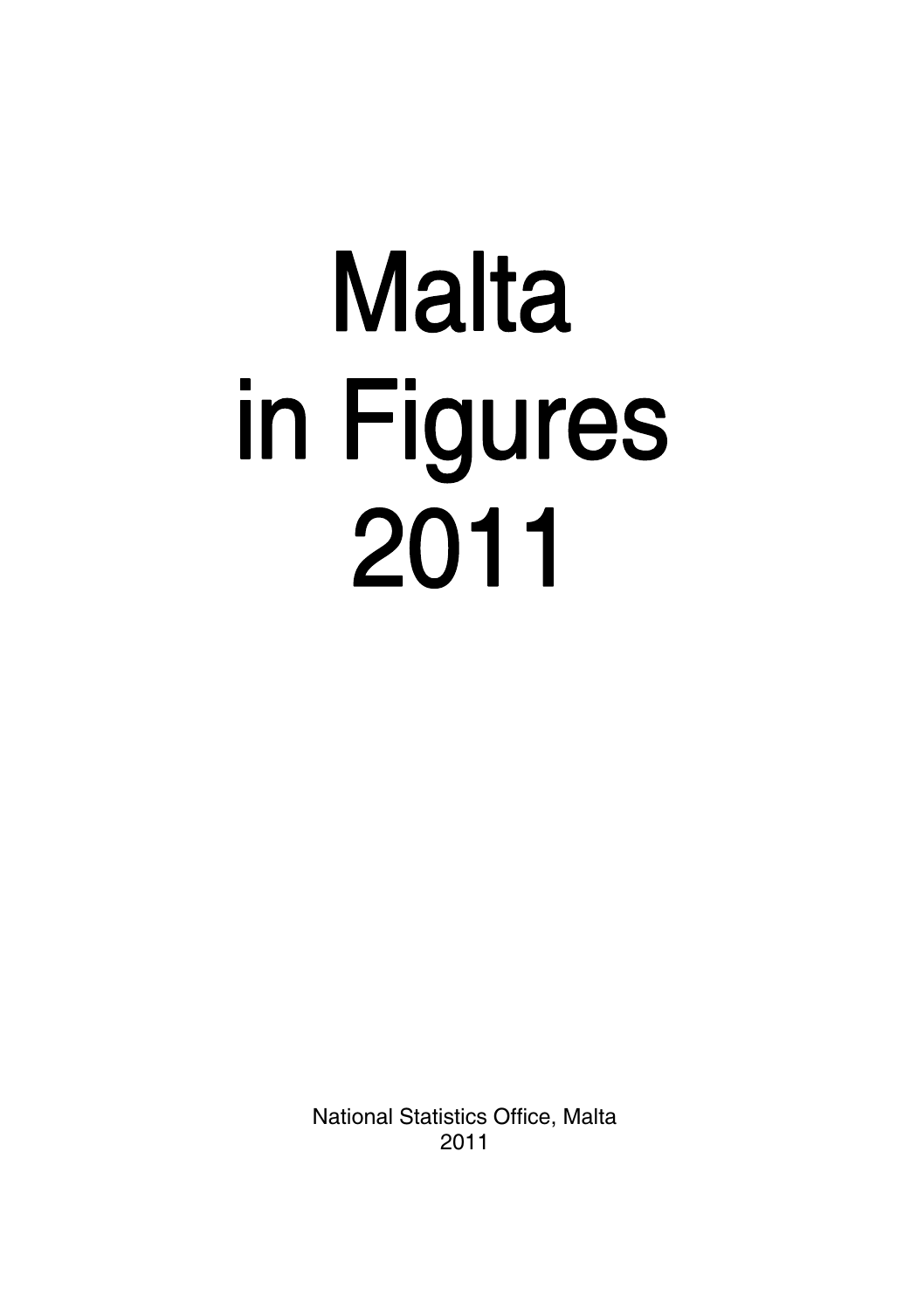# Malta in Figures 2011

National Statistics Office, Malta
2011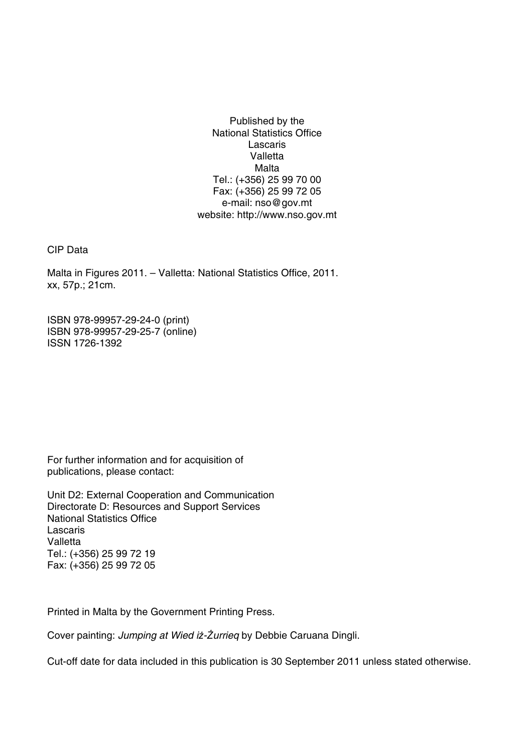Published by the
National Statistics Office
Lascaris
Valletta
Malta
Tel.: (+356) 25 99 70 00
Fax: (+356) 25 99 72 05
e-mail: nso@gov.mt
website: http://www.nso.gov.mt

CIP Data

Malta in Figures 2011. – Valletta: National Statistics Office, 2011.
xx, 57p.; 21cm.

ISBN 978-99957-29-24-0 (print)
ISBN 978-99957-29-25-7 (online)
ISSN 1726-1392

For further information and for acquisition of publications, please contact:

Unit D2: External Cooperation and Communication
Directorate D: Resources and Support Services
National Statistics Office
Lascaris
Valletta
Tel.: (+356) 25 99 72 19
Fax: (+356) 25 99 72 05

Printed in Malta by the Government Printing Press.

Cover painting: *Jumping at Wied iż-Żurrieq* by Debbie Caruana Dingli.

Cut-off date for data included in this publication is 30 September 2011 unless stated otherwise.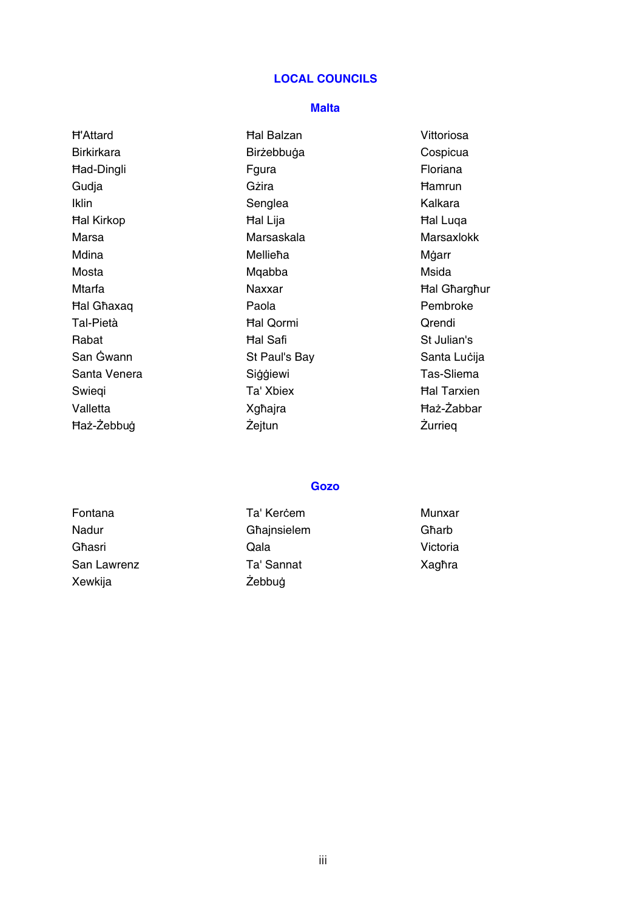# LOCAL COUNCILS

## Malta

| | | |
|---|---|---|
| Ħ'Attard | Ħal Balzan | Vittoriosa |
| Birkirkara | Birżebbuġa | Cospicua |
| Ħad-Dingli | Fgura | Floriana |
| Gudja | Gżira | Ħamrun |
| Iklin | Senglea | Kalkara |
| Ħal Kirkop | Ħal Lija | Ħal Luqa |
| Marsa | Marsaskala | Marsaxlokk |
| Mdina | Mellieħa | Mġarr |
| Mosta | Mqabba | Msida |
| Mtarfa | Naxxar | Ħal Għargħur |
| Ħal Għaxaq | Paola | Pembroke |
| Tal-Pietà | Ħal Qormi | Qrendi |
| Rabat | Ħal Safi | St Julian's |
| San Ġwann | St Paul's Bay | Santa Luċija |
| Santa Venera | Siġġiewi | Tas-Sliema |
| Swieqi | Ta' Xbiex | Ħal Tarxien |
| Valletta | Xgħajra | Ħaż-Żabbar |
| Ħaż-Żebbuġ | Żejtun | Żurrieq |

## Gozo

| | | |
|---|---|---|
| Fontana | Ta' Kerċem | Munxar |
| Nadur | Għajnsielem | Għarb |
| Għasri | Qala | Victoria |
| San Lawrenz | Ta' Sannat | Xagħra |
| Xewkija | Żebbuġ | |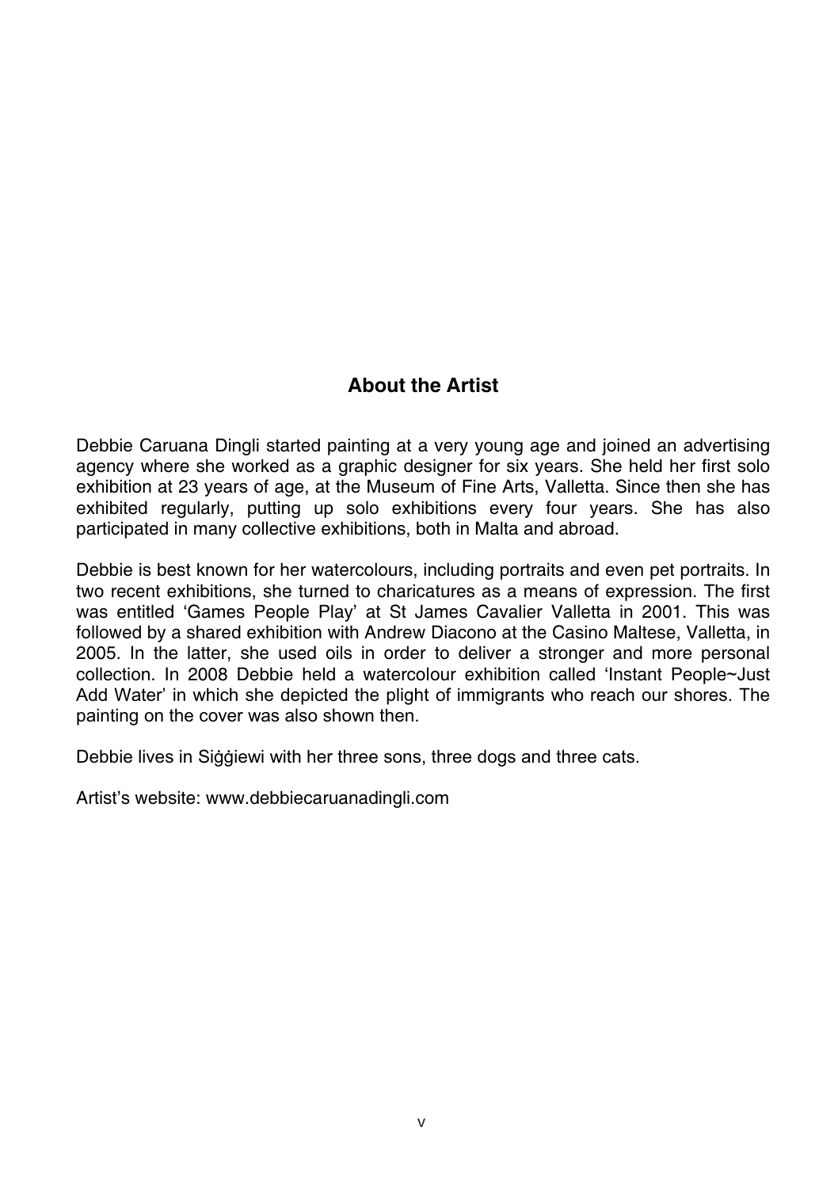## About the Artist

Debbie Caruana Dingli started painting at a very young age and joined an advertising agency where she worked as a graphic designer for six years. She held her first solo exhibition at 23 years of age, at the Museum of Fine Arts, Valletta. Since then she has exhibited regularly, putting up solo exhibitions every four years. She has also participated in many collective exhibitions, both in Malta and abroad.

Debbie is best known for her watercolours, including portraits and even pet portraits. In two recent exhibitions, she turned to charicatures as a means of expression. The first was entitled 'Games People Play' at St James Cavalier Valletta in 2001. This was followed by a shared exhibition with Andrew Diacono at the Casino Maltese, Valletta, in 2005. In the latter, she used oils in order to deliver a stronger and more personal collection. In 2008 Debbie held a watercolour exhibition called 'Instant People~Just Add Water' in which she depicted the plight of immigrants who reach our shores. The painting on the cover was also shown then.

Debbie lives in Siġġiewi with her three sons, three dogs and three cats.

Artist's website: www.debbiecaruanadingli.com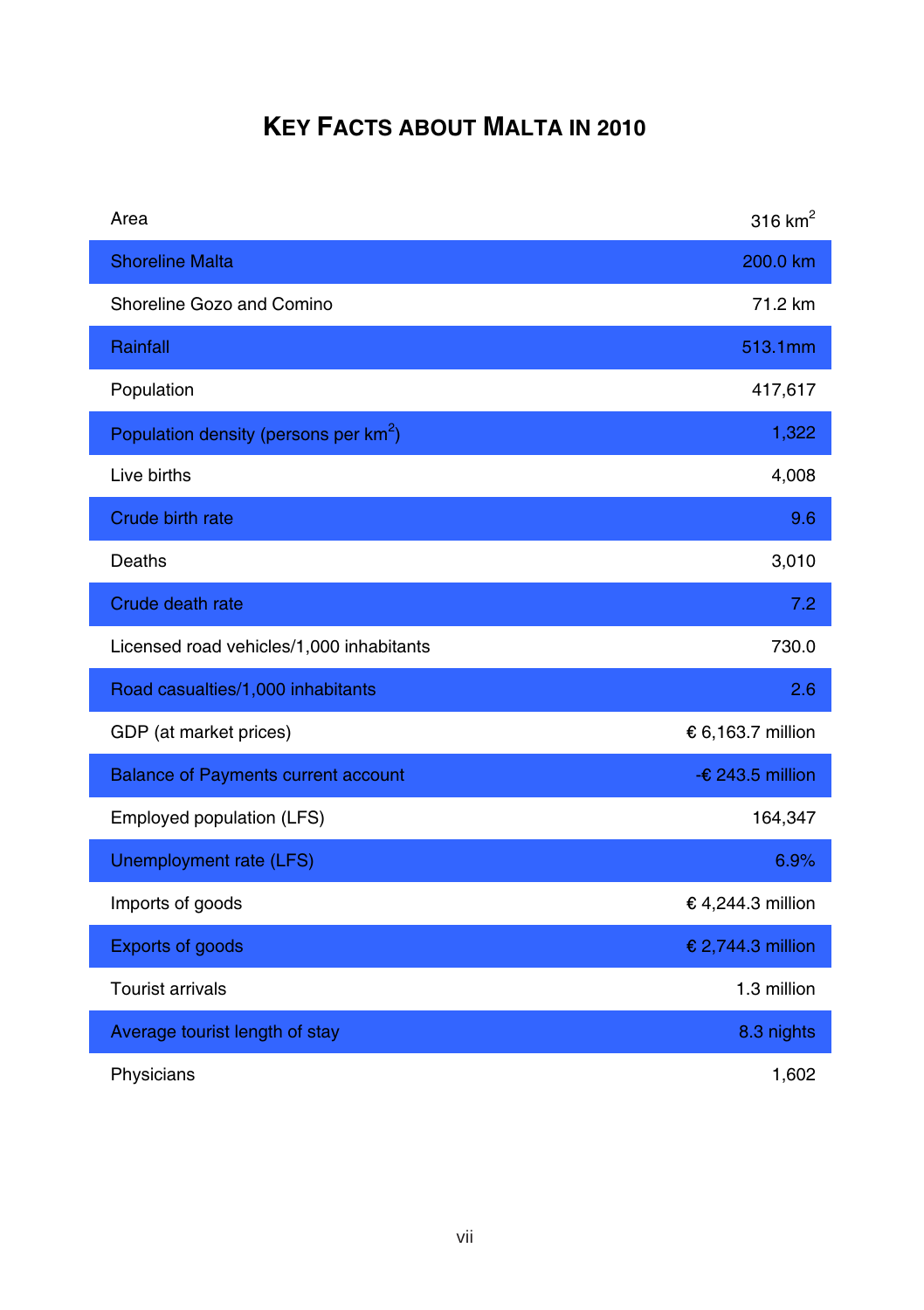# KEY FACTS ABOUT MALTA IN 2010

| | |
|---|---|
| Area | 316 $km^2$ |
| Shoreline Malta | 200.0 km |
| Shoreline Gozo and Comino | 71.2 km |
| Rainfall | 513.1mm |
| Population | 417,617 |
| Population density (persons per $km^2$) | 1,322 |
| Live births | 4,008 |
| Crude birth rate | 9.6 |
| Deaths | 3,010 |
| Crude death rate | 7.2 |
| Licensed road vehicles/1,000 inhabitants | 730.0 |
| Road casualties/1,000 inhabitants | 2.6 |
| GDP (at market prices) | € 6,163.7 million |
| Balance of Payments current account | -€ 243.5 million |
| Employed population (LFS) | 164,347 |
| Unemployment rate (LFS) | 6.9% |
| Imports of goods | € 4,244.3 million |
| Exports of goods | € 2,744.3 million |
| Tourist arrivals | 1.3 million |
| Average tourist length of stay | 8.3 nights |
| Physicians | 1,602 |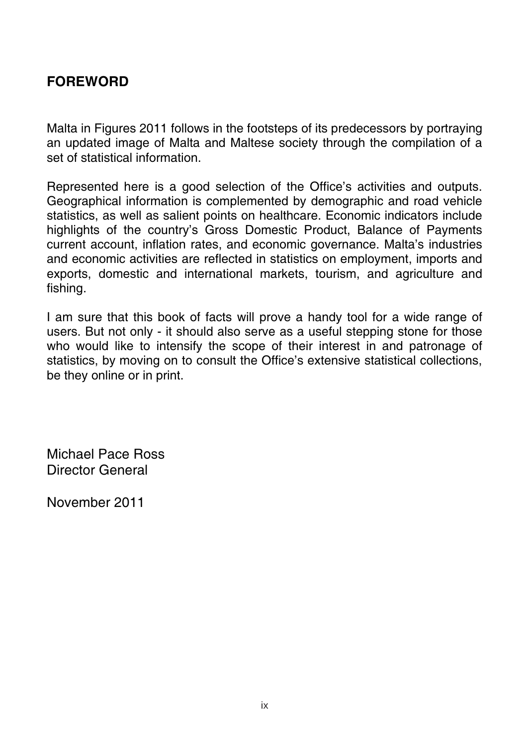## FOREWORD

Malta in Figures 2011 follows in the footsteps of its predecessors by portraying an updated image of Malta and Maltese society through the compilation of a set of statistical information.

Represented here is a good selection of the Office's activities and outputs. Geographical information is complemented by demographic and road vehicle statistics, as well as salient points on healthcare. Economic indicators include highlights of the country's Gross Domestic Product, Balance of Payments current account, inflation rates, and economic governance. Malta's industries and economic activities are reflected in statistics on employment, imports and exports, domestic and international markets, tourism, and agriculture and fishing.

I am sure that this book of facts will prove a handy tool for a wide range of users. But not only - it should also serve as a useful stepping stone for those who would like to intensify the scope of their interest in and patronage of statistics, by moving on to consult the Office's extensive statistical collections, be they online or in print.

Michael Pace Ross
Director General

November 2011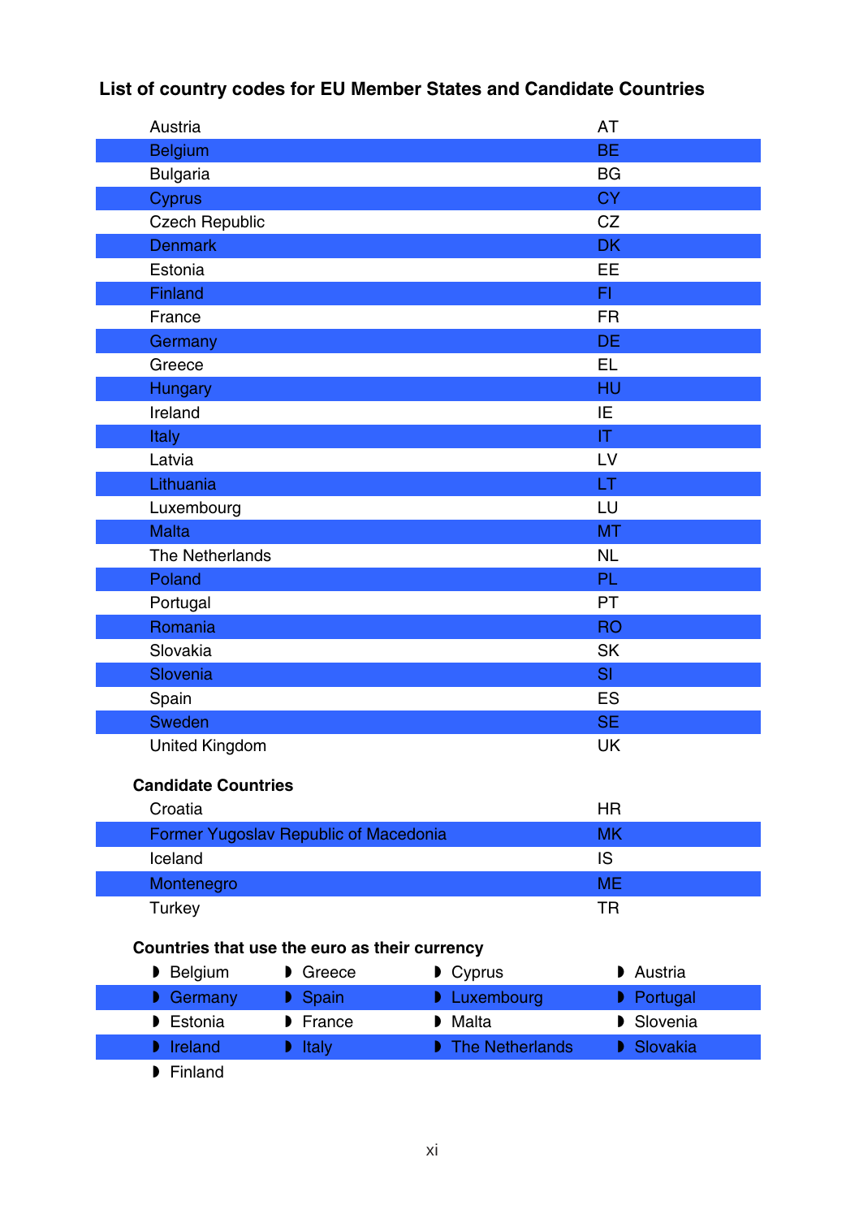## List of country codes for EU Member States and Candidate Countries

| Country | Code |
|---|---|
| Austria | AT |
| Belgium | BE |
| Bulgaria | BG |
| Cyprus | CY |
| Czech Republic | CZ |
| Denmark | DK |
| Estonia | EE |
| Finland | FI |
| France | FR |
| Germany | DE |
| Greece | EL |
| Hungary | HU |
| Ireland | IE |
| Italy | IT |
| Latvia | LV |
| Lithuania | LT |
| Luxembourg | LU |
| Malta | MT |
| The Netherlands | NL |
| Poland | PL |
| Portugal | PT |
| Romania | RO |
| Slovakia | SK |
| Slovenia | SI |
| Spain | ES |
| Sweden | SE |
| United Kingdom | UK |

### Candidate Countries

| Country | Code |
|---|---|
| Croatia | HR |
| Former Yugoslav Republic of Macedonia | MK |
| Iceland | IS |
| Montenegro | ME |
| Turkey | TR |

### Countries that use the euro as their currency

- Belgium
- Greece
- Cyprus
- Austria
- Germany
- Spain
- Luxembourg
- Portugal
- Estonia
- France
- Malta
- Slovenia
- Ireland
- Italy
- The Netherlands
- Slovakia
- Finland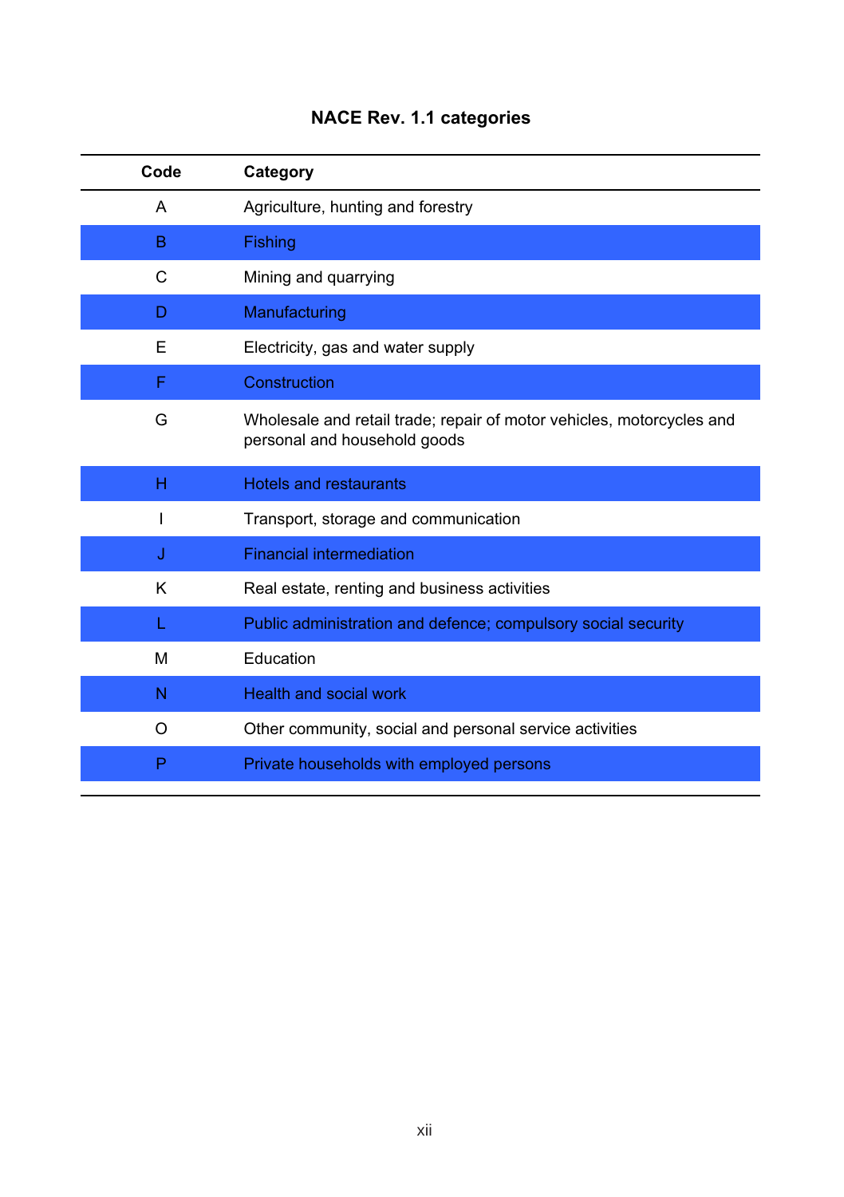# NACE Rev. 1.1 categories

| Code | Category |
|---|---|
| A | Agriculture, hunting and forestry |
| B | Fishing |
| C | Mining and quarrying |
| D | Manufacturing |
| E | Electricity, gas and water supply |
| F | Construction |
| G | Wholesale and retail trade; repair of motor vehicles, motorcycles and personal and household goods |
| H | Hotels and restaurants |
| I | Transport, storage and communication |
| J | Financial intermediation |
| K | Real estate, renting and business activities |
| L | Public administration and defence; compulsory social security |
| M | Education |
| N | Health and social work |
| O | Other community, social and personal service activities |
| P | Private households with employed persons |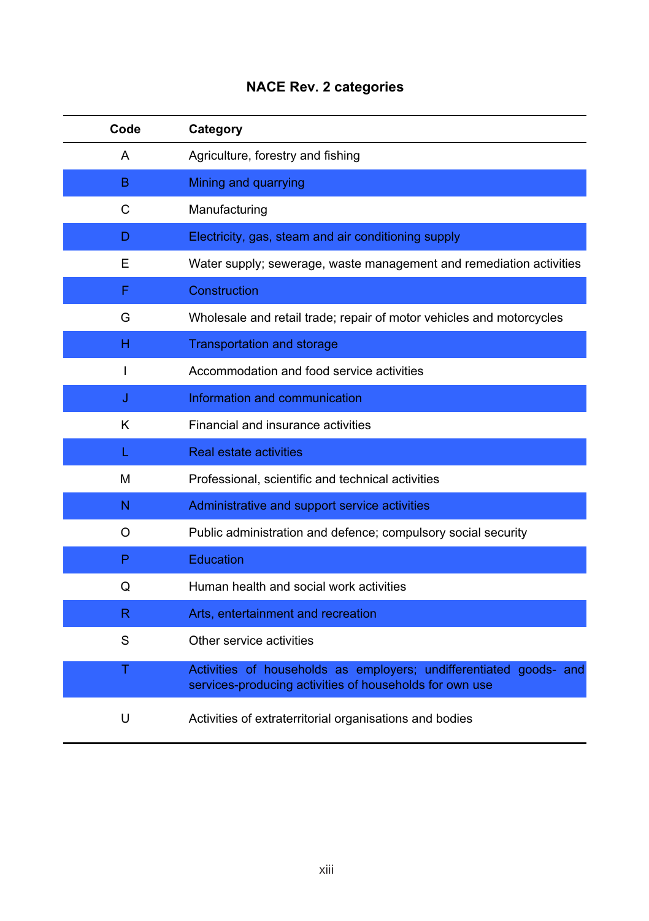# NACE Rev. 2 categories

| Code | Category |
|---|---|
| A | Agriculture, forestry and fishing |
| B | Mining and quarrying |
| C | Manufacturing |
| D | Electricity, gas, steam and air conditioning supply |
| E | Water supply; sewerage, waste management and remediation activities |
| F | Construction |
| G | Wholesale and retail trade; repair of motor vehicles and motorcycles |
| H | Transportation and storage |
| I | Accommodation and food service activities |
| J | Information and communication |
| K | Financial and insurance activities |
| L | Real estate activities |
| M | Professional, scientific and technical activities |
| N | Administrative and support service activities |
| O | Public administration and defence; compulsory social security |
| P | Education |
| Q | Human health and social work activities |
| R | Arts, entertainment and recreation |
| S | Other service activities |
| T | Activities of households as employers; undifferentiated goods- and services-producing activities of households for own use |
| U | Activities of extraterritorial organisations and bodies |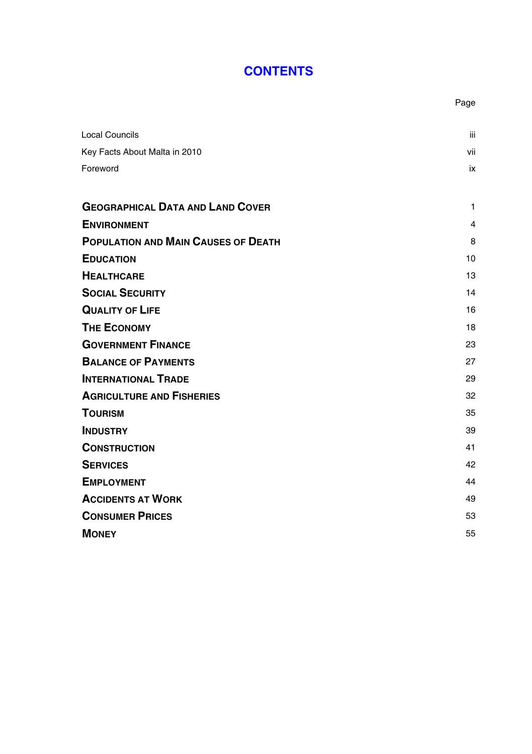# CONTENTS

| | Page |
|---|---|
| Local Councils | iii |
| Key Facts About Malta in 2010 | vii |
| Foreword | ix |
| | |
| **GEOGRAPHICAL DATA AND LAND COVER** | 1 |
| **ENVIRONMENT** | 4 |
| **POPULATION AND MAIN CAUSES OF DEATH** | 8 |
| **EDUCATION** | 10 |
| **HEALTHCARE** | 13 |
| **SOCIAL SECURITY** | 14 |
| **QUALITY OF LIFE** | 16 |
| **THE ECONOMY** | 18 |
| **GOVERNMENT FINANCE** | 23 |
| **BALANCE OF PAYMENTS** | 27 |
| **INTERNATIONAL TRADE** | 29 |
| **AGRICULTURE AND FISHERIES** | 32 |
| **TOURISM** | 35 |
| **INDUSTRY** | 39 |
| **CONSTRUCTION** | 41 |
| **SERVICES** | 42 |
| **EMPLOYMENT** | 44 |
| **ACCIDENTS AT WORK** | 49 |
| **CONSUMER PRICES** | 53 |
| **MONEY** | 55 |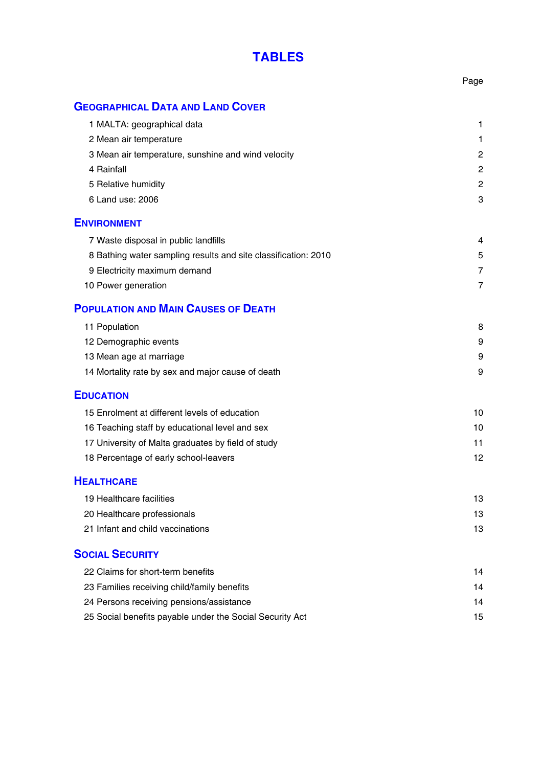# TABLES

| | Page |
|---|---|
| **GEOGRAPHICAL DATA AND LAND COVER** | |
| 1 MALTA: geographical data | 1 |
| 2 Mean air temperature | 1 |
| 3 Mean air temperature, sunshine and wind velocity | 2 |
| 4 Rainfall | 2 |
| 5 Relative humidity | 2 |
| 6 Land use: 2006 | 3 |
| **ENVIRONMENT** | |
| 7 Waste disposal in public landfills | 4 |
| 8 Bathing water sampling results and site classification: 2010 | 5 |
| 9 Electricity maximum demand | 7 |
| 10 Power generation | 7 |
| **POPULATION AND MAIN CAUSES OF DEATH** | |
| 11 Population | 8 |
| 12 Demographic events | 9 |
| 13 Mean age at marriage | 9 |
| 14 Mortality rate by sex and major cause of death | 9 |
| **EDUCATION** | |
| 15 Enrolment at different levels of education | 10 |
| 16 Teaching staff by educational level and sex | 10 |
| 17 University of Malta graduates by field of study | 11 |
| 18 Percentage of early school-leavers | 12 |
| **HEALTHCARE** | |
| 19 Healthcare facilities | 13 |
| 20 Healthcare professionals | 13 |
| 21 Infant and child vaccinations | 13 |
| **SOCIAL SECURITY** | |
| 22 Claims for short-term benefits | 14 |
| 23 Families receiving child/family benefits | 14 |
| 24 Persons receiving pensions/assistance | 14 |
| 25 Social benefits payable under the Social Security Act | 15 |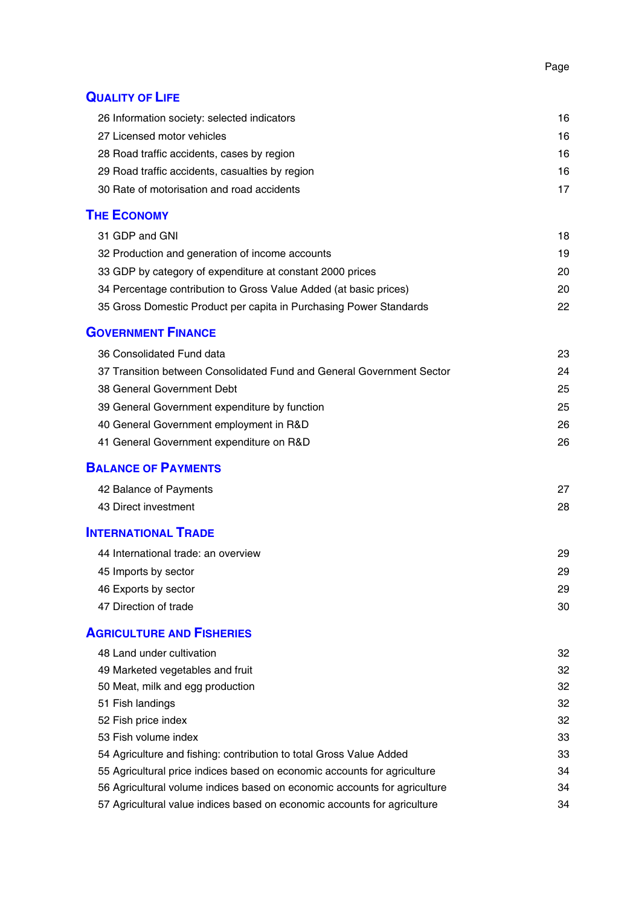| | Page |
|---|---|
| **Quality of Life** | |
| 26 Information society: selected indicators | 16 |
| 27 Licensed motor vehicles | 16 |
| 28 Road traffic accidents, cases by region | 16 |
| 29 Road traffic accidents, casualties by region | 16 |
| 30 Rate of motorisation and road accidents | 17 |
| **The Economy** | |
| 31 GDP and GNI | 18 |
| 32 Production and generation of income accounts | 19 |
| 33 GDP by category of expenditure at constant 2000 prices | 20 |
| 34 Percentage contribution to Gross Value Added (at basic prices) | 20 |
| 35 Gross Domestic Product per capita in Purchasing Power Standards | 22 |
| **Government Finance** | |
| 36 Consolidated Fund data | 23 |
| 37 Transition between Consolidated Fund and General Government Sector | 24 |
| 38 General Government Debt | 25 |
| 39 General Government expenditure by function | 25 |
| 40 General Government employment in R&D | 26 |
| 41 General Government expenditure on R&D | 26 |
| **Balance of Payments** | |
| 42 Balance of Payments | 27 |
| 43 Direct investment | 28 |
| **International Trade** | |
| 44 International trade: an overview | 29 |
| 45 Imports by sector | 29 |
| 46 Exports by sector | 29 |
| 47 Direction of trade | 30 |
| **Agriculture and Fisheries** | |
| 48 Land under cultivation | 32 |
| 49 Marketed vegetables and fruit | 32 |
| 50 Meat, milk and egg production | 32 |
| 51 Fish landings | 32 |
| 52 Fish price index | 32 |
| 53 Fish volume index | 33 |
| 54 Agriculture and fishing: contribution to total Gross Value Added | 33 |
| 55 Agricultural price indices based on economic accounts for agriculture | 34 |
| 56 Agricultural volume indices based on economic accounts for agriculture | 34 |
| 57 Agricultural value indices based on economic accounts for agriculture | 34 |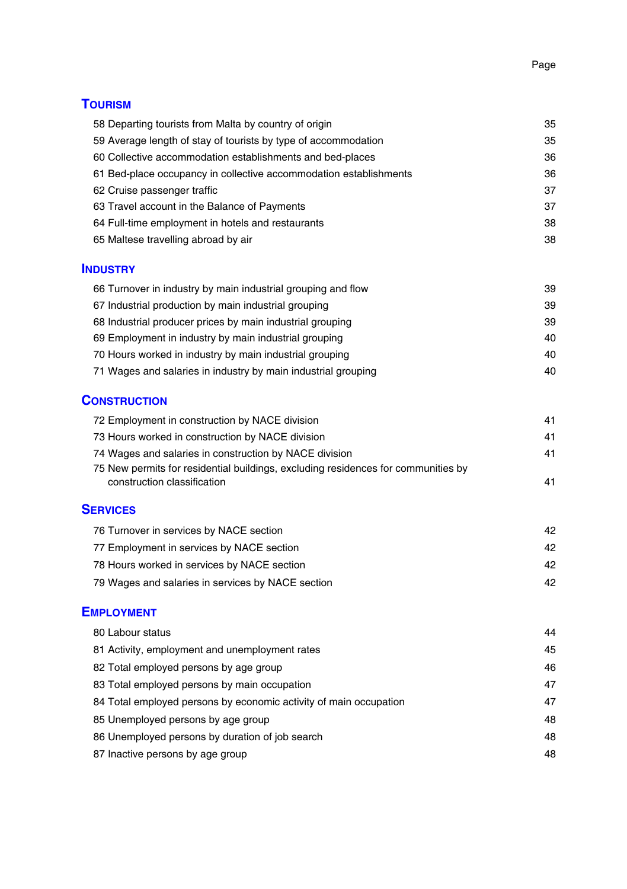Page

## Tourism

| | |
|---|---|
| 58 Departing tourists from Malta by country of origin | 35 |
| 59 Average length of stay of tourists by type of accommodation | 35 |
| 60 Collective accommodation establishments and bed-places | 36 |
| 61 Bed-place occupancy in collective accommodation establishments | 36 |
| 62 Cruise passenger traffic | 37 |
| 63 Travel account in the Balance of Payments | 37 |
| 64 Full-time employment in hotels and restaurants | 38 |
| 65 Maltese travelling abroad by air | 38 |

## Industry

| | |
|---|---|
| 66 Turnover in industry by main industrial grouping and flow | 39 |
| 67 Industrial production by main industrial grouping | 39 |
| 68 Industrial producer prices by main industrial grouping | 39 |
| 69 Employment in industry by main industrial grouping | 40 |
| 70 Hours worked in industry by main industrial grouping | 40 |
| 71 Wages and salaries in industry by main industrial grouping | 40 |

## Construction

| | |
|---|---|
| 72 Employment in construction by NACE division | 41 |
| 73 Hours worked in construction by NACE division | 41 |
| 74 Wages and salaries in construction by NACE division | 41 |
| 75 New permits for residential buildings, excluding residences for communities by construction classification | 41 |

## Services

| | |
|---|---|
| 76 Turnover in services by NACE section | 42 |
| 77 Employment in services by NACE section | 42 |
| 78 Hours worked in services by NACE section | 42 |
| 79 Wages and salaries in services by NACE section | 42 |

## Employment

| | |
|---|---|
| 80 Labour status | 44 |
| 81 Activity, employment and unemployment rates | 45 |
| 82 Total employed persons by age group | 46 |
| 83 Total employed persons by main occupation | 47 |
| 84 Total employed persons by economic activity of main occupation | 47 |
| 85 Unemployed persons by age group | 48 |
| 86 Unemployed persons by duration of job search | 48 |
| 87 Inactive persons by age group | 48 |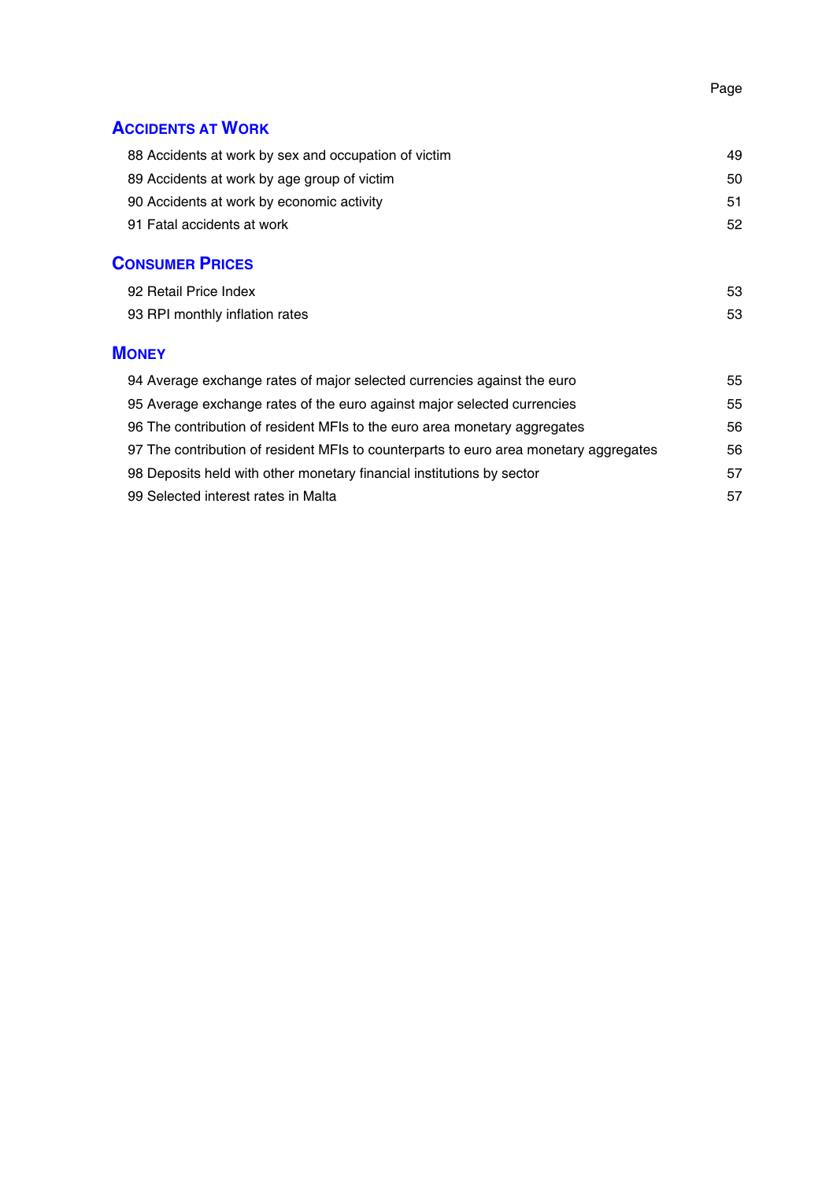| | Page |
|---|---|
| **ACCIDENTS AT WORK** | |
| 88 Accidents at work by sex and occupation of victim | 49 |
| 89 Accidents at work by age group of victim | 50 |
| 90 Accidents at work by economic activity | 51 |
| 91 Fatal accidents at work | 52 |
| **CONSUMER PRICES** | |
| 92 Retail Price Index | 53 |
| 93 RPI monthly inflation rates | 53 |
| **MONEY** | |
| 94 Average exchange rates of major selected currencies against the euro | 55 |
| 95 Average exchange rates of the euro against major selected currencies | 55 |
| 96 The contribution of resident MFIs to the euro area monetary aggregates | 56 |
| 97 The contribution of resident MFIs to counterparts to euro area monetary aggregates | 56 |
| 98 Deposits held with other monetary financial institutions by sector | 57 |
| 99 Selected interest rates in Malta | 57 |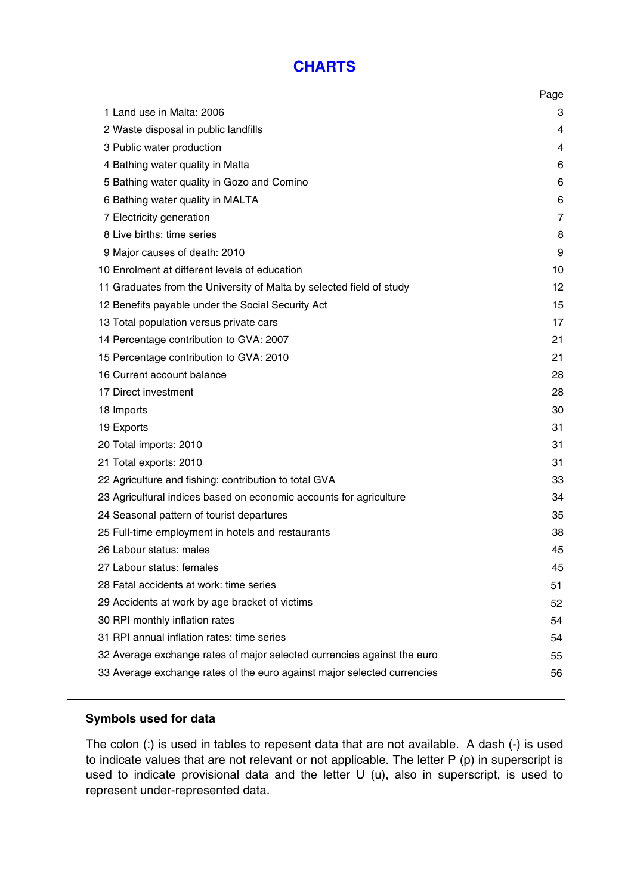# CHARTS

| | Page |
|---|---|
| 1 Land use in Malta: 2006 | 3 |
| 2 Waste disposal in public landfills | 4 |
| 3 Public water production | 4 |
| 4 Bathing water quality in Malta | 6 |
| 5 Bathing water quality in Gozo and Comino | 6 |
| 6 Bathing water quality in MALTA | 6 |
| 7 Electricity generation | 7 |
| 8 Live births: time series | 8 |
| 9 Major causes of death: 2010 | 9 |
| 10 Enrolment at different levels of education | 10 |
| 11 Graduates from the University of Malta by selected field of study | 12 |
| 12 Benefits payable under the Social Security Act | 15 |
| 13 Total population versus private cars | 17 |
| 14 Percentage contribution to GVA: 2007 | 21 |
| 15 Percentage contribution to GVA: 2010 | 21 |
| 16 Current account balance | 28 |
| 17 Direct investment | 28 |
| 18 Imports | 30 |
| 19 Exports | 31 |
| 20 Total imports: 2010 | 31 |
| 21 Total exports: 2010 | 31 |
| 22 Agriculture and fishing: contribution to total GVA | 33 |
| 23 Agricultural indices based on economic accounts for agriculture | 34 |
| 24 Seasonal pattern of tourist departures | 35 |
| 25 Full-time employment in hotels and restaurants | 38 |
| 26 Labour status: males | 45 |
| 27 Labour status: females | 45 |
| 28 Fatal accidents at work: time series | 51 |
| 29 Accidents at work by age bracket of victims | 52 |
| 30 RPI monthly inflation rates | 54 |
| 31 RPI annual inflation rates: time series | 54 |
| 32 Average exchange rates of major selected currencies against the euro | 55 |
| 33 Average exchange rates of the euro against major selected currencies | 56 |

---

**Symbols used for data**

The colon (:) is used in tables to repesent data that are not available. A dash (-) is used to indicate values that are not relevant or not applicable. The letter P (p) in superscript is used to indicate provisional data and the letter U (u), also in superscript, is used to represent under-represented data.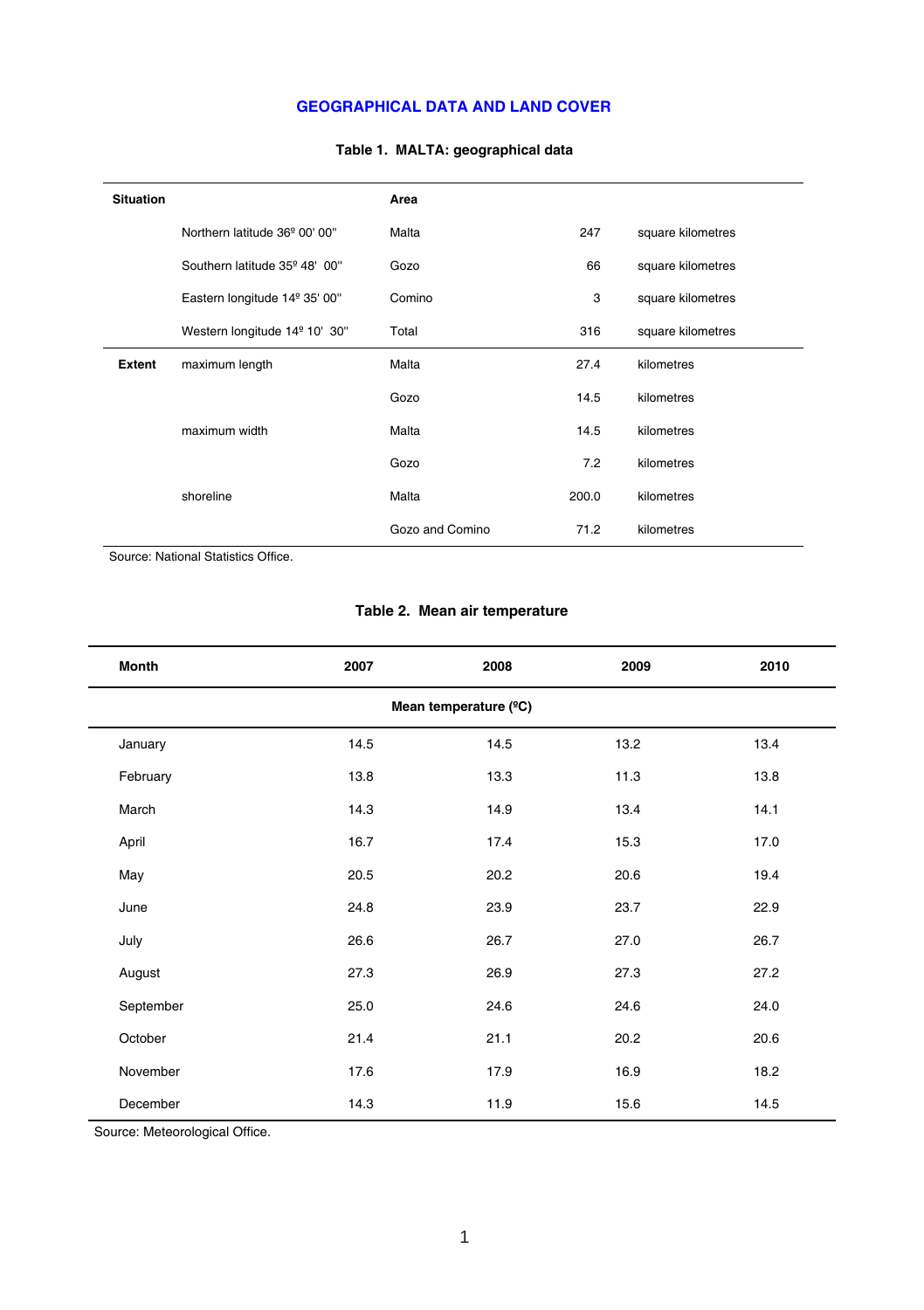## GEOGRAPHICAL DATA AND LAND COVER

**Table 1. MALTA: geographical data**

| Situation | | Area | | |
|---|---|---|---|---|
| | Northern latitude 36º 00' 00" | Malta | 247 | square kilometres |
| | Southern latitude 35º 48' 00" | Gozo | 66 | square kilometres |
| | Eastern longitude 14º 35' 00" | Comino | 3 | square kilometres |
| | Western longitude 14º 10' 30" | Total | 316 | square kilometres |
| **Extent** | maximum length | Malta | 27.4 | kilometres |
| | | Gozo | 14.5 | kilometres |
| | maximum width | Malta | 14.5 | kilometres |
| | | Gozo | 7.2 | kilometres |
| | shoreline | Malta | 200.0 | kilometres |
| | | Gozo and Comino | 71.2 | kilometres |

Source: National Statistics Office.

**Table 2. Mean air temperature**

| Month | 2007 | 2008 | 2009 | 2010 |
|---|---|---|---|---|
| | | **Mean temperature (ºC)** | | |
| January | 14.5 | 14.5 | 13.2 | 13.4 |
| February | 13.8 | 13.3 | 11.3 | 13.8 |
| March | 14.3 | 14.9 | 13.4 | 14.1 |
| April | 16.7 | 17.4 | 15.3 | 17.0 |
| May | 20.5 | 20.2 | 20.6 | 19.4 |
| June | 24.8 | 23.9 | 23.7 | 22.9 |
| July | 26.6 | 26.7 | 27.0 | 26.7 |
| August | 27.3 | 26.9 | 27.3 | 27.2 |
| September | 25.0 | 24.6 | 24.6 | 24.0 |
| October | 21.4 | 21.1 | 20.2 | 20.6 |
| November | 17.6 | 17.9 | 16.9 | 18.2 |
| December | 14.3 | 11.9 | 15.6 | 14.5 |

Source: Meteorological Office.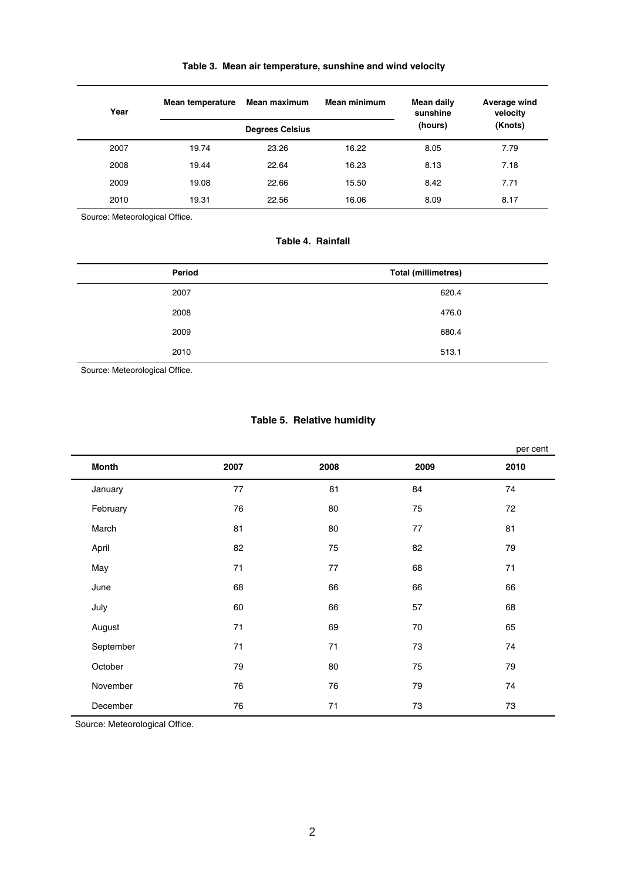**Table 3. Mean air temperature, sunshine and wind velocity**

| Year | Mean temperature | Mean maximum | Mean minimum | Mean daily sunshine | Average wind velocity |
|---|---|---|---|---|---|
| | Degrees Celsius | | | (hours) | (Knots) |
| 2007 | 19.74 | 23.26 | 16.22 | 8.05 | 7.79 |
| 2008 | 19.44 | 22.64 | 16.23 | 8.13 | 7.18 |
| 2009 | 19.08 | 22.66 | 15.50 | 8.42 | 7.71 |
| 2010 | 19.31 | 22.56 | 16.06 | 8.09 | 8.17 |

Source: Meteorological Office.

**Table 4. Rainfall**

| Period | Total (millimetres) |
|---|---|
| 2007 | 620.4 |
| 2008 | 476.0 |
| 2009 | 680.4 |
| 2010 | 513.1 |

Source: Meteorological Office.

**Table 5. Relative humidity**

per cent

| Month | 2007 | 2008 | 2009 | 2010 |
|---|---|---|---|---|
| January | 77 | 81 | 84 | 74 |
| February | 76 | 80 | 75 | 72 |
| March | 81 | 80 | 77 | 81 |
| April | 82 | 75 | 82 | 79 |
| May | 71 | 77 | 68 | 71 |
| June | 68 | 66 | 66 | 66 |
| July | 60 | 66 | 57 | 68 |
| August | 71 | 69 | 70 | 65 |
| September | 71 | 71 | 73 | 74 |
| October | 79 | 80 | 75 | 79 |
| November | 76 | 76 | 79 | 74 |
| December | 76 | 71 | 73 | 73 |

Source: Meteorological Office.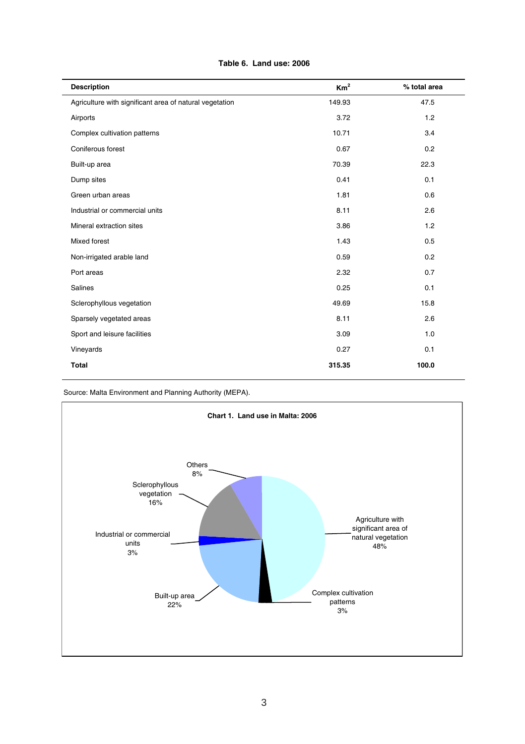**Table 6. Land use: 2006**

| Description | $Km^2$ | % total area |
|---|---|---|
| Agriculture with significant area of natural vegetation | 149.93 | 47.5 |
| Airports | 3.72 | 1.2 |
| Complex cultivation patterns | 10.71 | 3.4 |
| Coniferous forest | 0.67 | 0.2 |
| Built-up area | 70.39 | 22.3 |
| Dump sites | 0.41 | 0.1 |
| Green urban areas | 1.81 | 0.6 |
| Industrial or commercial units | 8.11 | 2.6 |
| Mineral extraction sites | 3.86 | 1.2 |
| Mixed forest | 1.43 | 0.5 |
| Non-irrigated arable land | 0.59 | 0.2 |
| Port areas | 2.32 | 0.7 |
| Salines | 0.25 | 0.1 |
| Sclerophyllous vegetation | 49.69 | 15.8 |
| Sparsely vegetated areas | 8.11 | 2.6 |
| Sport and leisure facilities | 3.09 | 1.0 |
| Vineyards | 0.27 | 0.1 |
| **Total** | **315.35** | **100.0** |

Source: Malta Environment and Planning Authority (MEPA).

**Chart 1. Land use in Malta: 2006**

Others 8%; Sclerophyllous vegetation 16%; Industrial or commercial units 3%; Built-up area 22%; Complex cultivation patterns 3%; Agriculture with significant area of natural vegetation 48%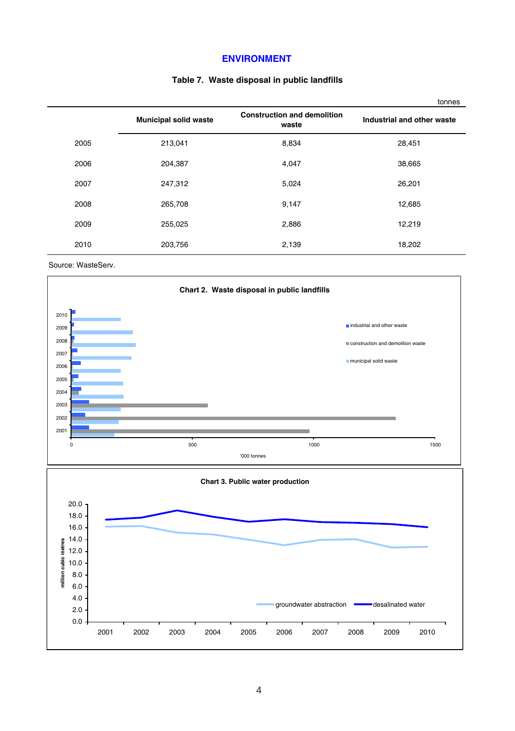# ENVIRONMENT

### Table 7. Waste disposal in public landfills

tonnes

| | Municipal solid waste | Construction and demolition waste | Industrial and other waste |
|---|---|---|---|
| 2005 | 213,041 | 8,834 | 28,451 |
| 2006 | 204,387 | 4,047 | 38,665 |
| 2007 | 247,312 | 5,024 | 26,201 |
| 2008 | 265,708 | 9,147 | 12,685 |
| 2009 | 255,025 | 2,886 | 12,219 |
| 2010 | 203,756 | 2,139 | 18,202 |

Source: WasteServ.

**Chart 2. Waste disposal in public landfills**

**Chart 3. Public water production**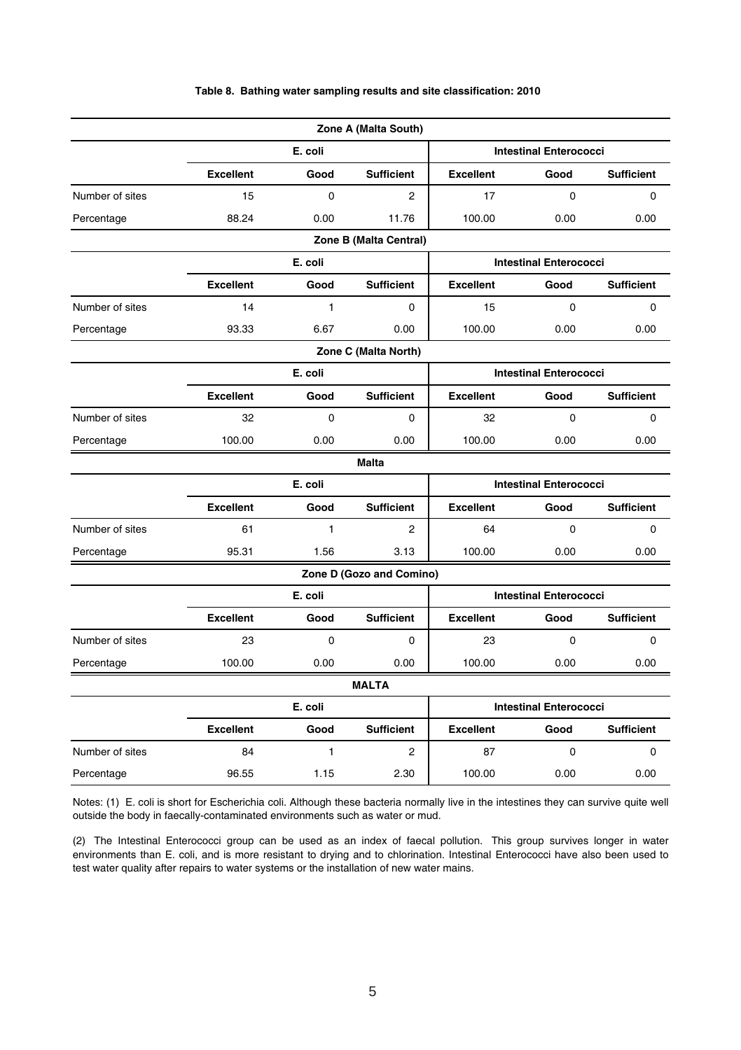**Table 8. Bathing water sampling results and site classification: 2010**

| Zone A (Malta South) | | | | | | |
|---|---|---|---|---|---|---|
| | E. coli | | | Intestinal Enterococci | | |
| | **Excellent** | **Good** | **Sufficient** | **Excellent** | **Good** | **Sufficient** |
| Number of sites | 15 | 0 | 2 | 17 | 0 | 0 |
| Percentage | 88.24 | 0.00 | 11.76 | 100.00 | 0.00 | 0.00 |
| **Zone B (Malta Central)** | | | | | | |
| | E. coli | | | Intestinal Enterococci | | |
| | **Excellent** | **Good** | **Sufficient** | **Excellent** | **Good** | **Sufficient** |
| Number of sites | 14 | 1 | 0 | 15 | 0 | 0 |
| Percentage | 93.33 | 6.67 | 0.00 | 100.00 | 0.00 | 0.00 |
| **Zone C (Malta North)** | | | | | | |
| | E. coli | | | Intestinal Enterococci | | |
| | **Excellent** | **Good** | **Sufficient** | **Excellent** | **Good** | **Sufficient** |
| Number of sites | 32 | 0 | 0 | 32 | 0 | 0 |
| Percentage | 100.00 | 0.00 | 0.00 | 100.00 | 0.00 | 0.00 |
| **Malta** | | | | | | |
| | E. coli | | | Intestinal Enterococci | | |
| | **Excellent** | **Good** | **Sufficient** | **Excellent** | **Good** | **Sufficient** |
| Number of sites | 61 | 1 | 2 | 64 | 0 | 0 |
| Percentage | 95.31 | 1.56 | 3.13 | 100.00 | 0.00 | 0.00 |
| **Zone D (Gozo and Comino)** | | | | | | |
| | E. coli | | | Intestinal Enterococci | | |
| | **Excellent** | **Good** | **Sufficient** | **Excellent** | **Good** | **Sufficient** |
| Number of sites | 23 | 0 | 0 | 23 | 0 | 0 |
| Percentage | 100.00 | 0.00 | 0.00 | 100.00 | 0.00 | 0.00 |
| **MALTA** | | | | | | |
| | E. coli | | | Intestinal Enterococci | | |
| | **Excellent** | **Good** | **Sufficient** | **Excellent** | **Good** | **Sufficient** |
| Number of sites | 84 | 1 | 2 | 87 | 0 | 0 |
| Percentage | 96.55 | 1.15 | 2.30 | 100.00 | 0.00 | 0.00 |

Notes: (1) E. coli is short for Escherichia coli. Although these bacteria normally live in the intestines they can survive quite well outside the body in faecally-contaminated environments such as water or mud.

(2) The Intestinal Enterococci group can be used as an index of faecal pollution. This group survives longer in water environments than E. coli, and is more resistant to drying and to chlorination. Intestinal Enterococci have also been used to test water quality after repairs to water systems or the installation of new water mains.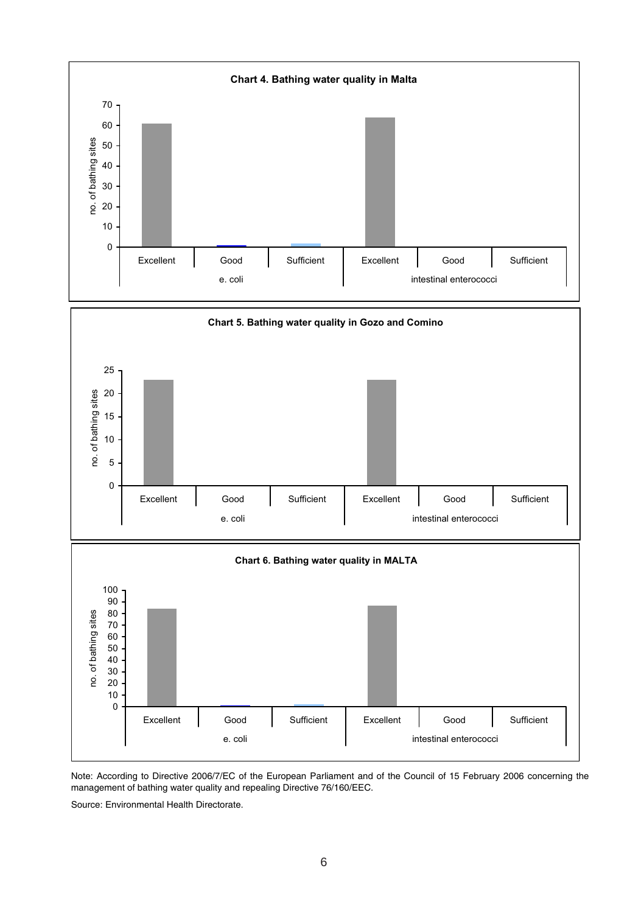**Chart 4. Bathing water quality in Malta**

**Chart 5. Bathing water quality in Gozo and Comino**

**Chart 6. Bathing water quality in MALTA**

Note: According to Directive 2006/7/EC of the European Parliament and of the Council of 15 February 2006 concerning the management of bathing water quality and repealing Directive 76/160/EEC.

Source: Environmental Health Directorate.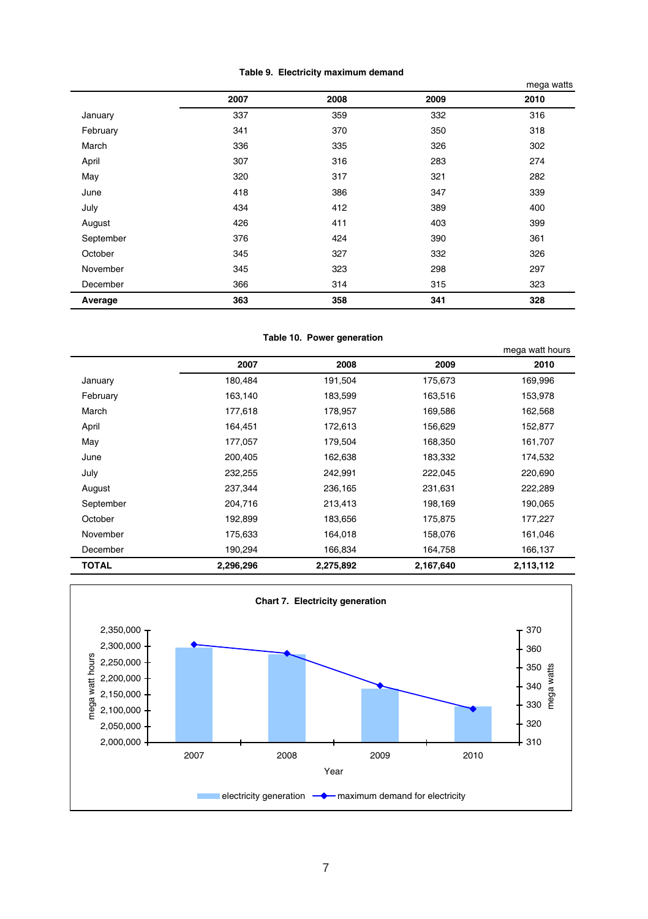**Table 9. Electricity maximum demand**

mega watts

| | 2007 | 2008 | 2009 | 2010 |
|---|---|---|---|---|
| January | 337 | 359 | 332 | 316 |
| February | 341 | 370 | 350 | 318 |
| March | 336 | 335 | 326 | 302 |
| April | 307 | 316 | 283 | 274 |
| May | 320 | 317 | 321 | 282 |
| June | 418 | 386 | 347 | 339 |
| July | 434 | 412 | 389 | 400 |
| August | 426 | 411 | 403 | 399 |
| September | 376 | 424 | 390 | 361 |
| October | 345 | 327 | 332 | 326 |
| November | 345 | 323 | 298 | 297 |
| December | 366 | 314 | 315 | 323 |
| **Average** | **363** | **358** | **341** | **328** |

**Table 10. Power generation**

mega watt hours

| | 2007 | 2008 | 2009 | 2010 |
|---|---|---|---|---|
| January | 180,484 | 191,504 | 175,673 | 169,996 |
| February | 163,140 | 183,599 | 163,516 | 153,978 |
| March | 177,618 | 178,957 | 169,586 | 162,568 |
| April | 164,451 | 172,613 | 156,629 | 152,877 |
| May | 177,057 | 179,504 | 168,350 | 161,707 |
| June | 200,405 | 162,638 | 183,332 | 174,532 |
| July | 232,255 | 242,991 | 222,045 | 220,690 |
| August | 237,344 | 236,165 | 231,631 | 222,289 |
| September | 204,716 | 213,413 | 198,169 | 190,065 |
| October | 192,899 | 183,656 | 175,875 | 177,227 |
| November | 175,633 | 164,018 | 158,076 | 161,046 |
| December | 190,294 | 166,834 | 164,758 | 166,137 |
| **TOTAL** | **2,296,296** | **2,275,892** | **2,167,640** | **2,113,112** |

**Chart 7. Electricity generation**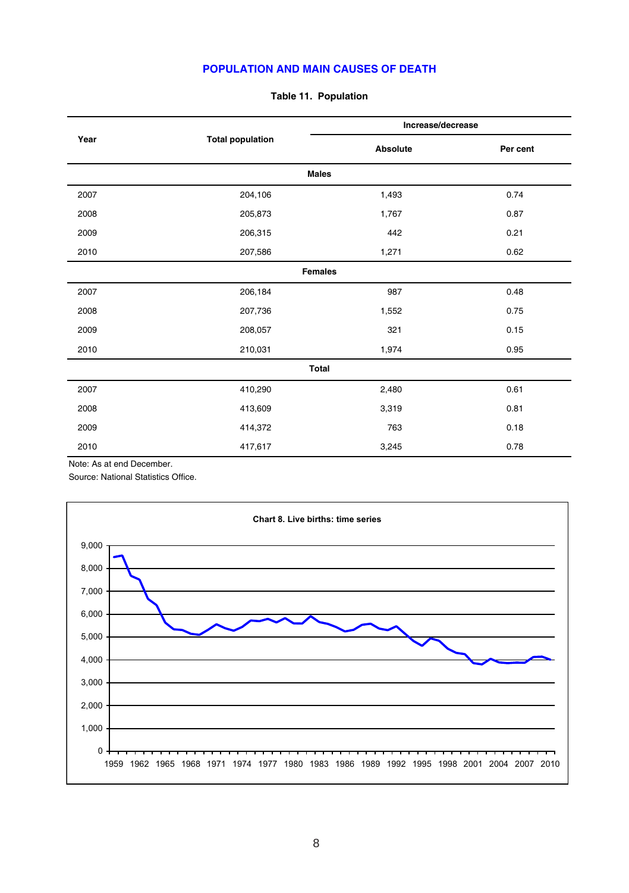## POPULATION AND MAIN CAUSES OF DEATH

**Table 11. Population**

| Year | Total population | Increase/decrease | |
|---|---|---|---|
| | | Absolute | Per cent |
| **Males** | | | |
| 2007 | 204,106 | 1,493 | 0.74 |
| 2008 | 205,873 | 1,767 | 0.87 |
| 2009 | 206,315 | 442 | 0.21 |
| 2010 | 207,586 | 1,271 | 0.62 |
| **Females** | | | |
| 2007 | 206,184 | 987 | 0.48 |
| 2008 | 207,736 | 1,552 | 0.75 |
| 2009 | 208,057 | 321 | 0.15 |
| 2010 | 210,031 | 1,974 | 0.95 |
| **Total** | | | |
| 2007 | 410,290 | 2,480 | 0.61 |
| 2008 | 413,609 | 3,319 | 0.81 |
| 2009 | 414,372 | 763 | 0.18 |
| 2010 | 417,617 | 3,245 | 0.78 |

Note: As at end December.

Source: National Statistics Office.

**Chart 8. Live births: time series**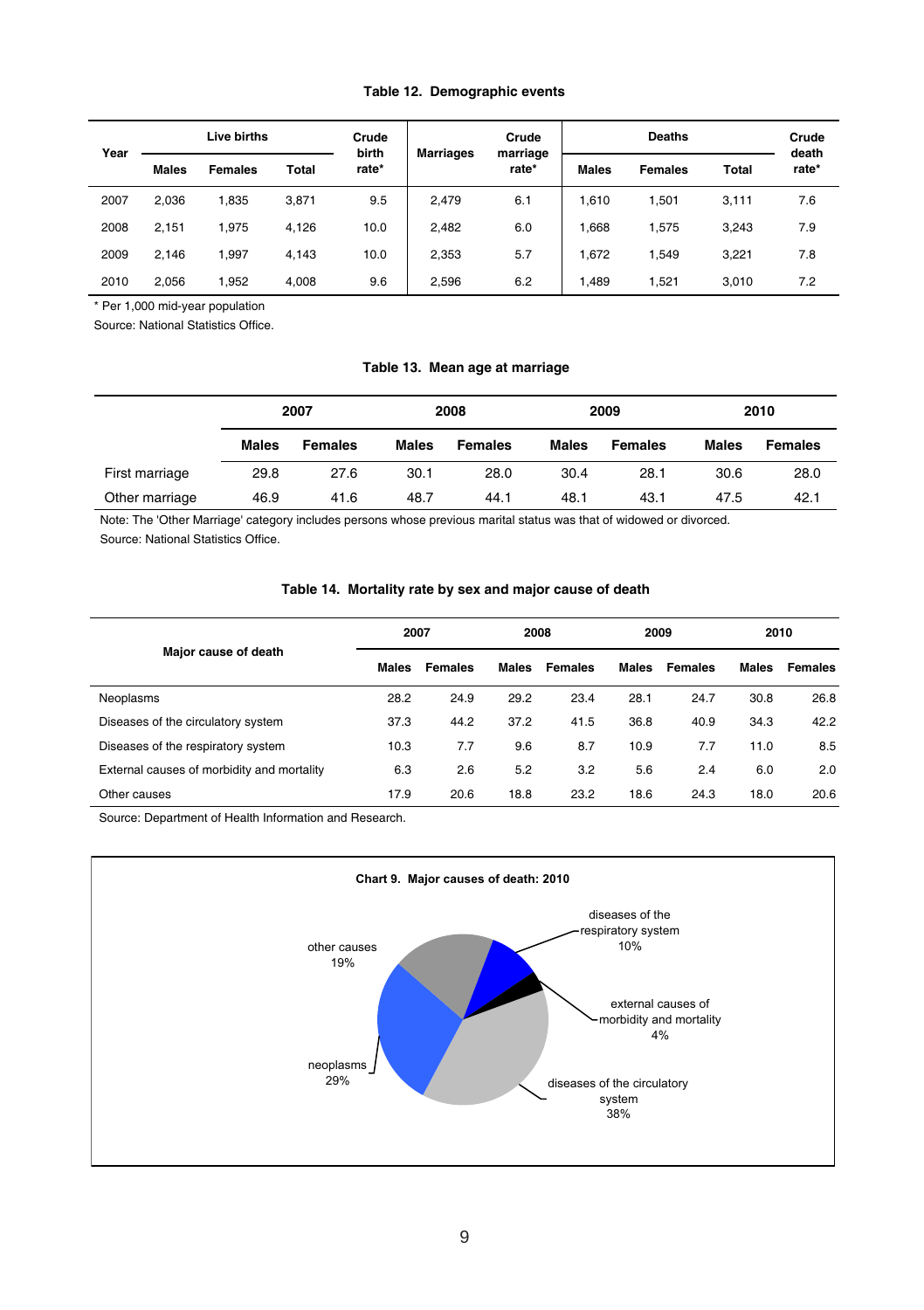**Table 12. Demographic events**

| Year | Live births | | | Crude birth rate* | Marriages | Crude marriage rate* | Deaths | | | Crude death rate* |
|---|---|---|---|---|---|---|---|---|---|---|
| | Males | Females | Total | | | | Males | Females | Total | |
| 2007 | 2,036 | 1,835 | 3,871 | 9.5 | 2,479 | 6.1 | 1,610 | 1,501 | 3,111 | 7.6 |
| 2008 | 2,151 | 1,975 | 4,126 | 10.0 | 2,482 | 6.0 | 1,668 | 1,575 | 3,243 | 7.9 |
| 2009 | 2,146 | 1,997 | 4,143 | 10.0 | 2,353 | 5.7 | 1,672 | 1,549 | 3,221 | 7.8 |
| 2010 | 2,056 | 1,952 | 4,008 | 9.6 | 2,596 | 6.2 | 1,489 | 1,521 | 3,010 | 7.2 |

* Per 1,000 mid-year population

Source: National Statistics Office.

**Table 13. Mean age at marriage**

| | 2007 | | 2008 | | 2009 | | 2010 | |
|---|---|---|---|---|---|---|---|---|
| | Males | Females | Males | Females | Males | Females | Males | Females |
| First marriage | 29.8 | 27.6 | 30.1 | 28.0 | 30.4 | 28.1 | 30.6 | 28.0 |
| Other marriage | 46.9 | 41.6 | 48.7 | 44.1 | 48.1 | 43.1 | 47.5 | 42.1 |

Note: The 'Other Marriage' category includes persons whose previous marital status was that of widowed or divorced.

Source: National Statistics Office.

**Table 14. Mortality rate by sex and major cause of death**

| Major cause of death | 2007 | | 2008 | | 2009 | | 2010 | |
|---|---|---|---|---|---|---|---|---|
| | Males | Females | Males | Females | Males | Females | Males | Females |
| Neoplasms | 28.2 | 24.9 | 29.2 | 23.4 | 28.1 | 24.7 | 30.8 | 26.8 |
| Diseases of the circulatory system | 37.3 | 44.2 | 37.2 | 41.5 | 36.8 | 40.9 | 34.3 | 42.2 |
| Diseases of the respiratory system | 10.3 | 7.7 | 9.6 | 8.7 | 10.9 | 7.7 | 11.0 | 8.5 |
| External causes of morbidity and mortality | 6.3 | 2.6 | 5.2 | 3.2 | 5.6 | 2.4 | 6.0 | 2.0 |
| Other causes | 17.9 | 20.6 | 18.8 | 23.2 | 18.6 | 24.3 | 18.0 | 20.6 |

Source: Department of Health Information and Research.

**Chart 9. Major causes of death: 2010**

diseases of the respiratory system 10%

external causes of morbidity and mortality 4%

diseases of the circulatory system 38%

neoplasms 29%

other causes 19%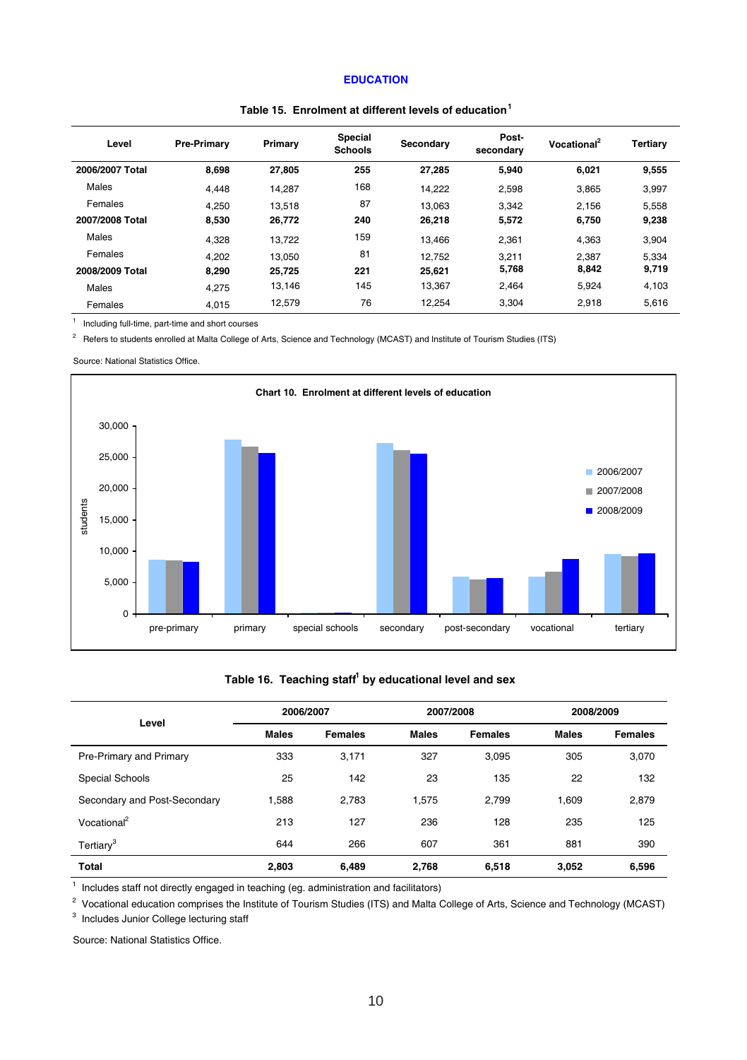## EDUCATION

**Table 15. Enrolment at different levels of education[1]**

| Level | Pre-Primary | Primary | Special Schools | Secondary | Post-secondary | Vocational[2] | Tertiary |
|---|---|---|---|---|---|---|---|
| **2006/2007 Total** | **8,698** | **27,805** | **255** | **27,285** | **5,940** | **6,021** | **9,555** |
| Males | 4,448 | 14,287 | 168 | 14,222 | 2,598 | 3,865 | 3,997 |
| Females | 4,250 | 13,518 | 87 | 13,063 | 3,342 | 2,156 | 5,558 |
| **2007/2008 Total** | **8,530** | **26,772** | **240** | **26,218** | **5,572** | **6,750** | **9,238** |
| Males | 4,328 | 13,722 | 159 | 13,466 | 2,361 | 4,363 | 3,904 |
| Females | 4,202 | 13,050 | 81 | 12,752 | 3,211 | 2,387 | 5,334 |
| **2008/2009 Total** | **8,290** | **25,725** | **221** | **25,621** | **5,768** | **8,842** | **9,719** |
| Males | 4,275 | 13,146 | 145 | 13,367 | 2,464 | 5,924 | 4,103 |
| Females | 4,015 | 12,579 | 76 | 12,254 | 3,304 | 2,918 | 5,616 |

[1] Including full-time, part-time and short courses

[2] Refers to students enrolled at Malta College of Arts, Science and Technology (MCAST) and Institute of Tourism Studies (ITS)

Source: National Statistics Office.

**Chart 10. Enrolment at different levels of education**

**Table 16. Teaching staff[1] by educational level and sex**

| Level | 2006/2007 | | 2007/2008 | | 2008/2009 | |
|---|---|---|---|---|---|---|
| | **Males** | **Females** | **Males** | **Females** | **Males** | **Females** |
| Pre-Primary and Primary | 333 | 3,171 | 327 | 3,095 | 305 | 3,070 |
| Special Schools | 25 | 142 | 23 | 135 | 22 | 132 |
| Secondary and Post-Secondary | 1,588 | 2,783 | 1,575 | 2,799 | 1,609 | 2,879 |
| Vocational[2] | 213 | 127 | 236 | 128 | 235 | 125 |
| Tertiary[3] | 644 | 266 | 607 | 361 | 881 | 390 |
| **Total** | **2,803** | **6,489** | **2,768** | **6,518** | **3,052** | **6,596** |

[1] Includes staff not directly engaged in teaching (eg. administration and facilitators)

[2] Vocational education comprises the Institute of Tourism Studies (ITS) and Malta College of Arts, Science and Technology (MCAST)

[3] Includes Junior College lecturing staff

Source: National Statistics Office.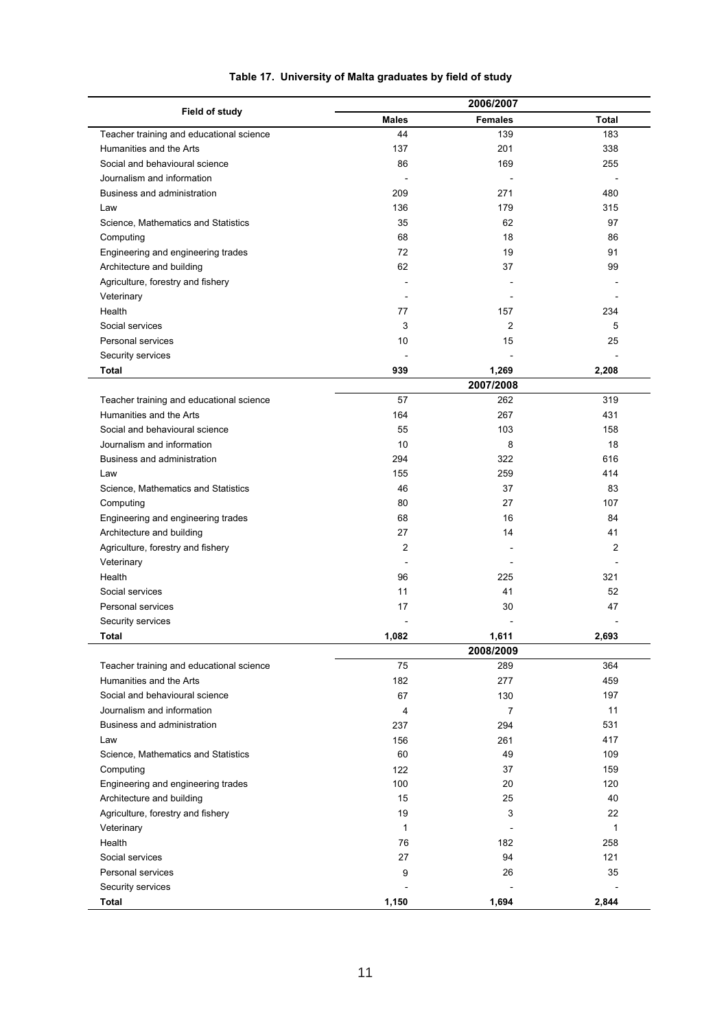**Table 17. University of Malta graduates by field of study**

| Field of study | 2006/2007 | | |
|---|---|---|---|
| | **Males** | **Females** | **Total** |
| Teacher training and educational science | 44 | 139 | 183 |
| Humanities and the Arts | 137 | 201 | 338 |
| Social and behavioural science | 86 | 169 | 255 |
| Journalism and information | - | - | - |
| Business and administration | 209 | 271 | 480 |
| Law | 136 | 179 | 315 |
| Science, Mathematics and Statistics | 35 | 62 | 97 |
| Computing | 68 | 18 | 86 |
| Engineering and engineering trades | 72 | 19 | 91 |
| Architecture and building | 62 | 37 | 99 |
| Agriculture, forestry and fishery | - | - | - |
| Veterinary | - | - | - |
| Health | 77 | 157 | 234 |
| Social services | 3 | 2 | 5 |
| Personal services | 10 | 15 | 25 |
| Security services | - | - | - |
| **Total** | **939** | **1,269** | **2,208** |
| | **2007/2008** | | |
| Teacher training and educational science | 57 | 262 | 319 |
| Humanities and the Arts | 164 | 267 | 431 |
| Social and behavioural science | 55 | 103 | 158 |
| Journalism and information | 10 | 8 | 18 |
| Business and administration | 294 | 322 | 616 |
| Law | 155 | 259 | 414 |
| Science, Mathematics and Statistics | 46 | 37 | 83 |
| Computing | 80 | 27 | 107 |
| Engineering and engineering trades | 68 | 16 | 84 |
| Architecture and building | 27 | 14 | 41 |
| Agriculture, forestry and fishery | 2 | - | 2 |
| Veterinary | - | - | - |
| Health | 96 | 225 | 321 |
| Social services | 11 | 41 | 52 |
| Personal services | 17 | 30 | 47 |
| Security services | - | - | - |
| **Total** | **1,082** | **1,611** | **2,693** |
| | **2008/2009** | | |
| Teacher training and educational science | 75 | 289 | 364 |
| Humanities and the Arts | 182 | 277 | 459 |
| Social and behavioural science | 67 | 130 | 197 |
| Journalism and information | 4 | 7 | 11 |
| Business and administration | 237 | 294 | 531 |
| Law | 156 | 261 | 417 |
| Science, Mathematics and Statistics | 60 | 49 | 109 |
| Computing | 122 | 37 | 159 |
| Engineering and engineering trades | 100 | 20 | 120 |
| Architecture and building | 15 | 25 | 40 |
| Agriculture, forestry and fishery | 19 | 3 | 22 |
| Veterinary | 1 | - | 1 |
| Health | 76 | 182 | 258 |
| Social services | 27 | 94 | 121 |
| Personal services | 9 | 26 | 35 |
| Security services | - | - | - |
| **Total** | **1,150** | **1,694** | **2,844** |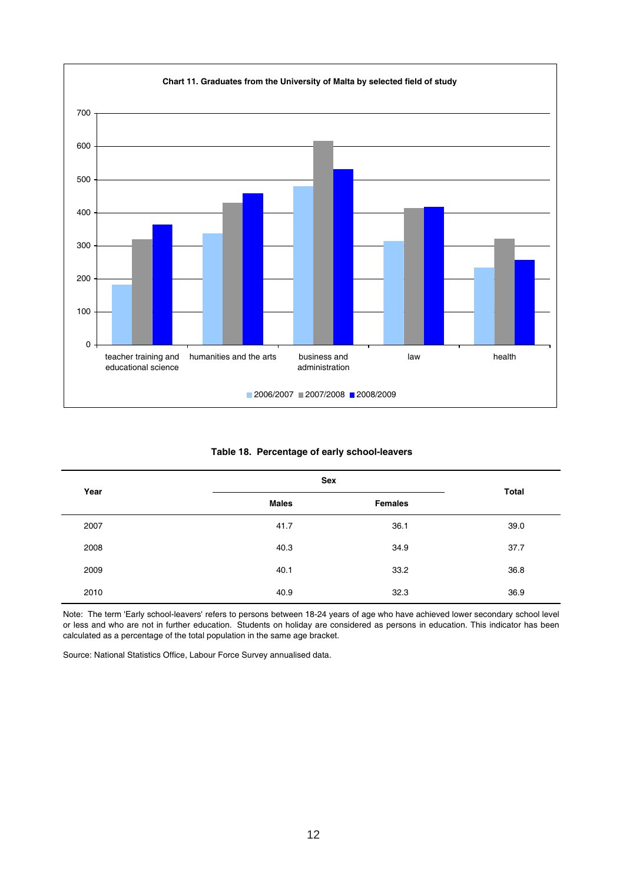**Chart 11. Graduates from the University of Malta by selected field of study**

**Table 18. Percentage of early school-leavers**

| Year | Sex | | Total |
|---|---|---|---|
| | Males | Females | |
| 2007 | 41.7 | 36.1 | 39.0 |
| 2008 | 40.3 | 34.9 | 37.7 |
| 2009 | 40.1 | 33.2 | 36.8 |
| 2010 | 40.9 | 32.3 | 36.9 |

Note: The term 'Early school-leavers' refers to persons between 18-24 years of age who have achieved lower secondary school level or less and who are not in further education. Students on holiday are considered as persons in education. This indicator has been calculated as a percentage of the total population in the same age bracket.

Source: National Statistics Office, Labour Force Survey annualised data.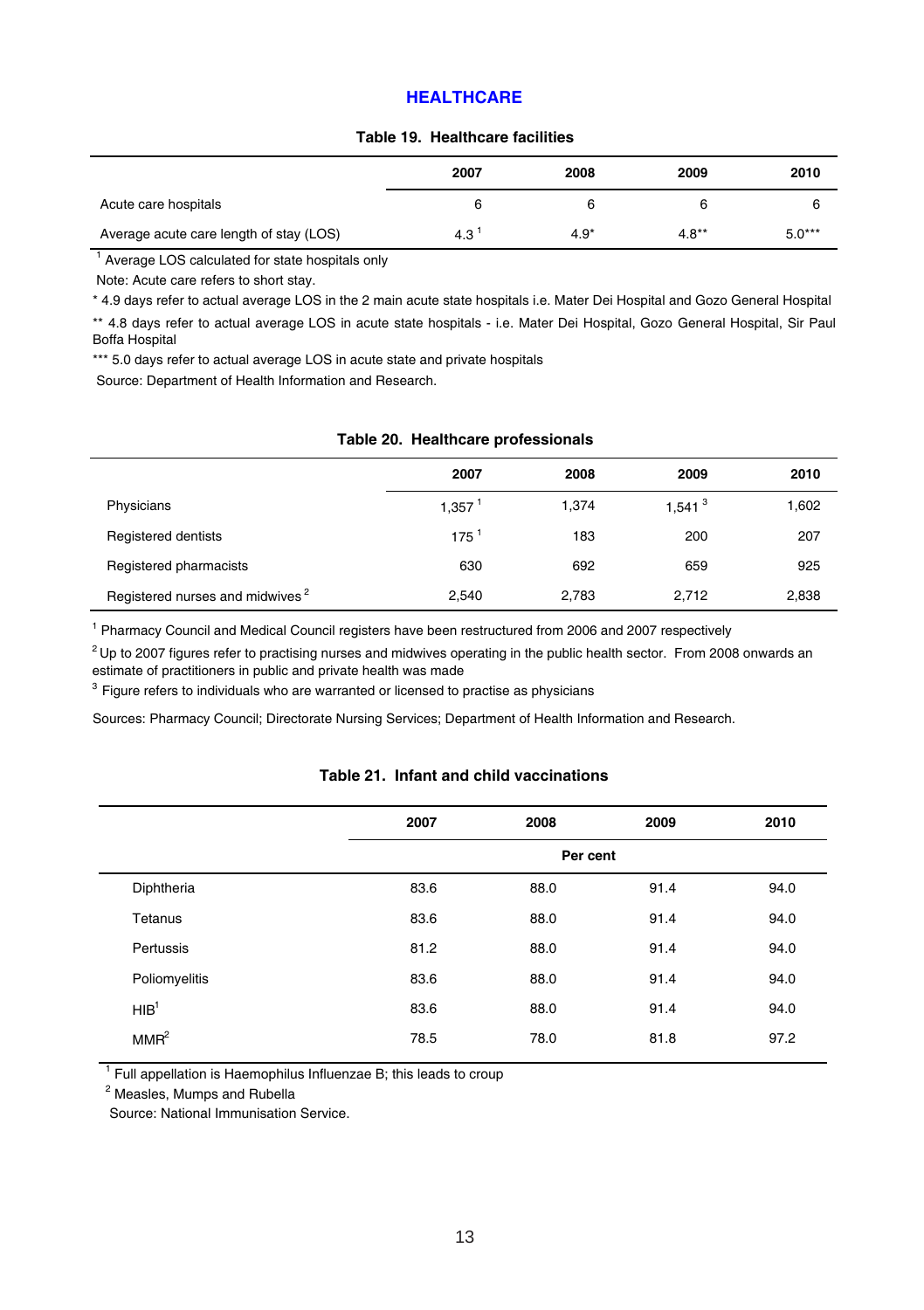## HEALTHCARE

**Table 19. Healthcare facilities**

| | 2007 | 2008 | 2009 | 2010 |
|---|---|---|---|---|
| Acute care hospitals | 6 | 6 | 6 | 6 |
| Average acute care length of stay (LOS) | 4.3 [1] | 4.9* | 4.8** | 5.0*** |

[1] Average LOS calculated for state hospitals only

Note: Acute care refers to short stay.

* 4.9 days refer to actual average LOS in the 2 main acute state hospitals i.e. Mater Dei Hospital and Gozo General Hospital

** 4.8 days refer to actual average LOS in acute state hospitals - i.e. Mater Dei Hospital, Gozo General Hospital, Sir Paul Boffa Hospital

*** 5.0 days refer to actual average LOS in acute state and private hospitals

Source: Department of Health Information and Research.

**Table 20. Healthcare professionals**

| | 2007 | 2008 | 2009 | 2010 |
|---|---|---|---|---|
| Physicians | 1,357 [1] | 1,374 | 1,541 [3] | 1,602 |
| Registered dentists | 175 [1] | 183 | 200 | 207 |
| Registered pharmacists | 630 | 692 | 659 | 925 |
| Registered nurses and midwives [2] | 2,540 | 2,783 | 2,712 | 2,838 |

[1] Pharmacy Council and Medical Council registers have been restructured from 2006 and 2007 respectively

[2] Up to 2007 figures refer to practising nurses and midwives operating in the public health sector. From 2008 onwards an estimate of practitioners in public and private health was made

[3] Figure refers to individuals who are warranted or licensed to practise as physicians

Sources: Pharmacy Council; Directorate Nursing Services; Department of Health Information and Research.

**Table 21. Infant and child vaccinations**

| | 2007 | 2008 | 2009 | 2010 |
|---|---|---|---|---|
| | Per cent | | | |
| Diphtheria | 83.6 | 88.0 | 91.4 | 94.0 |
| Tetanus | 83.6 | 88.0 | 91.4 | 94.0 |
| Pertussis | 81.2 | 88.0 | 91.4 | 94.0 |
| Poliomyelitis | 83.6 | 88.0 | 91.4 | 94.0 |
| HIB [1] | 83.6 | 88.0 | 91.4 | 94.0 |
| MMR [2] | 78.5 | 78.0 | 81.8 | 97.2 |

[1] Full appellation is Haemophilus Influenzae B; this leads to croup

[2] Measles, Mumps and Rubella

Source: National Immunisation Service.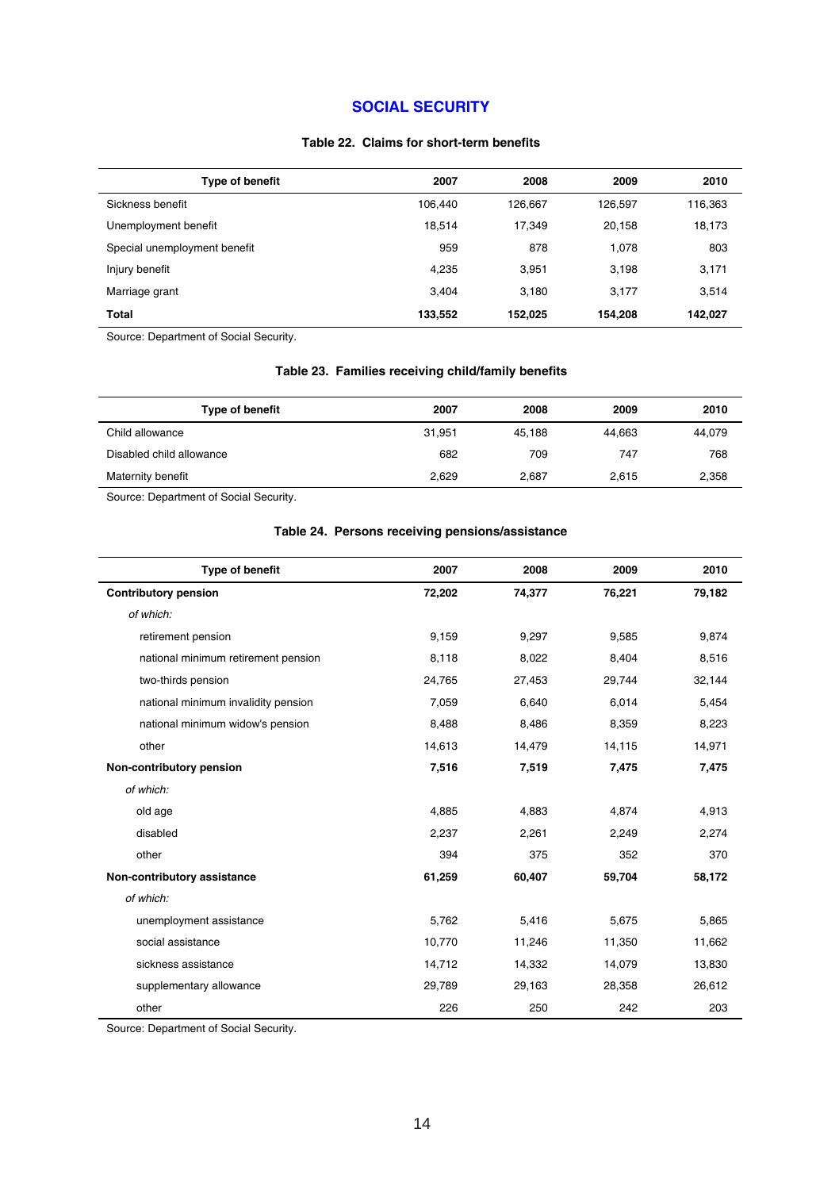## SOCIAL SECURITY

### Table 22. Claims for short-term benefits

| Type of benefit | 2007 | 2008 | 2009 | 2010 |
|---|---|---|---|---|
| Sickness benefit | 106,440 | 126,667 | 126,597 | 116,363 |
| Unemployment benefit | 18,514 | 17,349 | 20,158 | 18,173 |
| Special unemployment benefit | 959 | 878 | 1,078 | 803 |
| Injury benefit | 4,235 | 3,951 | 3,198 | 3,171 |
| Marriage grant | 3,404 | 3,180 | 3,177 | 3,514 |
| **Total** | **133,552** | **152,025** | **154,208** | **142,027** |

Source: Department of Social Security.

### Table 23. Families receiving child/family benefits

| Type of benefit | 2007 | 2008 | 2009 | 2010 |
|---|---|---|---|---|
| Child allowance | 31,951 | 45,188 | 44,663 | 44,079 |
| Disabled child allowance | 682 | 709 | 747 | 768 |
| Maternity benefit | 2,629 | 2,687 | 2,615 | 2,358 |

Source: Department of Social Security.

### Table 24. Persons receiving pensions/assistance

| Type of benefit | 2007 | 2008 | 2009 | 2010 |
|---|---|---|---|---|
| **Contributory pension** | **72,202** | **74,377** | **76,221** | **79,182** |
| *of which:* | | | | |
| retirement pension | 9,159 | 9,297 | 9,585 | 9,874 |
| national minimum retirement pension | 8,118 | 8,022 | 8,404 | 8,516 |
| two-thirds pension | 24,765 | 27,453 | 29,744 | 32,144 |
| national minimum invalidity pension | 7,059 | 6,640 | 6,014 | 5,454 |
| national minimum widow's pension | 8,488 | 8,486 | 8,359 | 8,223 |
| other | 14,613 | 14,479 | 14,115 | 14,971 |
| **Non-contributory pension** | **7,516** | **7,519** | **7,475** | **7,475** |
| *of which:* | | | | |
| old age | 4,885 | 4,883 | 4,874 | 4,913 |
| disabled | 2,237 | 2,261 | 2,249 | 2,274 |
| other | 394 | 375 | 352 | 370 |
| **Non-contributory assistance** | **61,259** | **60,407** | **59,704** | **58,172** |
| *of which:* | | | | |
| unemployment assistance | 5,762 | 5,416 | 5,675 | 5,865 |
| social assistance | 10,770 | 11,246 | 11,350 | 11,662 |
| sickness assistance | 14,712 | 14,332 | 14,079 | 13,830 |
| supplementary allowance | 29,789 | 29,163 | 28,358 | 26,612 |
| other | 226 | 250 | 242 | 203 |

Source: Department of Social Security.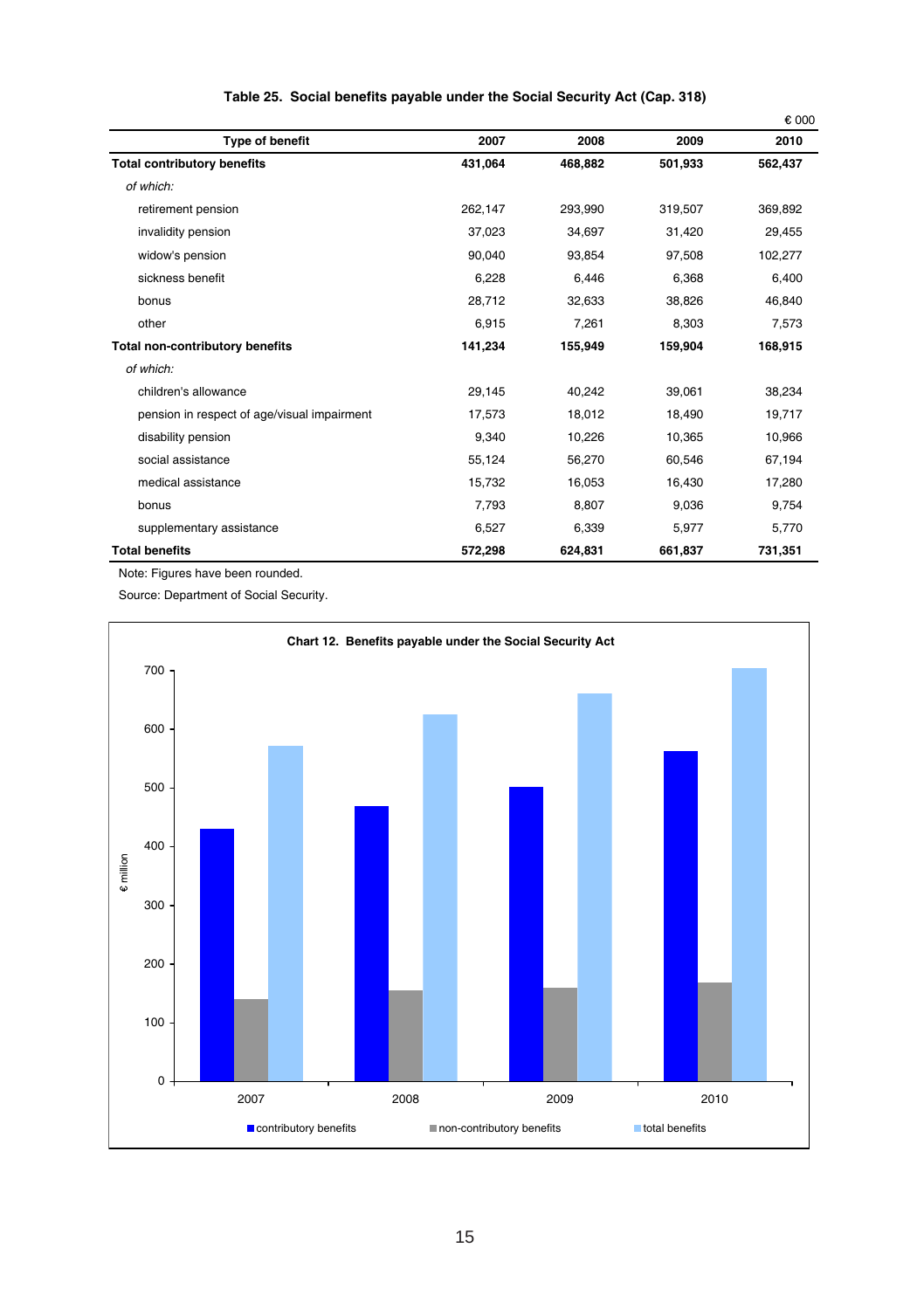**Table 25. Social benefits payable under the Social Security Act (Cap. 318)**

€ 000

| Type of benefit | 2007 | 2008 | 2009 | 2010 |
|---|---|---|---|---|
| **Total contributory benefits** | **431,064** | **468,882** | **501,933** | **562,437** |
| *of which:* | | | | |
| retirement pension | 262,147 | 293,990 | 319,507 | 369,892 |
| invalidity pension | 37,023 | 34,697 | 31,420 | 29,455 |
| widow's pension | 90,040 | 93,854 | 97,508 | 102,277 |
| sickness benefit | 6,228 | 6,446 | 6,368 | 6,400 |
| bonus | 28,712 | 32,633 | 38,826 | 46,840 |
| other | 6,915 | 7,261 | 8,303 | 7,573 |
| **Total non-contributory benefits** | **141,234** | **155,949** | **159,904** | **168,915** |
| *of which:* | | | | |
| children's allowance | 29,145 | 40,242 | 39,061 | 38,234 |
| pension in respect of age/visual impairment | 17,573 | 18,012 | 18,490 | 19,717 |
| disability pension | 9,340 | 10,226 | 10,365 | 10,966 |
| social assistance | 55,124 | 56,270 | 60,546 | 67,194 |
| medical assistance | 15,732 | 16,053 | 16,430 | 17,280 |
| bonus | 7,793 | 8,807 | 9,036 | 9,754 |
| supplementary assistance | 6,527 | 6,339 | 5,977 | 5,770 |
| **Total benefits** | **572,298** | **624,831** | **661,837** | **731,351** |

Note: Figures have been rounded.

Source: Department of Social Security.

**Chart 12. Benefits payable under the Social Security Act**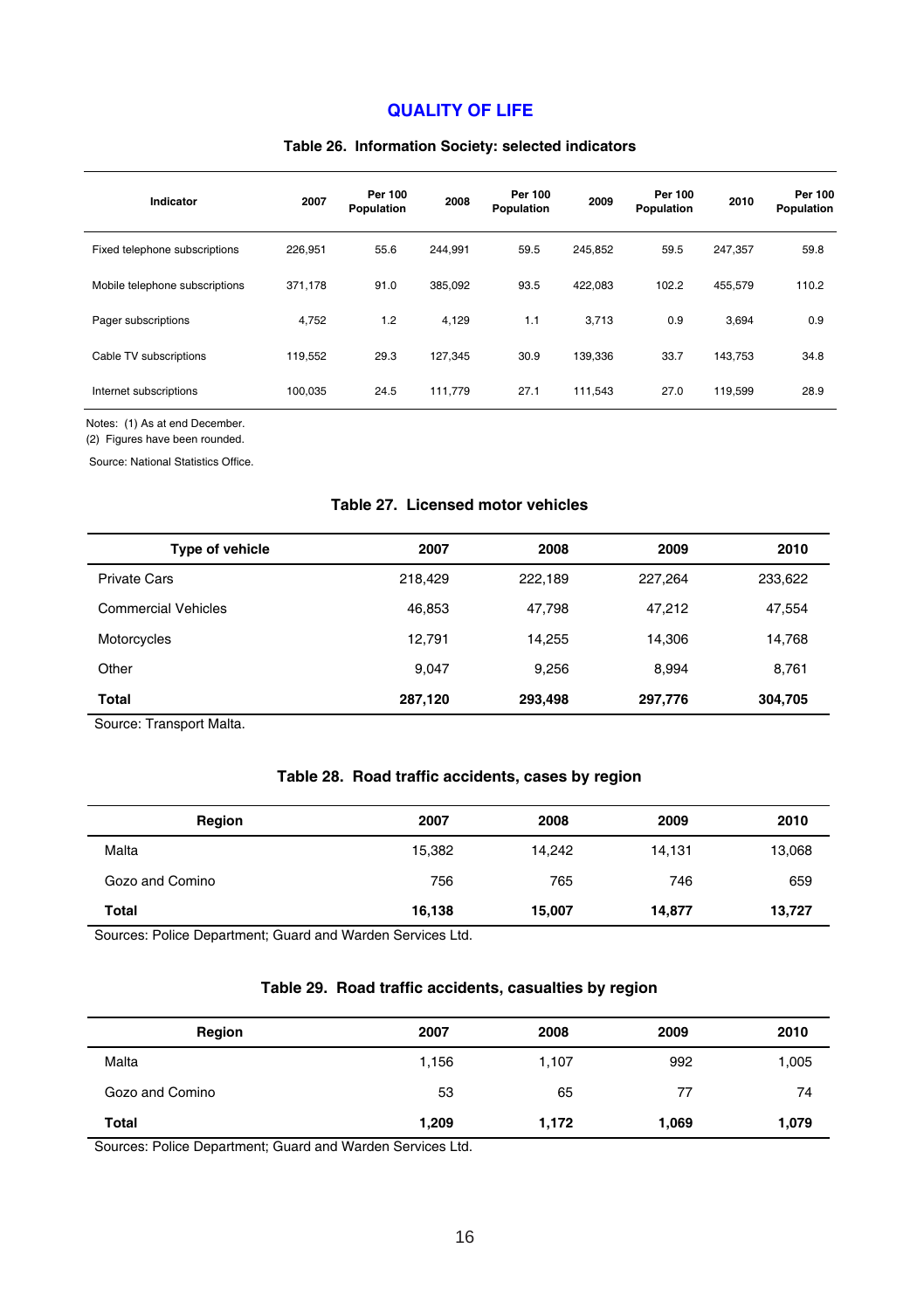## QUALITY OF LIFE

### Table 26. Information Society: selected indicators

| Indicator | 2007 | Per 100 Population | 2008 | Per 100 Population | 2009 | Per 100 Population | 2010 | Per 100 Population |
|---|---|---|---|---|---|---|---|---|
| Fixed telephone subscriptions | 226,951 | 55.6 | 244,991 | 59.5 | 245,852 | 59.5 | 247,357 | 59.8 |
| Mobile telephone subscriptions | 371,178 | 91.0 | 385,092 | 93.5 | 422,083 | 102.2 | 455,579 | 110.2 |
| Pager subscriptions | 4,752 | 1.2 | 4,129 | 1.1 | 3,713 | 0.9 | 3,694 | 0.9 |
| Cable TV subscriptions | 119,552 | 29.3 | 127,345 | 30.9 | 139,336 | 33.7 | 143,753 | 34.8 |
| Internet subscriptions | 100,035 | 24.5 | 111,779 | 27.1 | 111,543 | 27.0 | 119,599 | 28.9 |

Notes: (1) As at end December.
(2) Figures have been rounded.

Source: National Statistics Office.

### Table 27. Licensed motor vehicles

| Type of vehicle | 2007 | 2008 | 2009 | 2010 |
|---|---|---|---|---|
| Private Cars | 218,429 | 222,189 | 227,264 | 233,622 |
| Commercial Vehicles | 46,853 | 47,798 | 47,212 | 47,554 |
| Motorcycles | 12,791 | 14,255 | 14,306 | 14,768 |
| Other | 9,047 | 9,256 | 8,994 | 8,761 |
| **Total** | **287,120** | **293,498** | **297,776** | **304,705** |

Source: Transport Malta.

### Table 28. Road traffic accidents, cases by region

| Region | 2007 | 2008 | 2009 | 2010 |
|---|---|---|---|---|
| Malta | 15,382 | 14,242 | 14,131 | 13,068 |
| Gozo and Comino | 756 | 765 | 746 | 659 |
| **Total** | **16,138** | **15,007** | **14,877** | **13,727** |

Sources: Police Department; Guard and Warden Services Ltd.

### Table 29. Road traffic accidents, casualties by region

| Region | 2007 | 2008 | 2009 | 2010 |
|---|---|---|---|---|
| Malta | 1,156 | 1,107 | 992 | 1,005 |
| Gozo and Comino | 53 | 65 | 77 | 74 |
| **Total** | **1,209** | **1,172** | **1,069** | **1,079** |

Sources: Police Department; Guard and Warden Services Ltd.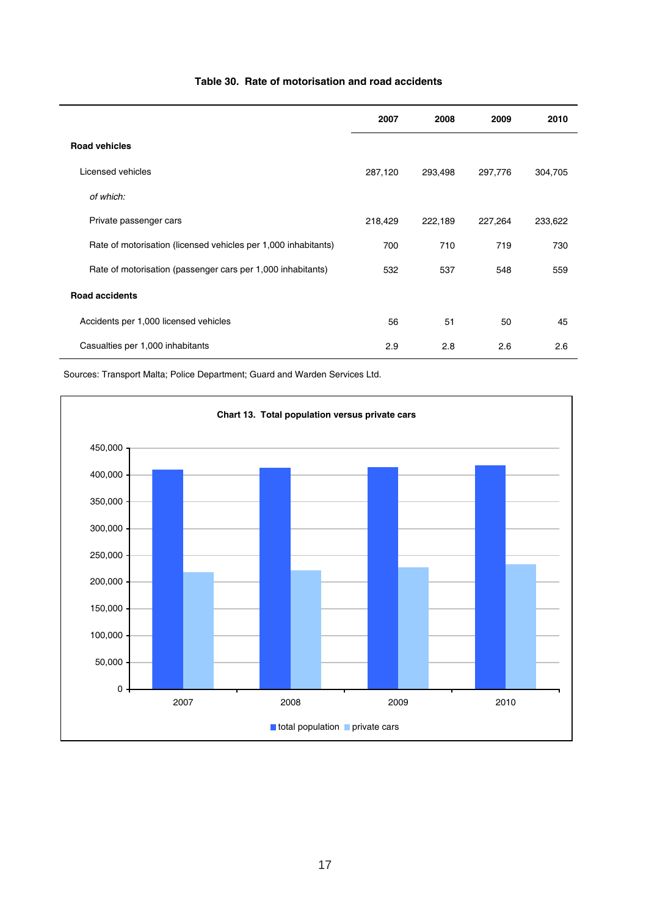**Table 30. Rate of motorisation and road accidents**

| | 2007 | 2008 | 2009 | 2010 |
|---|---|---|---|---|
| **Road vehicles** | | | | |
| Licensed vehicles | 287,120 | 293,498 | 297,776 | 304,705 |
| *of which:* | | | | |
| Private passenger cars | 218,429 | 222,189 | 227,264 | 233,622 |
| Rate of motorisation (licensed vehicles per 1,000 inhabitants) | 700 | 710 | 719 | 730 |
| Rate of motorisation (passenger cars per 1,000 inhabitants) | 532 | 537 | 548 | 559 |
| **Road accidents** | | | | |
| Accidents per 1,000 licensed vehicles | 56 | 51 | 50 | 45 |
| Casualties per 1,000 inhabitants | 2.9 | 2.8 | 2.6 | 2.6 |

Sources: Transport Malta; Police Department; Guard and Warden Services Ltd.

**Chart 13. Total population versus private cars**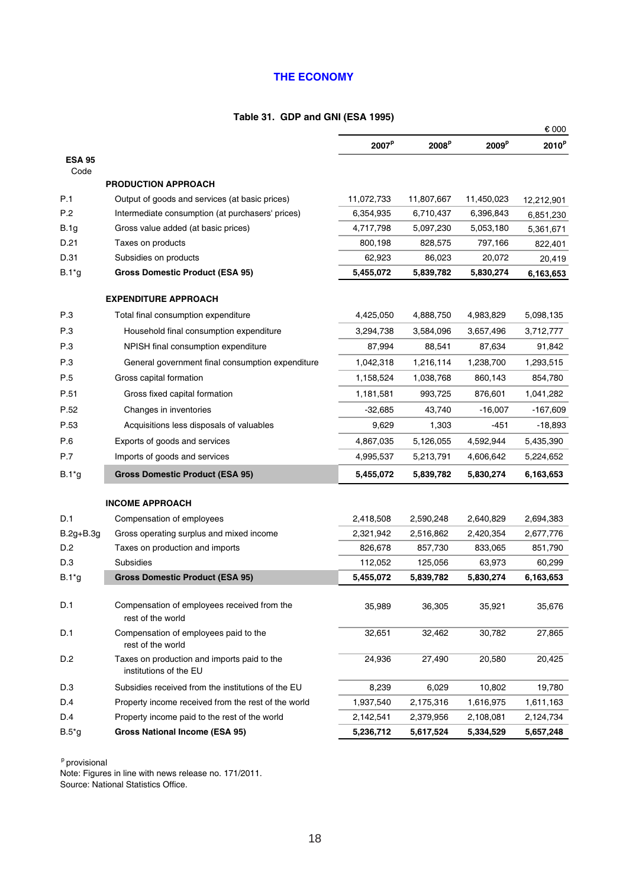# THE ECONOMY

### Table 31. GDP and GNI (ESA 1995)

€ 000

| ESA 95 Code | | 2007P | 2008P | 2009P | 2010P |
|---|---|---|---|---|---|
| | **PRODUCTION APPROACH** | | | | |
| P.1 | Output of goods and services (at basic prices) | 11,072,733 | 11,807,667 | 11,450,023 | 12,212,901 |
| P.2 | Intermediate consumption (at purchasers' prices) | 6,354,935 | 6,710,437 | 6,396,843 | 6,851,230 |
| B.1g | Gross value added (at basic prices) | 4,717,798 | 5,097,230 | 5,053,180 | 5,361,671 |
| D.21 | Taxes on products | 800,198 | 828,575 | 797,166 | 822,401 |
| D.31 | Subsidies on products | 62,923 | 86,023 | 20,072 | 20,419 |
| B.1*g | **Gross Domestic Product (ESA 95)** | **5,455,072** | **5,839,782** | **5,830,274** | **6,163,653** |
| | **EXPENDITURE APPROACH** | | | | |
| P.3 | Total final consumption expenditure | 4,425,050 | 4,888,750 | 4,983,829 | 5,098,135 |
| P.3 | Household final consumption expenditure | 3,294,738 | 3,584,096 | 3,657,496 | 3,712,777 |
| P.3 | NPISH final consumption expenditure | 87,994 | 88,541 | 87,634 | 91,842 |
| P.3 | General government final consumption expenditure | 1,042,318 | 1,216,114 | 1,238,700 | 1,293,515 |
| P.5 | Gross capital formation | 1,158,524 | 1,038,768 | 860,143 | 854,780 |
| P.51 | Gross fixed capital formation | 1,181,581 | 993,725 | 876,601 | 1,041,282 |
| P.52 | Changes in inventories | -32,685 | 43,740 | -16,007 | -167,609 |
| P.53 | Acquisitions less disposals of valuables | 9,629 | 1,303 | -451 | -18,893 |
| P.6 | Exports of goods and services | 4,867,035 | 5,126,055 | 4,592,944 | 5,435,390 |
| P.7 | Imports of goods and services | 4,995,537 | 5,213,791 | 4,606,642 | 5,224,652 |
| B.1*g | **Gross Domestic Product (ESA 95)** | **5,455,072** | **5,839,782** | **5,830,274** | **6,163,653** |
| | **INCOME APPROACH** | | | | |
| D.1 | Compensation of employees | 2,418,508 | 2,590,248 | 2,640,829 | 2,694,383 |
| B.2g+B.3g | Gross operating surplus and mixed income | 2,321,942 | 2,516,862 | 2,420,354 | 2,677,776 |
| D.2 | Taxes on production and imports | 826,678 | 857,730 | 833,065 | 851,790 |
| D.3 | Subsidies | 112,052 | 125,056 | 63,973 | 60,299 |
| B.1*g | **Gross Domestic Product (ESA 95)** | **5,455,072** | **5,839,782** | **5,830,274** | **6,163,653** |
| D.1 | Compensation of employees received from the rest of the world | 35,989 | 36,305 | 35,921 | 35,676 |
| D.1 | Compensation of employees paid to the rest of the world | 32,651 | 32,462 | 30,782 | 27,865 |
| D.2 | Taxes on production and imports paid to the institutions of the EU | 24,936 | 27,490 | 20,580 | 20,425 |
| D.3 | Subsidies received from the institutions of the EU | 8,239 | 6,029 | 10,802 | 19,780 |
| D.4 | Property income received from the rest of the world | 1,937,540 | 2,175,316 | 1,616,975 | 1,611,163 |
| D.4 | Property income paid to the rest of the world | 2,142,541 | 2,379,956 | 2,108,081 | 2,124,734 |
| B.5*g | **Gross National Income (ESA 95)** | **5,236,712** | **5,617,524** | **5,334,529** | **5,657,248** |

P provisional

Note: Figures in line with news release no. 171/2011.

Source: National Statistics Office.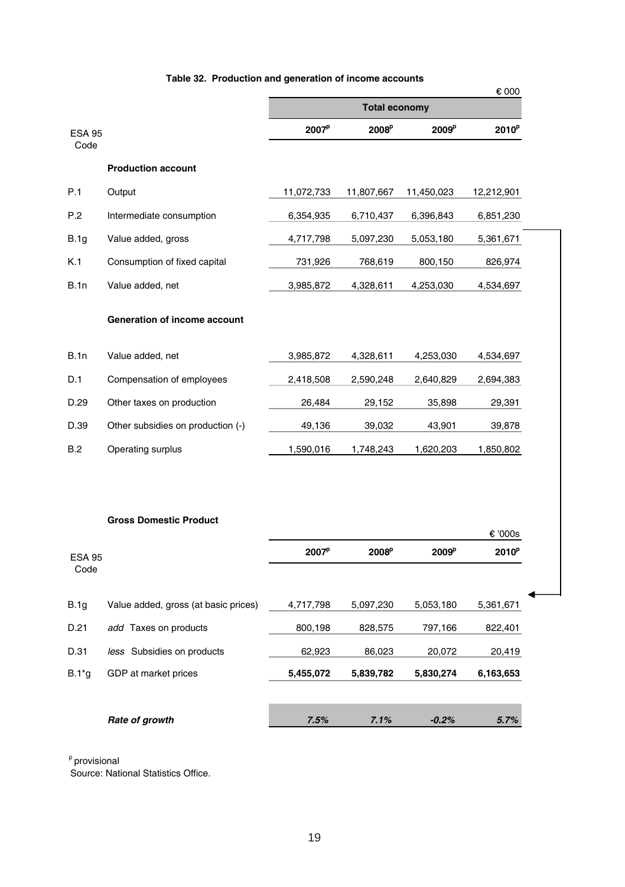### Table 32. Production and generation of income accounts

€ 000

| ESA 95 Code | | Total economy | | | |
|---|---|---|---|---|---|
| | | 2007[p] | 2008[p] | 2009[p] | 2010[p] |
| | **Production account** | | | | |
| P.1 | Output | 11,072,733 | 11,807,667 | 11,450,023 | 12,212,901 |
| P.2 | Intermediate consumption | 6,354,935 | 6,710,437 | 6,396,843 | 6,851,230 |
| B.1g | Value added, gross | 4,717,798 | 5,097,230 | 5,053,180 | 5,361,671 |
| K.1 | Consumption of fixed capital | 731,926 | 768,619 | 800,150 | 826,974 |
| B.1n | Value added, net | 3,985,872 | 4,328,611 | 4,253,030 | 4,534,697 |
| | **Generation of income account** | | | | |
| B.1n | Value added, net | 3,985,872 | 4,328,611 | 4,253,030 | 4,534,697 |
| D.1 | Compensation of employees | 2,418,508 | 2,590,248 | 2,640,829 | 2,694,383 |
| D.29 | Other taxes on production | 26,484 | 29,152 | 35,898 | 29,391 |
| D.39 | Other subsidies on production (-) | 49,136 | 39,032 | 43,901 | 39,878 |
| B.2 | Operating surplus | 1,590,016 | 1,748,243 | 1,620,203 | 1,850,802 |

**Gross Domestic Product**

€ '000s

| ESA 95 Code | | 2007[p] | 2008[p] | 2009[p] | 2010[p] |
|---|---|---|---|---|---|
| B.1g | Value added, gross (at basic prices) | 4,717,798 | 5,097,230 | 5,053,180 | 5,361,671 |
| D.21 | *add* Taxes on products | 800,198 | 828,575 | 797,166 | 822,401 |
| D.31 | *less* Subsidies on products | 62,923 | 86,023 | 20,072 | 20,419 |
| B.1*g | GDP at market prices | **5,455,072** | **5,839,782** | **5,830,274** | **6,163,653** |
| | ***Rate of growth*** | ***7.5%*** | ***7.1%*** | ***-0.2%*** | ***5.7%*** |

[p] provisional

Source: National Statistics Office.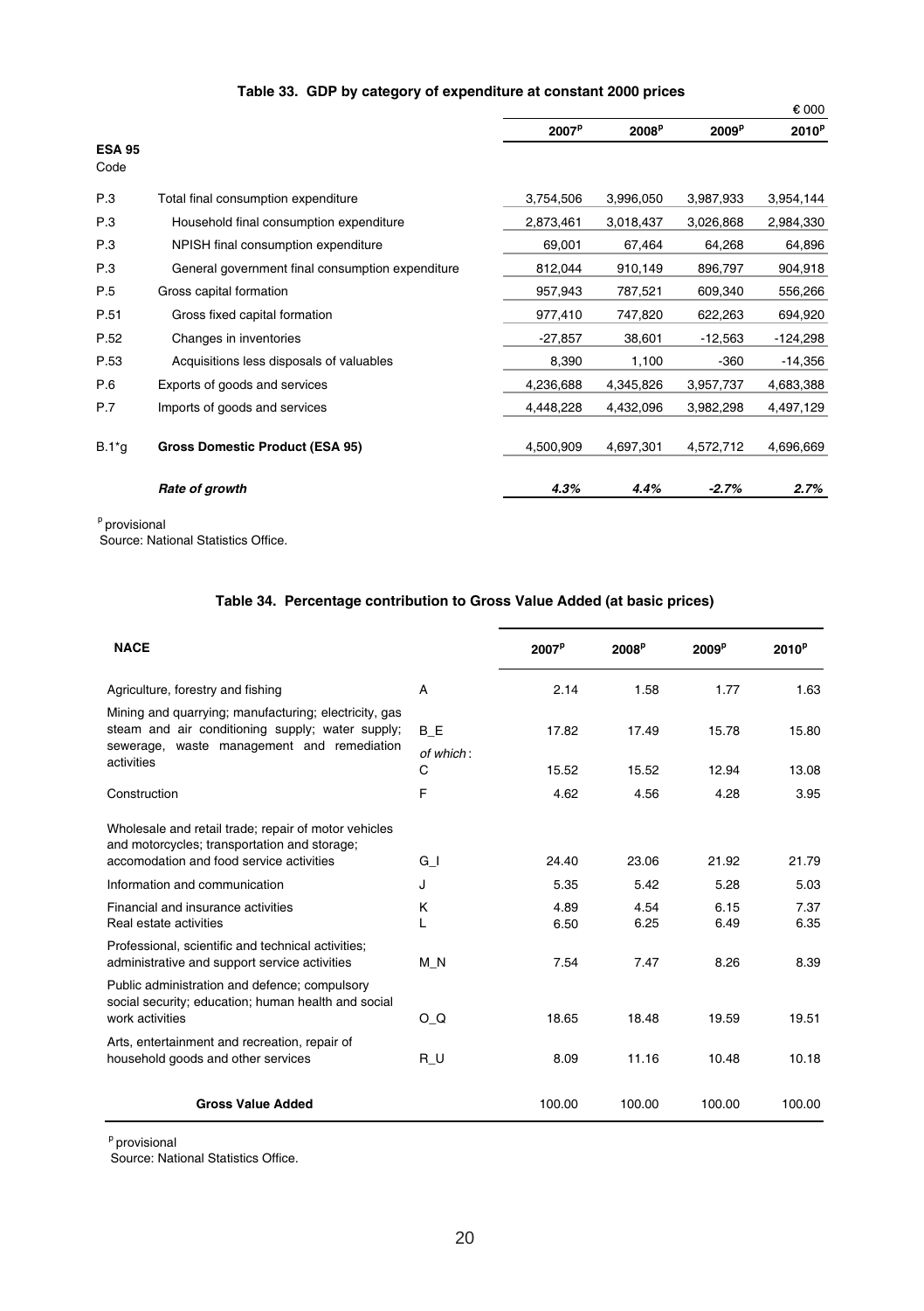**Table 33. GDP by category of expenditure at constant 2000 prices**

€ 000

| ESA 95 Code | | 2007[p] | 2008[p] | 2009[p] | 2010[p] |
|---|---|---|---|---|---|
| P.3 | Total final consumption expenditure | 3,754,506 | 3,996,050 | 3,987,933 | 3,954,144 |
| P.3 | Household final consumption expenditure | 2,873,461 | 3,018,437 | 3,026,868 | 2,984,330 |
| P.3 | NPISH final consumption expenditure | 69,001 | 67,464 | 64,268 | 64,896 |
| P.3 | General government final consumption expenditure | 812,044 | 910,149 | 896,797 | 904,918 |
| P.5 | Gross capital formation | 957,943 | 787,521 | 609,340 | 556,266 |
| P.51 | Gross fixed capital formation | 977,410 | 747,820 | 622,263 | 694,920 |
| P.52 | Changes in inventories | -27,857 | 38,601 | -12,563 | -124,298 |
| P.53 | Acquisitions less disposals of valuables | 8,390 | 1,100 | -360 | -14,356 |
| P.6 | Exports of goods and services | 4,236,688 | 4,345,826 | 3,957,737 | 4,683,388 |
| P.7 | Imports of goods and services | 4,448,228 | 4,432,096 | 3,982,298 | 4,497,129 |
| B.1*g | **Gross Domestic Product (ESA 95)** | 4,500,909 | 4,697,301 | 4,572,712 | 4,696,669 |
| | ***Rate of growth*** | ***4.3%*** | ***4.4%*** | ***-2.7%*** | ***2.7%*** |

[p] provisional
Source: National Statistics Office.

**Table 34. Percentage contribution to Gross Value Added (at basic prices)**

| NACE | | 2007[p] | 2008[p] | 2009[p] | 2010[p] |
|---|---|---|---|---|---|
| Agriculture, forestry and fishing | A | 2.14 | 1.58 | 1.77 | 1.63 |
| Mining and quarrying; manufacturing; electricity, gas steam and air conditioning supply; water supply; sewerage, waste management and remediation activities | B_E | 17.82 | 17.49 | 15.78 | 15.80 |
| | *of which*: C | 15.52 | 15.52 | 12.94 | 13.08 |
| Construction | F | 4.62 | 4.56 | 4.28 | 3.95 |
| Wholesale and retail trade; repair of motor vehicles and motorcycles; transportation and storage; accomodation and food service activities | G_I | 24.40 | 23.06 | 21.92 | 21.79 |
| Information and communication | J | 5.35 | 5.42 | 5.28 | 5.03 |
| Financial and insurance activities | K | 4.89 | 4.54 | 6.15 | 7.37 |
| Real estate activities | L | 6.50 | 6.25 | 6.49 | 6.35 |
| Professional, scientific and technical activities; administrative and support service activities | M_N | 7.54 | 7.47 | 8.26 | 8.39 |
| Public administration and defence; compulsory social security; education; human health and social work activities | O_Q | 18.65 | 18.48 | 19.59 | 19.51 |
| Arts, entertainment and recreation, repair of household goods and other services | R_U | 8.09 | 11.16 | 10.48 | 10.18 |
| **Gross Value Added** | | 100.00 | 100.00 | 100.00 | 100.00 |

[p] provisional
Source: National Statistics Office.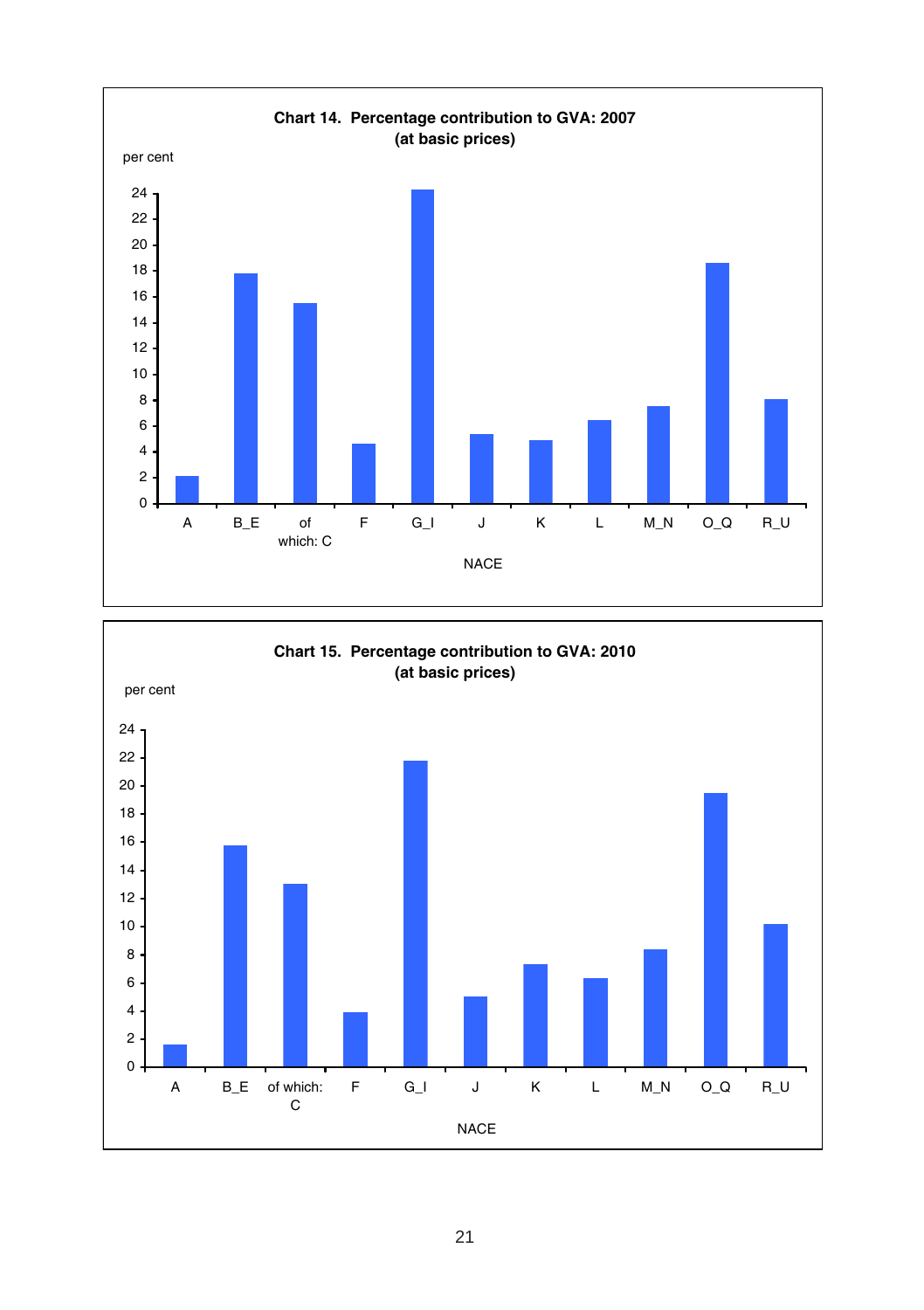**Chart 14. Percentage contribution to GVA: 2007**
**(at basic prices)**

per cent

24
22
20
18
16
14
12
10
8
6
4
2
0

A B_E of which: C F G_I J K L M_N O_Q R_U

NACE

**Chart 15. Percentage contribution to GVA: 2010**
**(at basic prices)**

per cent

24
22
20
18
16
14
12
10
8
6
4
2
0

A B_E of which: C F G_I J K L M_N O_Q R_U

NACE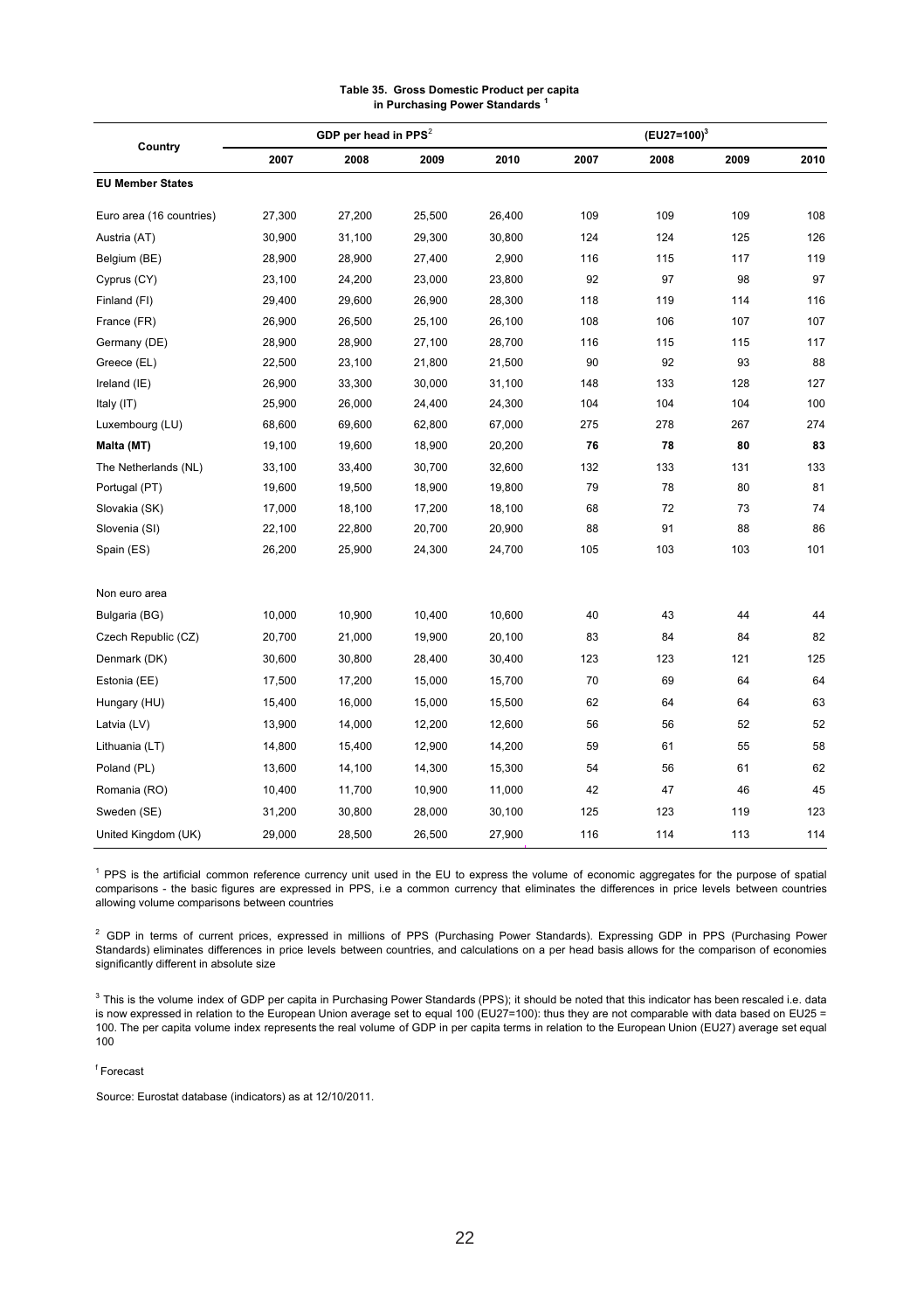**Table 35. Gross Domestic Product per capita in Purchasing Power Standards [1]**

| Country | GDP per head in PPS[2] | | | | (EU27=100)[3] | | | |
|---|---|---|---|---|---|---|---|---|
| | 2007 | 2008 | 2009 | 2010 | 2007 | 2008 | 2009 | 2010 |
| **EU Member States** | | | | | | | | |
| Euro area (16 countries) | 27,300 | 27,200 | 25,500 | 26,400 | 109 | 109 | 109 | 108 |
| Austria (AT) | 30,900 | 31,100 | 29,300 | 30,800 | 124 | 124 | 125 | 126 |
| Belgium (BE) | 28,900 | 28,900 | 27,400 | 2,900 | 116 | 115 | 117 | 119 |
| Cyprus (CY) | 23,100 | 24,200 | 23,000 | 23,800 | 92 | 97 | 98 | 97 |
| Finland (FI) | 29,400 | 29,600 | 26,900 | 28,300 | 118 | 119 | 114 | 116 |
| France (FR) | 26,900 | 26,500 | 25,100 | 26,100 | 108 | 106 | 107 | 107 |
| Germany (DE) | 28,900 | 28,900 | 27,100 | 28,700 | 116 | 115 | 115 | 117 |
| Greece (EL) | 22,500 | 23,100 | 21,800 | 21,500 | 90 | 92 | 93 | 88 |
| Ireland (IE) | 26,900 | 33,300 | 30,000 | 31,100 | 148 | 133 | 128 | 127 |
| Italy (IT) | 25,900 | 26,000 | 24,400 | 24,300 | 104 | 104 | 104 | 100 |
| Luxembourg (LU) | 68,600 | 69,600 | 62,800 | 67,000 | 275 | 278 | 267 | 274 |
| **Malta (MT)** | 19,100 | 19,600 | 18,900 | 20,200 | **76** | **78** | **80** | **83** |
| The Netherlands (NL) | 33,100 | 33,400 | 30,700 | 32,600 | 132 | 133 | 131 | 133 |
| Portugal (PT) | 19,600 | 19,500 | 18,900 | 19,800 | 79 | 78 | 80 | 81 |
| Slovakia (SK) | 17,000 | 18,100 | 17,200 | 18,100 | 68 | 72 | 73 | 74 |
| Slovenia (SI) | 22,100 | 22,800 | 20,700 | 20,900 | 88 | 91 | 88 | 86 |
| Spain (ES) | 26,200 | 25,900 | 24,300 | 24,700 | 105 | 103 | 103 | 101 |
| Non euro area | | | | | | | | |
| Bulgaria (BG) | 10,000 | 10,900 | 10,400 | 10,600 | 40 | 43 | 44 | 44 |
| Czech Republic (CZ) | 20,700 | 21,000 | 19,900 | 20,100 | 83 | 84 | 84 | 82 |
| Denmark (DK) | 30,600 | 30,800 | 28,400 | 30,400 | 123 | 123 | 121 | 125 |
| Estonia (EE) | 17,500 | 17,200 | 15,000 | 15,700 | 70 | 69 | 64 | 64 |
| Hungary (HU) | 15,400 | 16,000 | 15,000 | 15,500 | 62 | 64 | 64 | 63 |
| Latvia (LV) | 13,900 | 14,000 | 12,200 | 12,600 | 56 | 56 | 52 | 52 |
| Lithuania (LT) | 14,800 | 15,400 | 12,900 | 14,200 | 59 | 61 | 55 | 58 |
| Poland (PL) | 13,600 | 14,100 | 14,300 | 15,300 | 54 | 56 | 61 | 62 |
| Romania (RO) | 10,400 | 11,700 | 10,900 | 11,000 | 42 | 47 | 46 | 45 |
| Sweden (SE) | 31,200 | 30,800 | 28,000 | 30,100 | 125 | 123 | 119 | 123 |
| United Kingdom (UK) | 29,000 | 28,500 | 26,500 | 27,900 | 116 | 114 | 113 | 114 |

[1] PPS is the artificial common reference currency unit used in the EU to express the volume of economic aggregates for the purpose of spatial comparisons - the basic figures are expressed in PPS, i.e a common currency that eliminates the differences in price levels between countries allowing volume comparisons between countries

[2] GDP in terms of current prices, expressed in millions of PPS (Purchasing Power Standards). Expressing GDP in PPS (Purchasing Power Standards) eliminates differences in price levels between countries, and calculations on a per head basis allows for the comparison of economies significantly different in absolute size

[3] This is the volume index of GDP per capita in Purchasing Power Standards (PPS); it should be noted that this indicator has been rescaled i.e. data is now expressed in relation to the European Union average set to equal 100 (EU27=100): thus they are not comparable with data based on EU25 = 100. The per capita volume index represents the real volume of GDP in per capita terms in relation to the European Union (EU27) average set equal 100

[f] Forecast

Source: Eurostat database (indicators) as at 12/10/2011.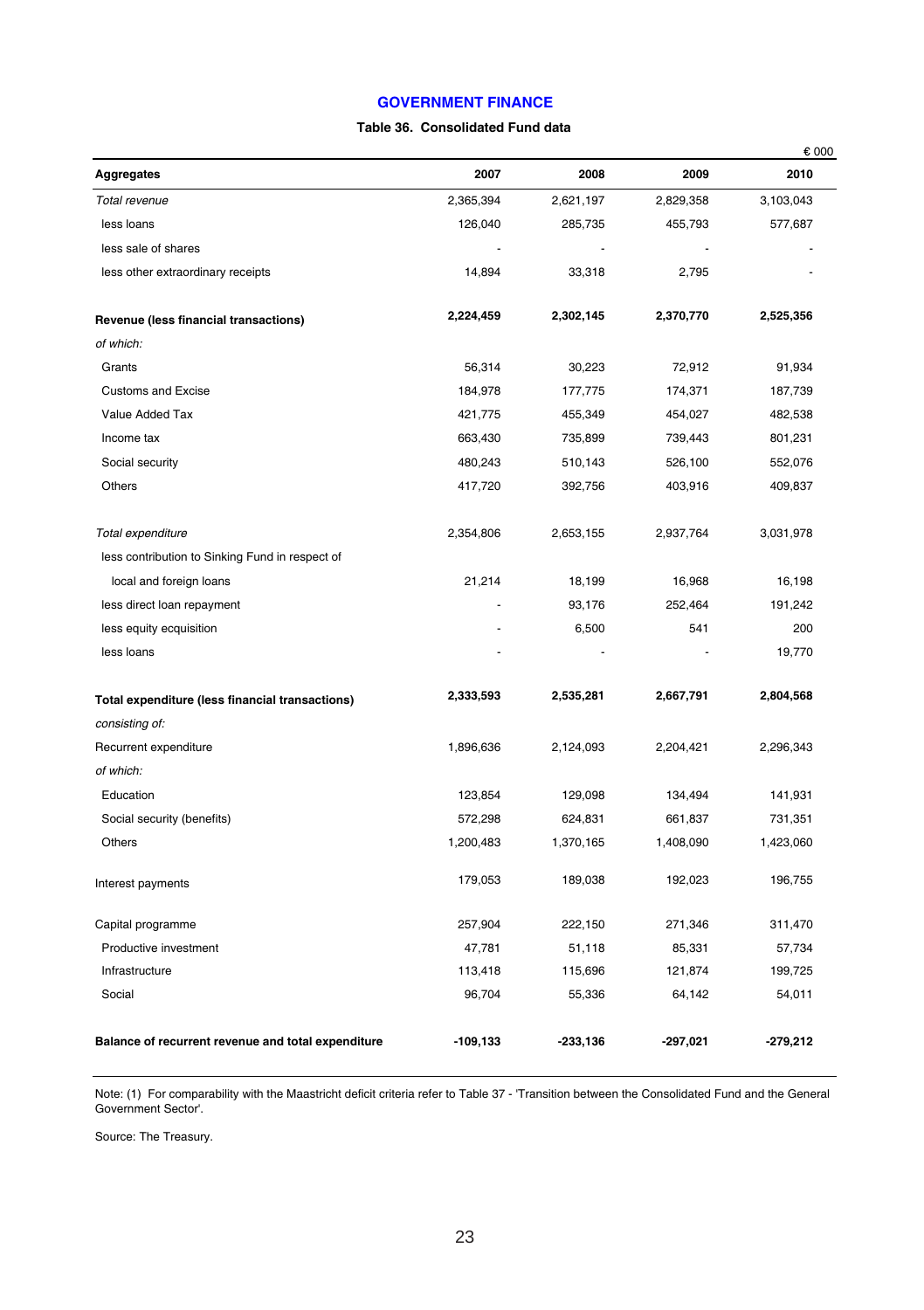## GOVERNMENT FINANCE

### Table 36. Consolidated Fund data

€ 000

| Aggregates | 2007 | 2008 | 2009 | 2010 |
|---|---|---|---|---|
| *Total revenue* | 2,365,394 | 2,621,197 | 2,829,358 | 3,103,043 |
| less loans | 126,040 | 285,735 | 455,793 | 577,687 |
| less sale of shares | - | - | - | - |
| less other extraordinary receipts | 14,894 | 33,318 | 2,795 | - |
| **Revenue (less financial transactions)** | **2,224,459** | **2,302,145** | **2,370,770** | **2,525,356** |
| *of which:* | | | | |
| Grants | 56,314 | 30,223 | 72,912 | 91,934 |
| Customs and Excise | 184,978 | 177,775 | 174,371 | 187,739 |
| Value Added Tax | 421,775 | 455,349 | 454,027 | 482,538 |
| Income tax | 663,430 | 735,899 | 739,443 | 801,231 |
| Social security | 480,243 | 510,143 | 526,100 | 552,076 |
| Others | 417,720 | 392,756 | 403,916 | 409,837 |
| *Total expenditure* | 2,354,806 | 2,653,155 | 2,937,764 | 3,031,978 |
| less contribution to Sinking Fund in respect of local and foreign loans | 21,214 | 18,199 | 16,968 | 16,198 |
| less direct loan repayment | - | 93,176 | 252,464 | 191,242 |
| less equity acquisition | - | 6,500 | 541 | 200 |
| less loans | - | - | - | 19,770 |
| **Total expenditure (less financial transactions)** | **2,333,593** | **2,535,281** | **2,667,791** | **2,804,568** |
| *consisting of:* | | | | |
| Recurrent expenditure | 1,896,636 | 2,124,093 | 2,204,421 | 2,296,343 |
| *of which:* | | | | |
| Education | 123,854 | 129,098 | 134,494 | 141,931 |
| Social security (benefits) | 572,298 | 624,831 | 661,837 | 731,351 |
| Others | 1,200,483 | 1,370,165 | 1,408,090 | 1,423,060 |
| Interest payments | 179,053 | 189,038 | 192,023 | 196,755 |
| Capital programme | 257,904 | 222,150 | 271,346 | 311,470 |
| Productive investment | 47,781 | 51,118 | 85,331 | 57,734 |
| Infrastructure | 113,418 | 115,696 | 121,874 | 199,725 |
| Social | 96,704 | 55,336 | 64,142 | 54,011 |
| **Balance of recurrent revenue and total expenditure** | **-109,133** | **-233,136** | **-297,021** | **-279,212** |

Note: (1) For comparability with the Maastricht deficit criteria refer to Table 37 - 'Transition between the Consolidated Fund and the General Government Sector'.

Source: The Treasury.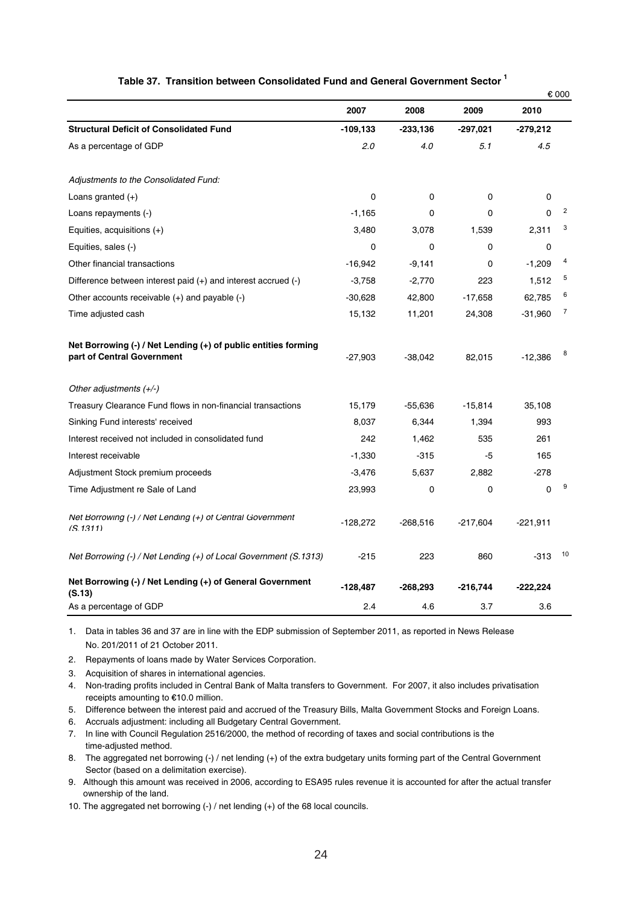**Table 37. Transition between Consolidated Fund and General Government Sector [1]**

€ 000

| | 2007 | 2008 | 2009 | 2010 | |
|---|---|---|---|---|---|
| **Structural Deficit of Consolidated Fund** | **-109,133** | **-233,136** | **-297,021** | **-279,212** | |
| As a percentage of GDP | *2.0* | *4.0* | *5.1* | *4.5* | |
| | | | | | |
| *Adjustments to the Consolidated Fund:* | | | | | |
| Loans granted (+) | 0 | 0 | 0 | 0 | |
| Loans repayments (-) | -1,165 | 0 | 0 | 0 | 2 |
| Equities, acquisitions (+) | 3,480 | 3,078 | 1,539 | 2,311 | 3 |
| Equities, sales (-) | 0 | 0 | 0 | 0 | |
| Other financial transactions | -16,942 | -9,141 | 0 | -1,209 | 4 |
| Difference between interest paid (+) and interest accrued (-) | -3,758 | -2,770 | 223 | 1,512 | 5 |
| Other accounts receivable (+) and payable (-) | -30,628 | 42,800 | -17,658 | 62,785 | 6 |
| Time adjusted cash | 15,132 | 11,201 | 24,308 | -31,960 | 7 |
| | | | | | |
| **Net Borrowing (-) / Net Lending (+) of public entities forming part of Central Government** | -27,903 | -38,042 | 82,015 | -12,386 | 8 |
| | | | | | |
| *Other adjustments (+/-)* | | | | | |
| Treasury Clearance Fund flows in non-financial transactions | 15,179 | -55,636 | -15,814 | 35,108 | |
| Sinking Fund interests' received | 8,037 | 6,344 | 1,394 | 993 | |
| Interest received not included in consolidated fund | 242 | 1,462 | 535 | 261 | |
| Interest receivable | -1,330 | -315 | -5 | 165 | |
| Adjustment Stock premium proceeds | -3,476 | 5,637 | 2,882 | -278 | |
| Time Adjustment re Sale of Land | 23,993 | 0 | 0 | 0 | 9 |
| | | | | | |
| *Net Borrowing (-) / Net Lending (+) of Central Government (S.1311)* | -128,272 | -268,516 | -217,604 | -221,911 | |
| | | | | | |
| *Net Borrowing (-) / Net Lending (+) of Local Government (S.1313)* | -215 | 223 | 860 | -313 | 10 |
| | | | | | |
| **Net Borrowing (-) / Net Lending (+) of General Government (S.13)** | **-128,487** | **-268,293** | **-216,744** | **-222,224** | |
| As a percentage of GDP | 2.4 | 4.6 | 3.7 | 3.6 | |

1. Data in tables 36 and 37 are in line with the EDP submission of September 2011, as reported in News Release No. 201/2011 of 21 October 2011.
2. Repayments of loans made by Water Services Corporation.
3. Acquisition of shares in international agencies.
4. Non-trading profits included in Central Bank of Malta transfers to Government. For 2007, it also includes privatisation receipts amounting to €10.0 million.
5. Difference between the interest paid and accrued of the Treasury Bills, Malta Government Stocks and Foreign Loans.
6. Accruals adjustment: including all Budgetary Central Government.
7. In line with Council Regulation 2516/2000, the method of recording of taxes and social contributions is the time-adjusted method.
8. The aggregated net borrowing (-) / net lending (+) of the extra budgetary units forming part of the Central Government Sector (based on a delimitation exercise).
9. Although this amount was received in 2006, according to ESA95 rules revenue it is accounted for after the actual transfer ownership of the land.
10. The aggregated net borrowing (-) / net lending (+) of the 68 local councils.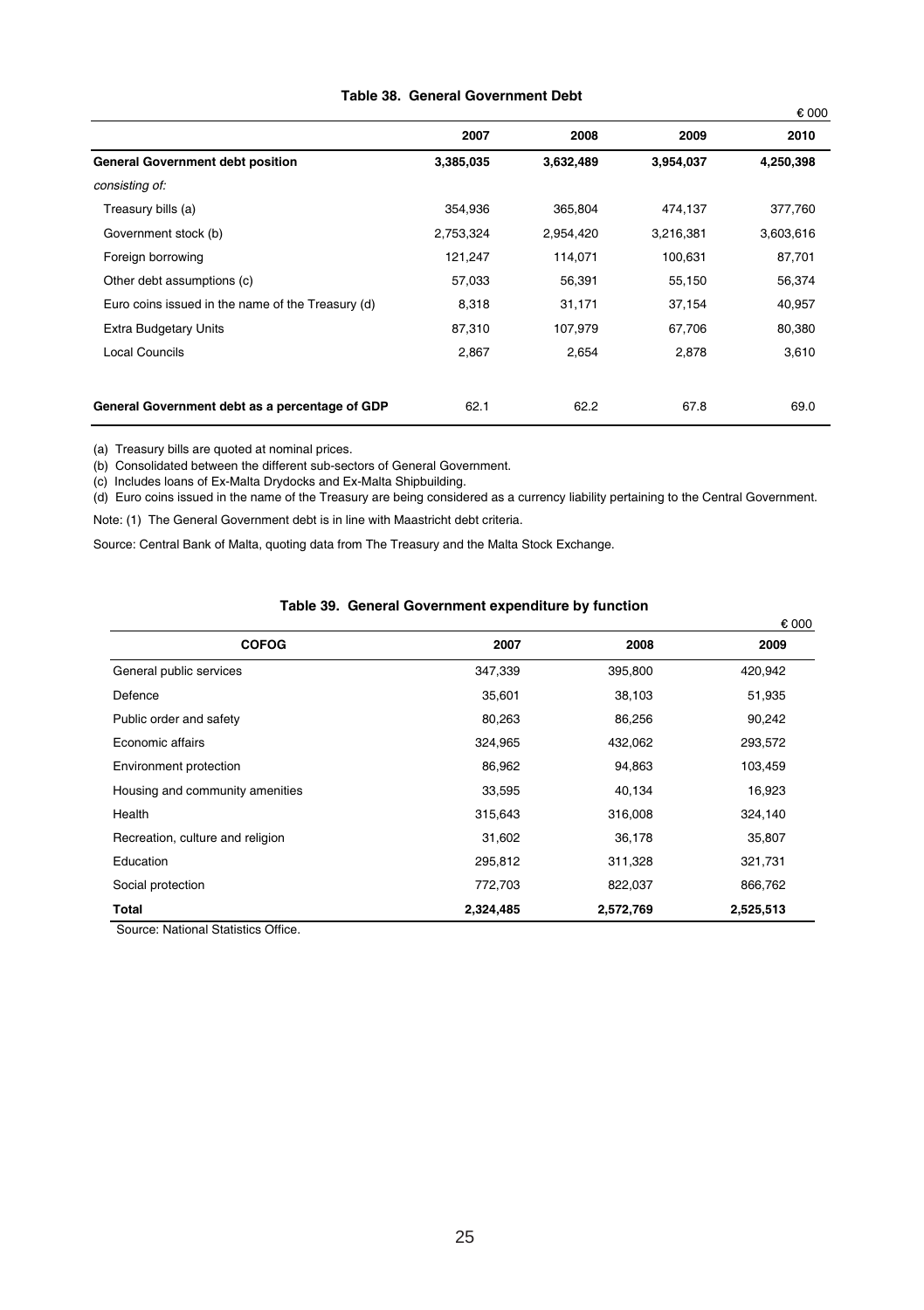**Table 38. General Government Debt**

€ 000

| | 2007 | 2008 | 2009 | 2010 |
|---|---|---|---|---|
| **General Government debt position** | **3,385,035** | **3,632,489** | **3,954,037** | **4,250,398** |
| *consisting of:* | | | | |
| Treasury bills (a) | 354,936 | 365,804 | 474,137 | 377,760 |
| Government stock (b) | 2,753,324 | 2,954,420 | 3,216,381 | 3,603,616 |
| Foreign borrowing | 121,247 | 114,071 | 100,631 | 87,701 |
| Other debt assumptions (c) | 57,033 | 56,391 | 55,150 | 56,374 |
| Euro coins issued in the name of the Treasury (d) | 8,318 | 31,171 | 37,154 | 40,957 |
| Extra Budgetary Units | 87,310 | 107,979 | 67,706 | 80,380 |
| Local Councils | 2,867 | 2,654 | 2,878 | 3,610 |
| **General Government debt as a percentage of GDP** | 62.1 | 62.2 | 67.8 | 69.0 |

(a) Treasury bills are quoted at nominal prices.

(b) Consolidated between the different sub-sectors of General Government.

(c) Includes loans of Ex-Malta Drydocks and Ex-Malta Shipbuilding.

(d) Euro coins issued in the name of the Treasury are being considered as a currency liability pertaining to the Central Government.

Note: (1) The General Government debt is in line with Maastricht debt criteria.

Source: Central Bank of Malta, quoting data from The Treasury and the Malta Stock Exchange.

**Table 39. General Government expenditure by function**

€ 000

| COFOG | 2007 | 2008 | 2009 |
|---|---|---|---|
| General public services | 347,339 | 395,800 | 420,942 |
| Defence | 35,601 | 38,103 | 51,935 |
| Public order and safety | 80,263 | 86,256 | 90,242 |
| Economic affairs | 324,965 | 432,062 | 293,572 |
| Environment protection | 86,962 | 94,863 | 103,459 |
| Housing and community amenities | 33,595 | 40,134 | 16,923 |
| Health | 315,643 | 316,008 | 324,140 |
| Recreation, culture and religion | 31,602 | 36,178 | 35,807 |
| Education | 295,812 | 311,328 | 321,731 |
| Social protection | 772,703 | 822,037 | 866,762 |
| **Total** | **2,324,485** | **2,572,769** | **2,525,513** |

Source: National Statistics Office.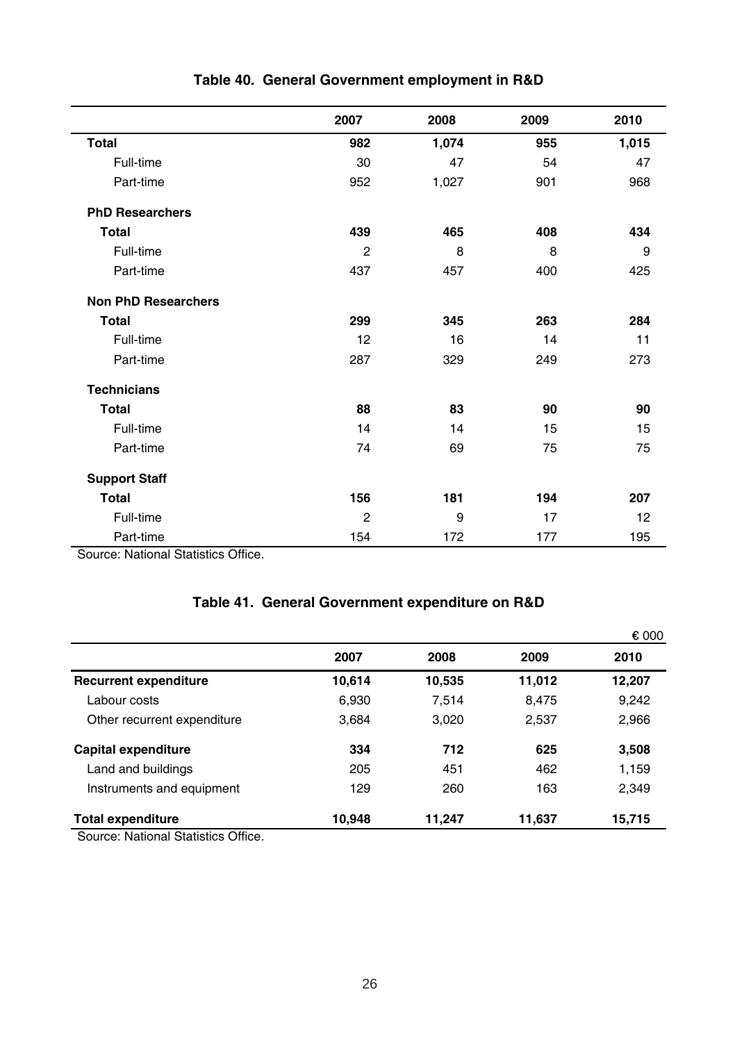## Table 40. General Government employment in R&D

| | 2007 | 2008 | 2009 | 2010 |
|---|---|---|---|---|
| **Total** | **982** | **1,074** | **955** | **1,015** |
| Full-time | 30 | 47 | 54 | 47 |
| Part-time | 952 | 1,027 | 901 | 968 |
| **PhD Researchers** | | | | |
| **Total** | **439** | **465** | **408** | **434** |
| Full-time | 2 | 8 | 8 | 9 |
| Part-time | 437 | 457 | 400 | 425 |
| **Non PhD Researchers** | | | | |
| **Total** | **299** | **345** | **263** | **284** |
| Full-time | 12 | 16 | 14 | 11 |
| Part-time | 287 | 329 | 249 | 273 |
| **Technicians** | | | | |
| **Total** | **88** | **83** | **90** | **90** |
| Full-time | 14 | 14 | 15 | 15 |
| Part-time | 74 | 69 | 75 | 75 |
| **Support Staff** | | | | |
| **Total** | **156** | **181** | **194** | **207** |
| Full-time | 2 | 9 | 17 | 12 |
| Part-time | 154 | 172 | 177 | 195 |

Source: National Statistics Office.

## Table 41. General Government expenditure on R&D

€ 000

| | 2007 | 2008 | 2009 | 2010 |
|---|---|---|---|---|
| **Recurrent expenditure** | **10,614** | **10,535** | **11,012** | **12,207** |
| Labour costs | 6,930 | 7,514 | 8,475 | 9,242 |
| Other recurrent expenditure | 3,684 | 3,020 | 2,537 | 2,966 |
| **Capital expenditure** | **334** | **712** | **625** | **3,508** |
| Land and buildings | 205 | 451 | 462 | 1,159 |
| Instruments and equipment | 129 | 260 | 163 | 2,349 |
| **Total expenditure** | **10,948** | **11,247** | **11,637** | **15,715** |

Source: National Statistics Office.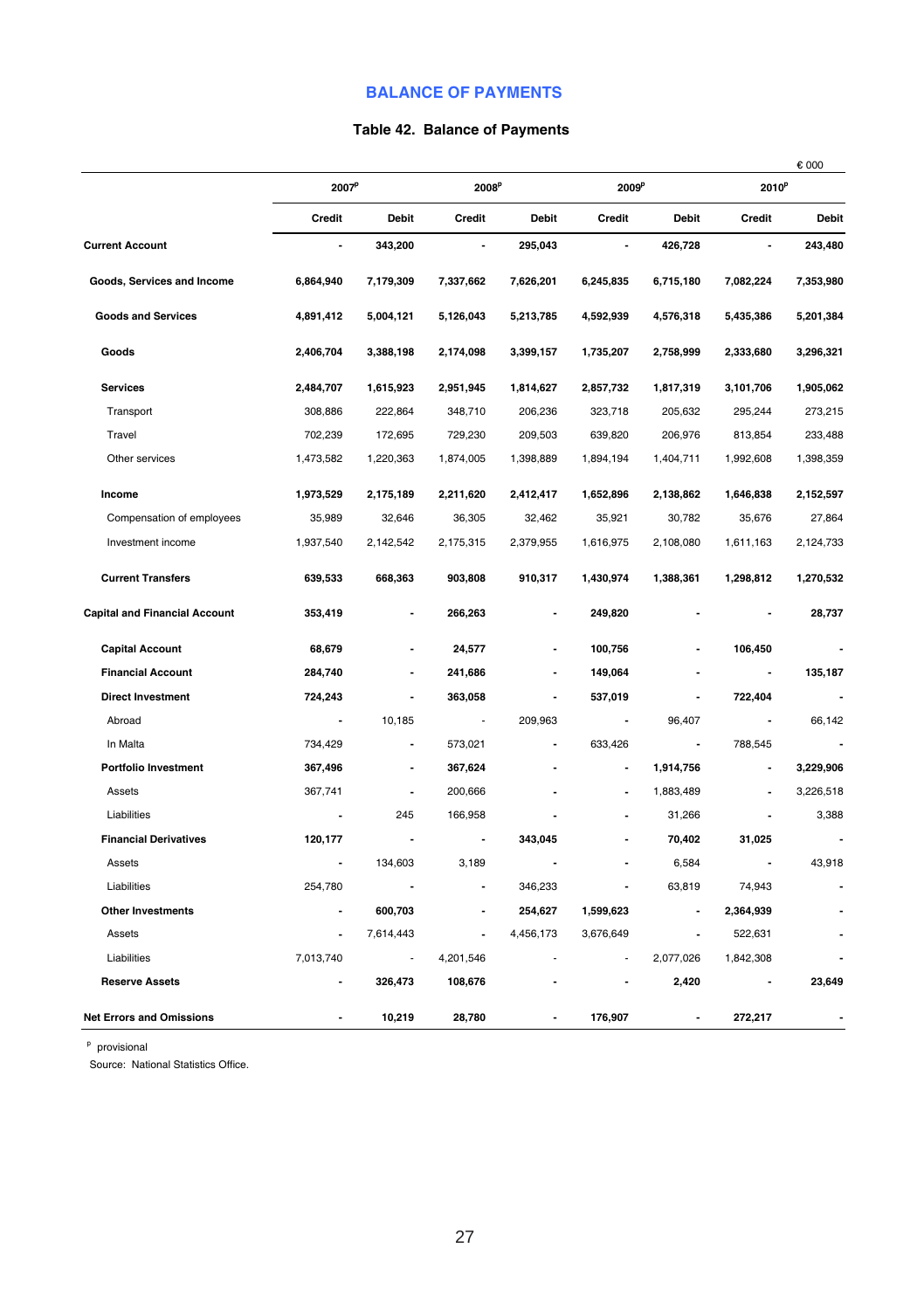## BALANCE OF PAYMENTS

### Table 42. Balance of Payments

€ 000

| | 2007[p] | | 2008[p] | | 2009[p] | | 2010[p] | |
|---|---|---|---|---|---|---|---|---|
| | Credit | Debit | Credit | Debit | Credit | Debit | Credit | Debit |
| **Current Account** | - | 343,200 | - | 295,043 | - | 426,728 | - | 243,480 |
| **Goods, Services and Income** | 6,864,940 | 7,179,309 | 7,337,662 | 7,626,201 | 6,245,835 | 6,715,180 | 7,082,224 | 7,353,980 |
| **Goods and Services** | 4,891,412 | 5,004,121 | 5,126,043 | 5,213,785 | 4,592,939 | 4,576,318 | 5,435,386 | 5,201,384 |
| **Goods** | 2,406,704 | 3,388,198 | 2,174,098 | 3,399,157 | 1,735,207 | 2,758,999 | 2,333,680 | 3,296,321 |
| **Services** | 2,484,707 | 1,615,923 | 2,951,945 | 1,814,627 | 2,857,732 | 1,817,319 | 3,101,706 | 1,905,062 |
| Transport | 308,886 | 222,864 | 348,710 | 206,236 | 323,718 | 205,632 | 295,244 | 273,215 |
| Travel | 702,239 | 172,695 | 729,230 | 209,503 | 639,820 | 206,976 | 813,854 | 233,488 |
| Other services | 1,473,582 | 1,220,363 | 1,874,005 | 1,398,889 | 1,894,194 | 1,404,711 | 1,992,608 | 1,398,359 |
| **Income** | 1,973,529 | 2,175,189 | 2,211,620 | 2,412,417 | 1,652,896 | 2,138,862 | 1,646,838 | 2,152,597 |
| Compensation of employees | 35,989 | 32,646 | 36,305 | 32,462 | 35,921 | 30,782 | 35,676 | 27,864 |
| Investment income | 1,937,540 | 2,142,542 | 2,175,315 | 2,379,955 | 1,616,975 | 2,108,080 | 1,611,163 | 2,124,733 |
| **Current Transfers** | 639,533 | 668,363 | 903,808 | 910,317 | 1,430,974 | 1,388,361 | 1,298,812 | 1,270,532 |
| **Capital and Financial Account** | 353,419 | - | 266,263 | - | 249,820 | - | - | 28,737 |
| **Capital Account** | 68,679 | - | 24,577 | - | 100,756 | - | 106,450 | - |
| **Financial Account** | 284,740 | - | 241,686 | - | 149,064 | - | - | 135,187 |
| **Direct Investment** | 724,243 | - | 363,058 | - | 537,019 | - | 722,404 | - |
| Abroad | - | 10,185 | - | 209,963 | - | 96,407 | - | 66,142 |
| In Malta | 734,429 | - | 573,021 | - | 633,426 | - | 788,545 | - |
| **Portfolio Investment** | 367,496 | - | 367,624 | - | - | 1,914,756 | - | 3,229,906 |
| Assets | 367,741 | - | 200,666 | - | - | 1,883,489 | - | 3,226,518 |
| Liabilities | - | 245 | 166,958 | - | - | 31,266 | - | 3,388 |
| **Financial Derivatives** | 120,177 | - | - | 343,045 | - | 70,402 | 31,025 | - |
| Assets | - | 134,603 | 3,189 | - | - | 6,584 | - | 43,918 |
| Liabilities | 254,780 | - | - | 346,233 | - | 63,819 | 74,943 | - |
| **Other Investments** | - | 600,703 | - | 254,627 | 1,599,623 | - | 2,364,939 | - |
| Assets | - | 7,614,443 | - | 4,456,173 | 3,676,649 | - | 522,631 | - |
| Liabilities | 7,013,740 | - | 4,201,546 | - | - | 2,077,026 | 1,842,308 | - |
| **Reserve Assets** | - | 326,473 | 108,676 | - | - | 2,420 | - | 23,649 |
| **Net Errors and Omissions** | - | 10,219 | 28,780 | - | 176,907 | - | 272,217 | - |

[p] provisional

Source: National Statistics Office.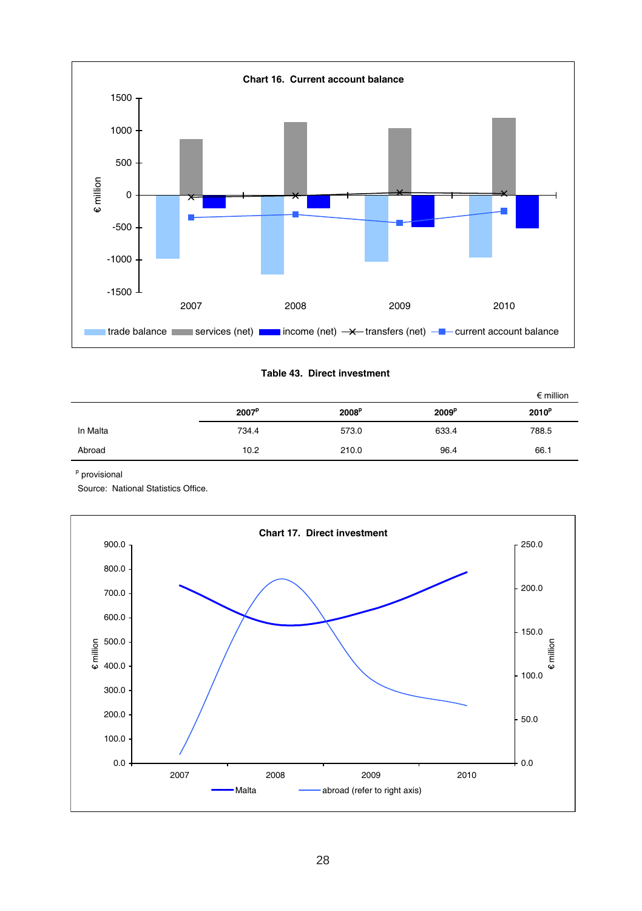**Chart 16. Current account balance**

**Table 43. Direct investment**

€ million

| | 2007$^p$ | 2008$^p$ | 2009$^p$ | 2010$^p$ |
|---|---|---|---|---|
| In Malta | 734.4 | 573.0 | 633.4 | 788.5 |
| Abroad | 10.2 | 210.0 | 96.4 | 66.1 |

$^p$ provisional

Source: National Statistics Office.

**Chart 17. Direct investment**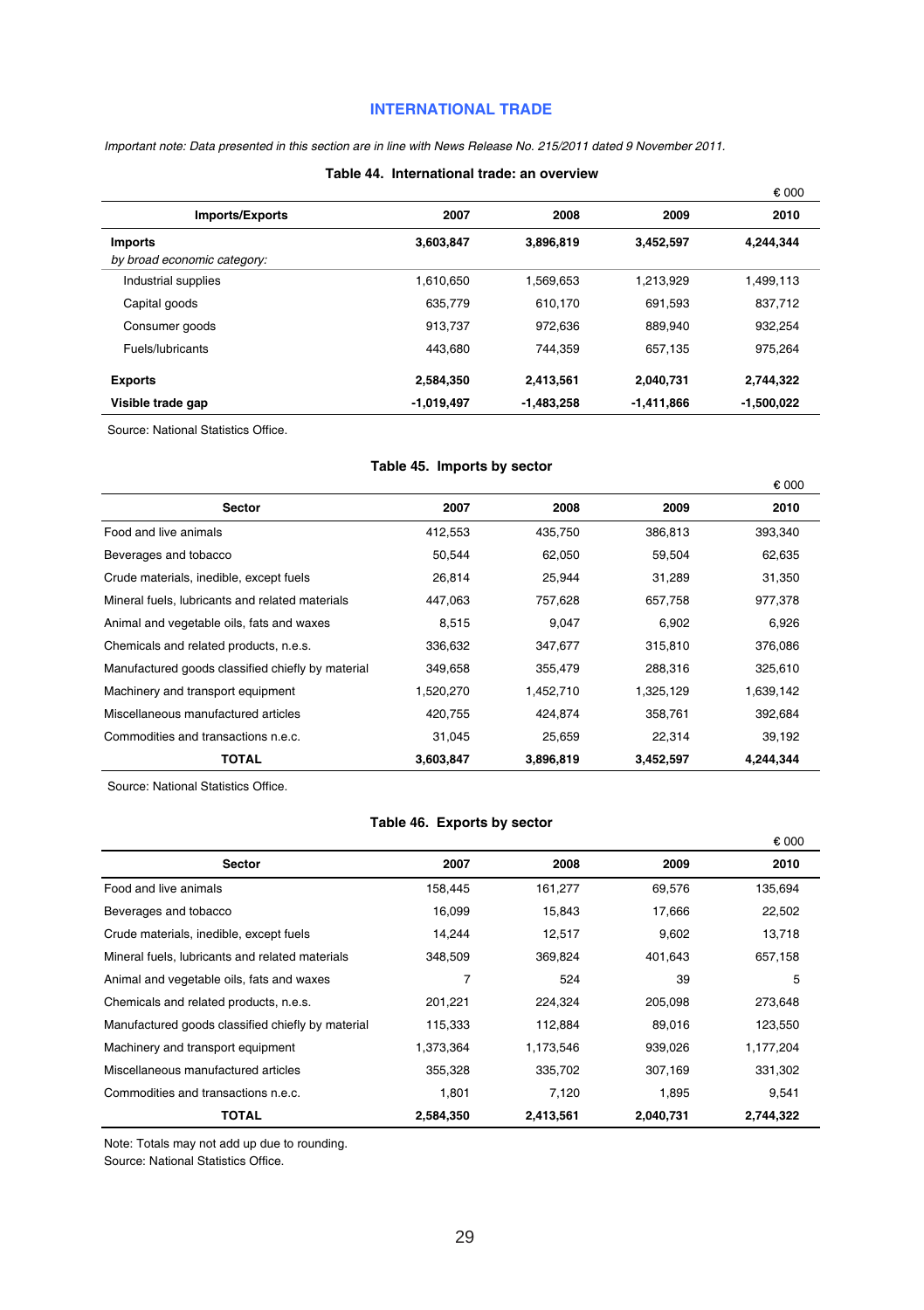## INTERNATIONAL TRADE

*Important note: Data presented in this section are in line with News Release No. 215/2011 dated 9 November 2011.*

### Table 44. International trade: an overview

€ 000

| Imports/Exports | 2007 | 2008 | 2009 | 2010 |
|---|---|---|---|---|
| **Imports** | **3,603,847** | **3,896,819** | **3,452,597** | **4,244,344** |
| *by broad economic category:* | | | | |
| Industrial supplies | 1,610,650 | 1,569,653 | 1,213,929 | 1,499,113 |
| Capital goods | 635,779 | 610,170 | 691,593 | 837,712 |
| Consumer goods | 913,737 | 972,636 | 889,940 | 932,254 |
| Fuels/lubricants | 443,680 | 744,359 | 657,135 | 975,264 |
| **Exports** | **2,584,350** | **2,413,561** | **2,040,731** | **2,744,322** |
| **Visible trade gap** | **-1,019,497** | **-1,483,258** | **-1,411,866** | **-1,500,022** |

Source: National Statistics Office.

### Table 45. Imports by sector

€ 000

| Sector | 2007 | 2008 | 2009 | 2010 |
|---|---|---|---|---|
| Food and live animals | 412,553 | 435,750 | 386,813 | 393,340 |
| Beverages and tobacco | 50,544 | 62,050 | 59,504 | 62,635 |
| Crude materials, inedible, except fuels | 26,814 | 25,944 | 31,289 | 31,350 |
| Mineral fuels, lubricants and related materials | 447,063 | 757,628 | 657,758 | 977,378 |
| Animal and vegetable oils, fats and waxes | 8,515 | 9,047 | 6,902 | 6,926 |
| Chemicals and related products, n.e.s. | 336,632 | 347,677 | 315,810 | 376,086 |
| Manufactured goods classified chiefly by material | 349,658 | 355,479 | 288,316 | 325,610 |
| Machinery and transport equipment | 1,520,270 | 1,452,710 | 1,325,129 | 1,639,142 |
| Miscellaneous manufactured articles | 420,755 | 424,874 | 358,761 | 392,684 |
| Commodities and transactions n.e.c. | 31,045 | 25,659 | 22,314 | 39,192 |
| **TOTAL** | **3,603,847** | **3,896,819** | **3,452,597** | **4,244,344** |

Source: National Statistics Office.

### Table 46. Exports by sector

€ 000

| Sector | 2007 | 2008 | 2009 | 2010 |
|---|---|---|---|---|
| Food and live animals | 158,445 | 161,277 | 69,576 | 135,694 |
| Beverages and tobacco | 16,099 | 15,843 | 17,666 | 22,502 |
| Crude materials, inedible, except fuels | 14,244 | 12,517 | 9,602 | 13,718 |
| Mineral fuels, lubricants and related materials | 348,509 | 369,824 | 401,643 | 657,158 |
| Animal and vegetable oils, fats and waxes | 7 | 524 | 39 | 5 |
| Chemicals and related products, n.e.s. | 201,221 | 224,324 | 205,098 | 273,648 |
| Manufactured goods classified chiefly by material | 115,333 | 112,884 | 89,016 | 123,550 |
| Machinery and transport equipment | 1,373,364 | 1,173,546 | 939,026 | 1,177,204 |
| Miscellaneous manufactured articles | 355,328 | 335,702 | 307,169 | 331,302 |
| Commodities and transactions n.e.c. | 1,801 | 7,120 | 1,895 | 9,541 |
| **TOTAL** | **2,584,350** | **2,413,561** | **2,040,731** | **2,744,322** |

Note: Totals may not add up due to rounding.
Source: National Statistics Office.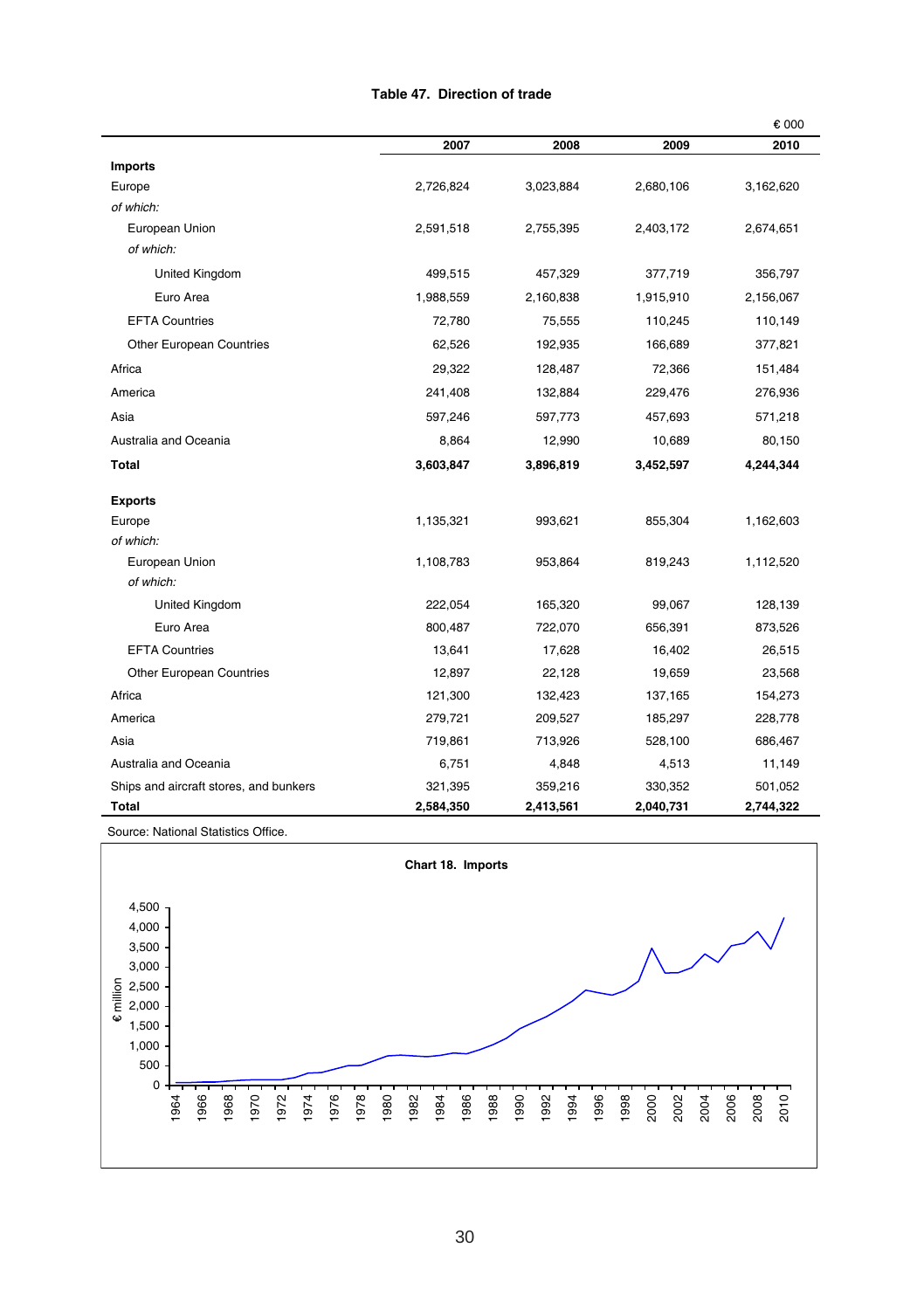**Table 47. Direction of trade**

€ 000

| | 2007 | 2008 | 2009 | 2010 |
|---|---|---|---|---|
| **Imports** | | | | |
| Europe | 2,726,824 | 3,023,884 | 2,680,106 | 3,162,620 |
| *of which:* | | | | |
| European Union | 2,591,518 | 2,755,395 | 2,403,172 | 2,674,651 |
| *of which:* | | | | |
| United Kingdom | 499,515 | 457,329 | 377,719 | 356,797 |
| Euro Area | 1,988,559 | 2,160,838 | 1,915,910 | 2,156,067 |
| EFTA Countries | 72,780 | 75,555 | 110,245 | 110,149 |
| Other European Countries | 62,526 | 192,935 | 166,689 | 377,821 |
| Africa | 29,322 | 128,487 | 72,366 | 151,484 |
| America | 241,408 | 132,884 | 229,476 | 276,936 |
| Asia | 597,246 | 597,773 | 457,693 | 571,218 |
| Australia and Oceania | 8,864 | 12,990 | 10,689 | 80,150 |
| **Total** | **3,603,847** | **3,896,819** | **3,452,597** | **4,244,344** |
| **Exports** | | | | |
| Europe | 1,135,321 | 993,621 | 855,304 | 1,162,603 |
| *of which:* | | | | |
| European Union | 1,108,783 | 953,864 | 819,243 | 1,112,520 |
| *of which:* | | | | |
| United Kingdom | 222,054 | 165,320 | 99,067 | 128,139 |
| Euro Area | 800,487 | 722,070 | 656,391 | 873,526 |
| EFTA Countries | 13,641 | 17,628 | 16,402 | 26,515 |
| Other European Countries | 12,897 | 22,128 | 19,659 | 23,568 |
| Africa | 121,300 | 132,423 | 137,165 | 154,273 |
| America | 279,721 | 209,527 | 185,297 | 228,778 |
| Asia | 719,861 | 713,926 | 528,100 | 686,467 |
| Australia and Oceania | 6,751 | 4,848 | 4,513 | 11,149 |
| Ships and aircraft stores, and bunkers | 321,395 | 359,216 | 330,352 | 501,052 |
| **Total** | **2,584,350** | **2,413,561** | **2,040,731** | **2,744,322** |

Source: National Statistics Office.

**Chart 18. Imports**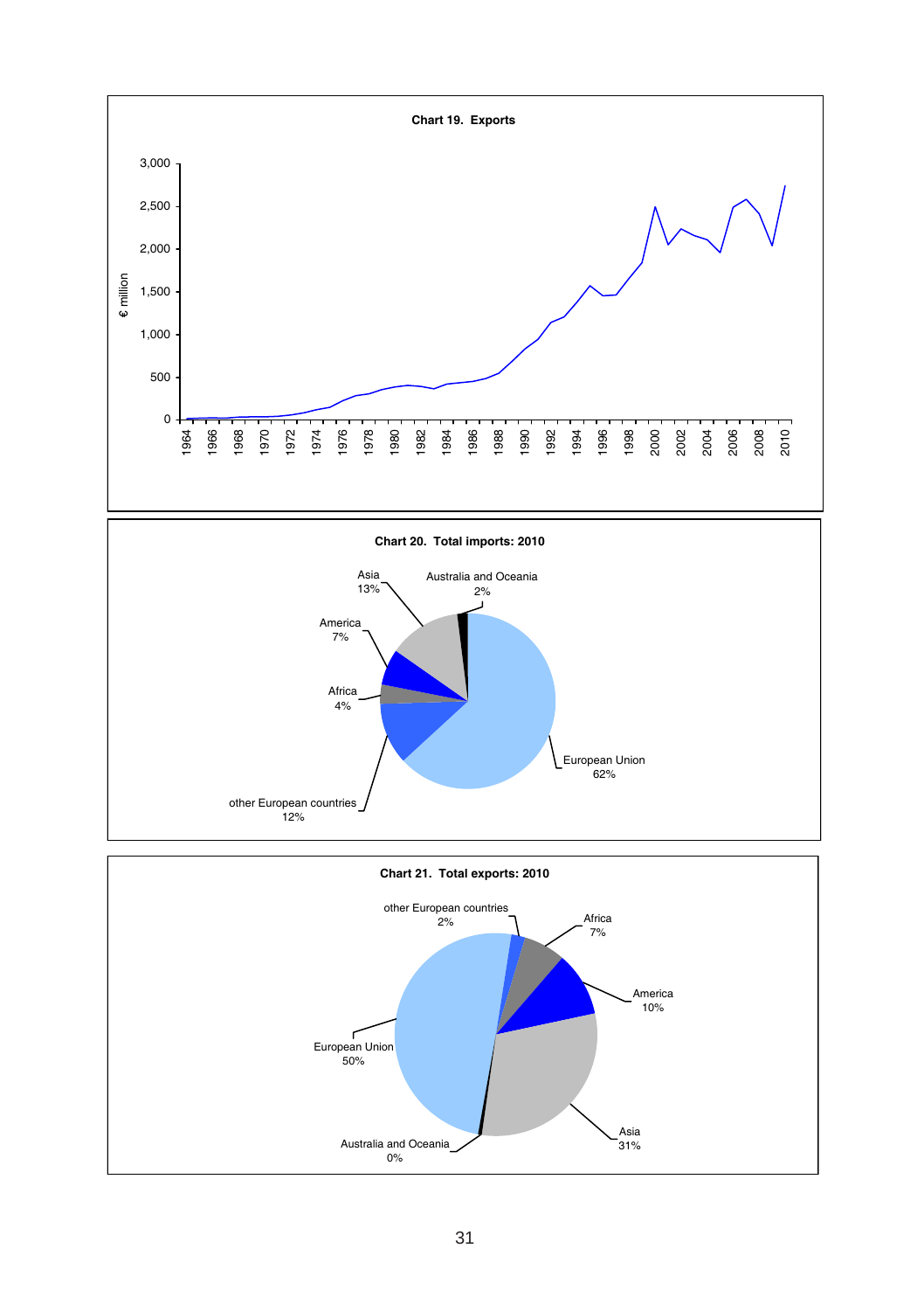**Chart 19. Exports**

**Chart 20. Total imports: 2010**

| Region | Share |
|---|---|
| European Union | 62% |
| other European countries | 12% |
| Africa | 4% |
| America | 7% |
| Asia | 13% |
| Australia and Oceania | 2% |

**Chart 21. Total exports: 2010**

| Region | Share |
|---|---|
| European Union | 50% |
| other European countries | 2% |
| Africa | 7% |
| America | 10% |
| Asia | 31% |
| Australia and Oceania | 0% |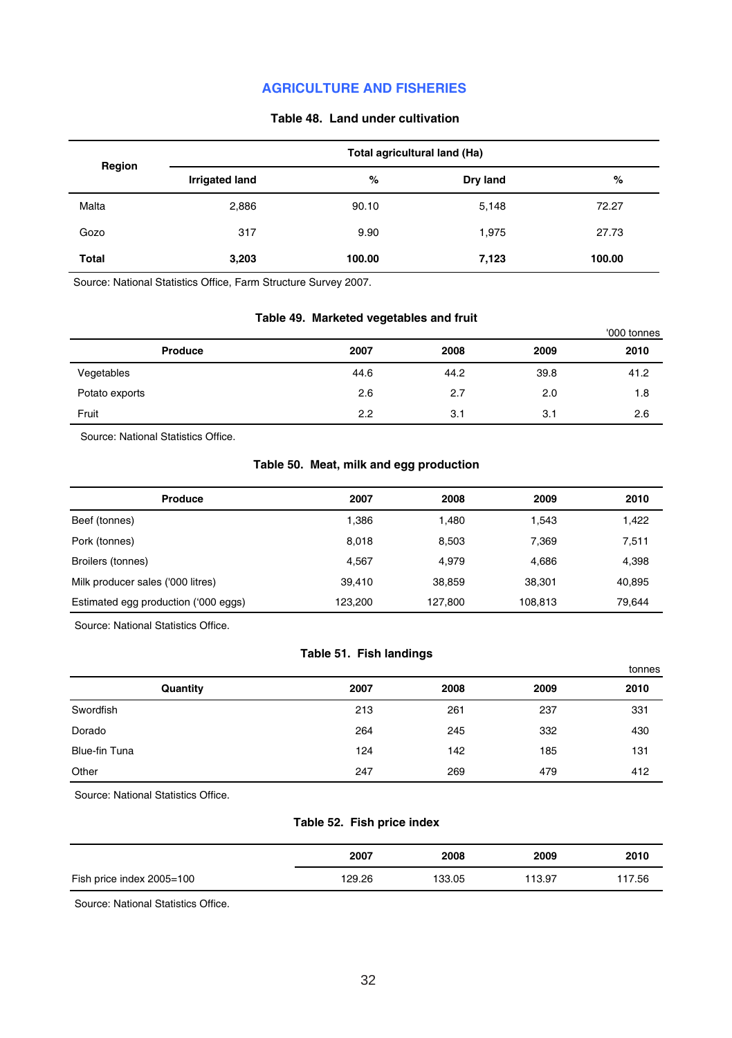# AGRICULTURE AND FISHERIES

### Table 48. Land under cultivation

| Region | Total agricultural land (Ha) | | | |
|---|---|---|---|---|
| | Irrigated land | % | Dry land | % |
| Malta | 2,886 | 90.10 | 5,148 | 72.27 |
| Gozo | 317 | 9.90 | 1,975 | 27.73 |
| **Total** | **3,203** | **100.00** | **7,123** | **100.00** |

Source: National Statistics Office, Farm Structure Survey 2007.

### Table 49. Marketed vegetables and fruit

'000 tonnes

| Produce | 2007 | 2008 | 2009 | 2010 |
|---|---|---|---|---|
| Vegetables | 44.6 | 44.2 | 39.8 | 41.2 |
| Potato exports | 2.6 | 2.7 | 2.0 | 1.8 |
| Fruit | 2.2 | 3.1 | 3.1 | 2.6 |

Source: National Statistics Office.

### Table 50. Meat, milk and egg production

| Produce | 2007 | 2008 | 2009 | 2010 |
|---|---|---|---|---|
| Beef (tonnes) | 1,386 | 1,480 | 1,543 | 1,422 |
| Pork (tonnes) | 8,018 | 8,503 | 7,369 | 7,511 |
| Broilers (tonnes) | 4,567 | 4,979 | 4,686 | 4,398 |
| Milk producer sales ('000 litres) | 39,410 | 38,859 | 38,301 | 40,895 |
| Estimated egg production ('000 eggs) | 123,200 | 127,800 | 108,813 | 79,644 |

Source: National Statistics Office.

### Table 51. Fish landings

tonnes

| Quantity | 2007 | 2008 | 2009 | 2010 |
|---|---|---|---|---|
| Swordfish | 213 | 261 | 237 | 331 |
| Dorado | 264 | 245 | 332 | 430 |
| Blue-fin Tuna | 124 | 142 | 185 | 131 |
| Other | 247 | 269 | 479 | 412 |

Source: National Statistics Office.

### Table 52. Fish price index

| | 2007 | 2008 | 2009 | 2010 |
|---|---|---|---|---|
| Fish price index 2005=100 | 129.26 | 133.05 | 113.97 | 117.56 |

Source: National Statistics Office.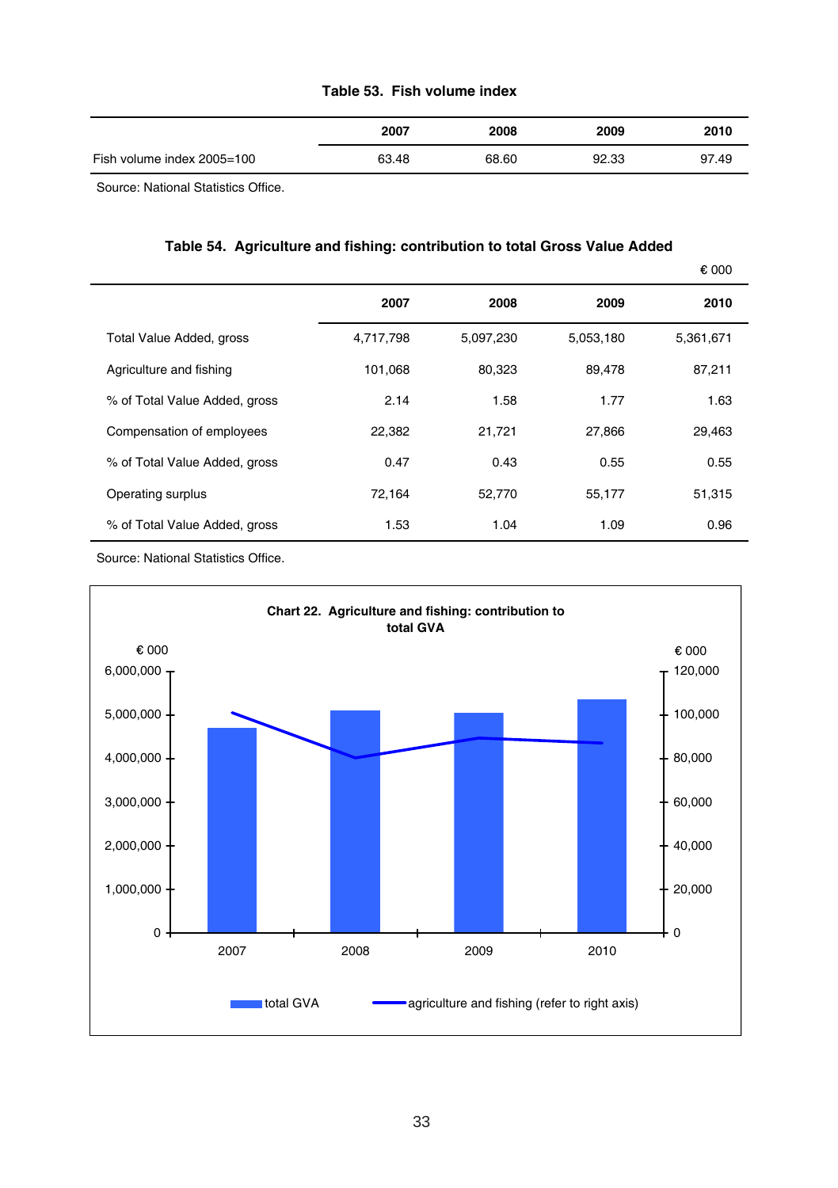**Table 53. Fish volume index**

| | 2007 | 2008 | 2009 | 2010 |
|---|---|---|---|---|
| Fish volume index 2005=100 | 63.48 | 68.60 | 92.33 | 97.49 |

Source: National Statistics Office.

**Table 54. Agriculture and fishing: contribution to total Gross Value Added**

€ 000

| | 2007 | 2008 | 2009 | 2010 |
|---|---|---|---|---|
| Total Value Added, gross | 4,717,798 | 5,097,230 | 5,053,180 | 5,361,671 |
| Agriculture and fishing | 101,068 | 80,323 | 89,478 | 87,211 |
| % of Total Value Added, gross | 2.14 | 1.58 | 1.77 | 1.63 |
| Compensation of employees | 22,382 | 21,721 | 27,866 | 29,463 |
| % of Total Value Added, gross | 0.47 | 0.43 | 0.55 | 0.55 |
| Operating surplus | 72,164 | 52,770 | 55,177 | 51,315 |
| % of Total Value Added, gross | 1.53 | 1.04 | 1.09 | 0.96 |

Source: National Statistics Office.

**Chart 22. Agriculture and fishing: contribution to total GVA**

Legend: total GVA; agriculture and fishing (refer to right axis)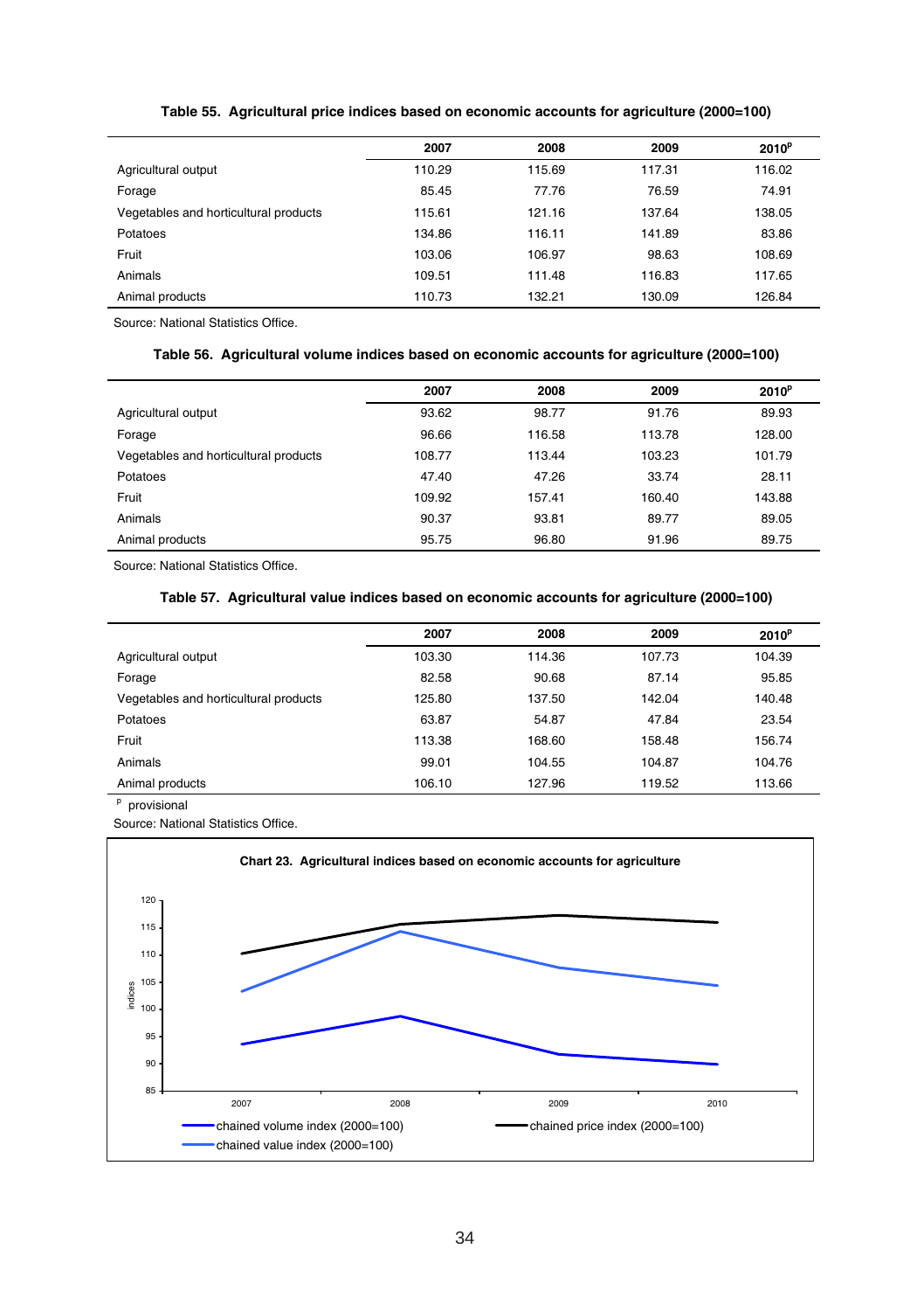**Table 55. Agricultural price indices based on economic accounts for agriculture (2000=100)**

| | 2007 | 2008 | 2009 | 2010[p] |
|---|---|---|---|---|
| Agricultural output | 110.29 | 115.69 | 117.31 | 116.02 |
| Forage | 85.45 | 77.76 | 76.59 | 74.91 |
| Vegetables and horticultural products | 115.61 | 121.16 | 137.64 | 138.05 |
| Potatoes | 134.86 | 116.11 | 141.89 | 83.86 |
| Fruit | 103.06 | 106.97 | 98.63 | 108.69 |
| Animals | 109.51 | 111.48 | 116.83 | 117.65 |
| Animal products | 110.73 | 132.21 | 130.09 | 126.84 |

Source: National Statistics Office.

**Table 56. Agricultural volume indices based on economic accounts for agriculture (2000=100)**

| | 2007 | 2008 | 2009 | 2010[p] |
|---|---|---|---|---|
| Agricultural output | 93.62 | 98.77 | 91.76 | 89.93 |
| Forage | 96.66 | 116.58 | 113.78 | 128.00 |
| Vegetables and horticultural products | 108.77 | 113.44 | 103.23 | 101.79 |
| Potatoes | 47.40 | 47.26 | 33.74 | 28.11 |
| Fruit | 109.92 | 157.41 | 160.40 | 143.88 |
| Animals | 90.37 | 93.81 | 89.77 | 89.05 |
| Animal products | 95.75 | 96.80 | 91.96 | 89.75 |

Source: National Statistics Office.

**Table 57. Agricultural value indices based on economic accounts for agriculture (2000=100)**

| | 2007 | 2008 | 2009 | 2010[p] |
|---|---|---|---|---|
| Agricultural output | 103.30 | 114.36 | 107.73 | 104.39 |
| Forage | 82.58 | 90.68 | 87.14 | 95.85 |
| Vegetables and horticultural products | 125.80 | 137.50 | 142.04 | 140.48 |
| Potatoes | 63.87 | 54.87 | 47.84 | 23.54 |
| Fruit | 113.38 | 168.60 | 158.48 | 156.74 |
| Animals | 99.01 | 104.55 | 104.87 | 104.76 |
| Animal products | 106.10 | 127.96 | 119.52 | 113.66 |

[p] provisional

Source: National Statistics Office.

**Chart 23. Agricultural indices based on economic accounts for agriculture**

| | 2007 | 2008 | 2009 | 2010 |
|---|---|---|---|---|
| chained volume index (2000=100) | 93.62 | 98.77 | 91.76 | 89.93 |
| chained price index (2000=100) | 110.29 | 115.69 | 117.31 | 116.02 |
| chained value index (2000=100) | 103.30 | 114.36 | 107.73 | 104.39 |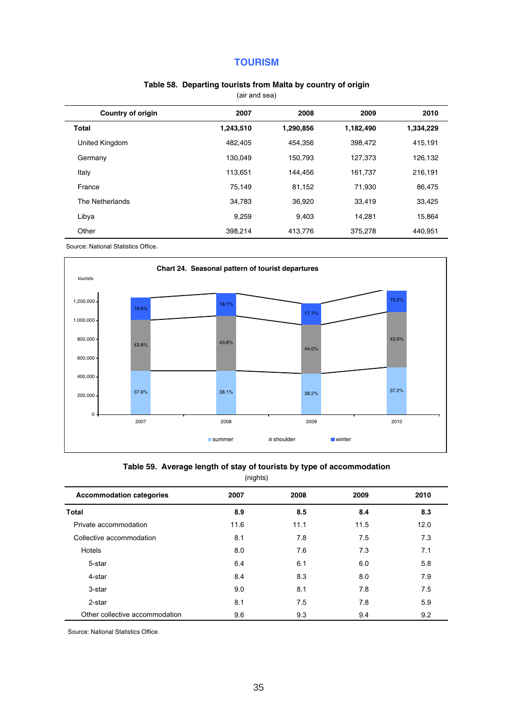# TOURISM

**Table 58. Departing tourists from Malta by country of origin**

(air and sea)

| Country of origin | 2007 | 2008 | 2009 | 2010 |
|---|---|---|---|---|
| **Total** | **1,243,510** | **1,290,856** | **1,182,490** | **1,334,229** |
| United Kingdom | 482,405 | 454,356 | 398,472 | 415,191 |
| Germany | 130,049 | 150,793 | 127,373 | 126,132 |
| Italy | 113,651 | 144,456 | 161,737 | 216,191 |
| France | 75,149 | 81,152 | 71,930 | 86,475 |
| The Netherlands | 34,783 | 36,920 | 33,419 | 33,425 |
| Libya | 9,259 | 9,403 | 14,281 | 15,864 |
| Other | 398,214 | 413,776 | 375,278 | 440,951 |

Source: National Statistics Office.

**Chart 24. Seasonal pattern of tourist departures**

tourists

| | 2007 | 2008 | 2009 | 2010 |
|---|---|---|---|---|
| summer | 37.6% | 38.1% | 38.2% | 37.2% |
| shoulder | 43.8% | 43.8% | 44.0% | 43.6% |
| winter | 18.6% | 18.1% | 17.7% | 19.2% |

**Table 59. Average length of stay of tourists by type of accommodation**

(nights)

| Accommodation categories | 2007 | 2008 | 2009 | 2010 |
|---|---|---|---|---|
| **Total** | **8.9** | **8.5** | **8.4** | **8.3** |
| Private accommodation | 11.6 | 11.1 | 11.5 | 12.0 |
| Collective accommodation | 8.1 | 7.8 | 7.5 | 7.3 |
| Hotels | 8.0 | 7.6 | 7.3 | 7.1 |
| 5-star | 6.4 | 6.1 | 6.0 | 5.8 |
| 4-star | 8.4 | 8.3 | 8.0 | 7.9 |
| 3-star | 9.0 | 8.1 | 7.8 | 7.5 |
| 2-star | 8.1 | 7.5 | 7.8 | 5.9 |
| Other collective accommodation | 9.6 | 9.3 | 9.4 | 9.2 |

Source: National Statistics Office.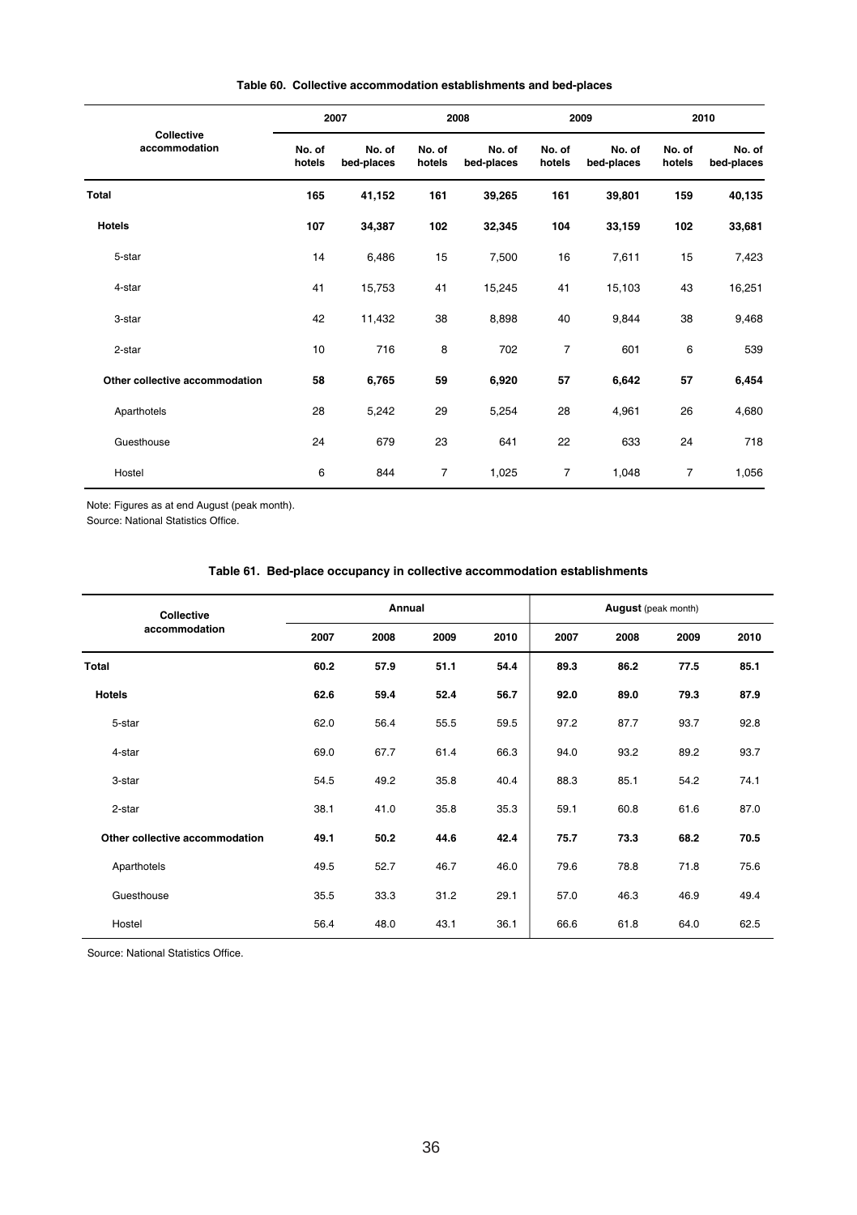**Table 60. Collective accommodation establishments and bed-places**

| Collective accommodation | 2007 | | 2008 | | 2009 | | 2010 | |
|---|---|---|---|---|---|---|---|---|
| | No. of hotels | No. of bed-places | No. of hotels | No. of bed-places | No. of hotels | No. of bed-places | No. of hotels | No. of bed-places |
| **Total** | **165** | **41,152** | **161** | **39,265** | **161** | **39,801** | **159** | **40,135** |
| **Hotels** | **107** | **34,387** | **102** | **32,345** | **104** | **33,159** | **102** | **33,681** |
| 5-star | 14 | 6,486 | 15 | 7,500 | 16 | 7,611 | 15 | 7,423 |
| 4-star | 41 | 15,753 | 41 | 15,245 | 41 | 15,103 | 43 | 16,251 |
| 3-star | 42 | 11,432 | 38 | 8,898 | 40 | 9,844 | 38 | 9,468 |
| 2-star | 10 | 716 | 8 | 702 | 7 | 601 | 6 | 539 |
| **Other collective accommodation** | **58** | **6,765** | **59** | **6,920** | **57** | **6,642** | **57** | **6,454** |
| Aparthotels | 28 | 5,242 | 29 | 5,254 | 28 | 4,961 | 26 | 4,680 |
| Guesthouse | 24 | 679 | 23 | 641 | 22 | 633 | 24 | 718 |
| Hostel | 6 | 844 | 7 | 1,025 | 7 | 1,048 | 7 | 1,056 |

Note: Figures as at end August (peak month).
Source: National Statistics Office.

**Table 61. Bed-place occupancy in collective accommodation establishments**

| Collective accommodation | Annual | | | | **August** (peak month) | | | |
|---|---|---|---|---|---|---|---|---|
| | 2007 | 2008 | 2009 | 2010 | 2007 | 2008 | 2009 | 2010 |
| **Total** | **60.2** | **57.9** | **51.1** | **54.4** | **89.3** | **86.2** | **77.5** | **85.1** |
| **Hotels** | **62.6** | **59.4** | **52.4** | **56.7** | **92.0** | **89.0** | **79.3** | **87.9** |
| 5-star | 62.0 | 56.4 | 55.5 | 59.5 | 97.2 | 87.7 | 93.7 | 92.8 |
| 4-star | 69.0 | 67.7 | 61.4 | 66.3 | 94.0 | 93.2 | 89.2 | 93.7 |
| 3-star | 54.5 | 49.2 | 35.8 | 40.4 | 88.3 | 85.1 | 54.2 | 74.1 |
| 2-star | 38.1 | 41.0 | 35.8 | 35.3 | 59.1 | 60.8 | 61.6 | 87.0 |
| **Other collective accommodation** | **49.1** | **50.2** | **44.6** | **42.4** | **75.7** | **73.3** | **68.2** | **70.5** |
| Aparthotels | 49.5 | 52.7 | 46.7 | 46.0 | 79.6 | 78.8 | 71.8 | 75.6 |
| Guesthouse | 35.5 | 33.3 | 31.2 | 29.1 | 57.0 | 46.3 | 46.9 | 49.4 |
| Hostel | 56.4 | 48.0 | 43.1 | 36.1 | 66.6 | 61.8 | 64.0 | 62.5 |

Source: National Statistics Office.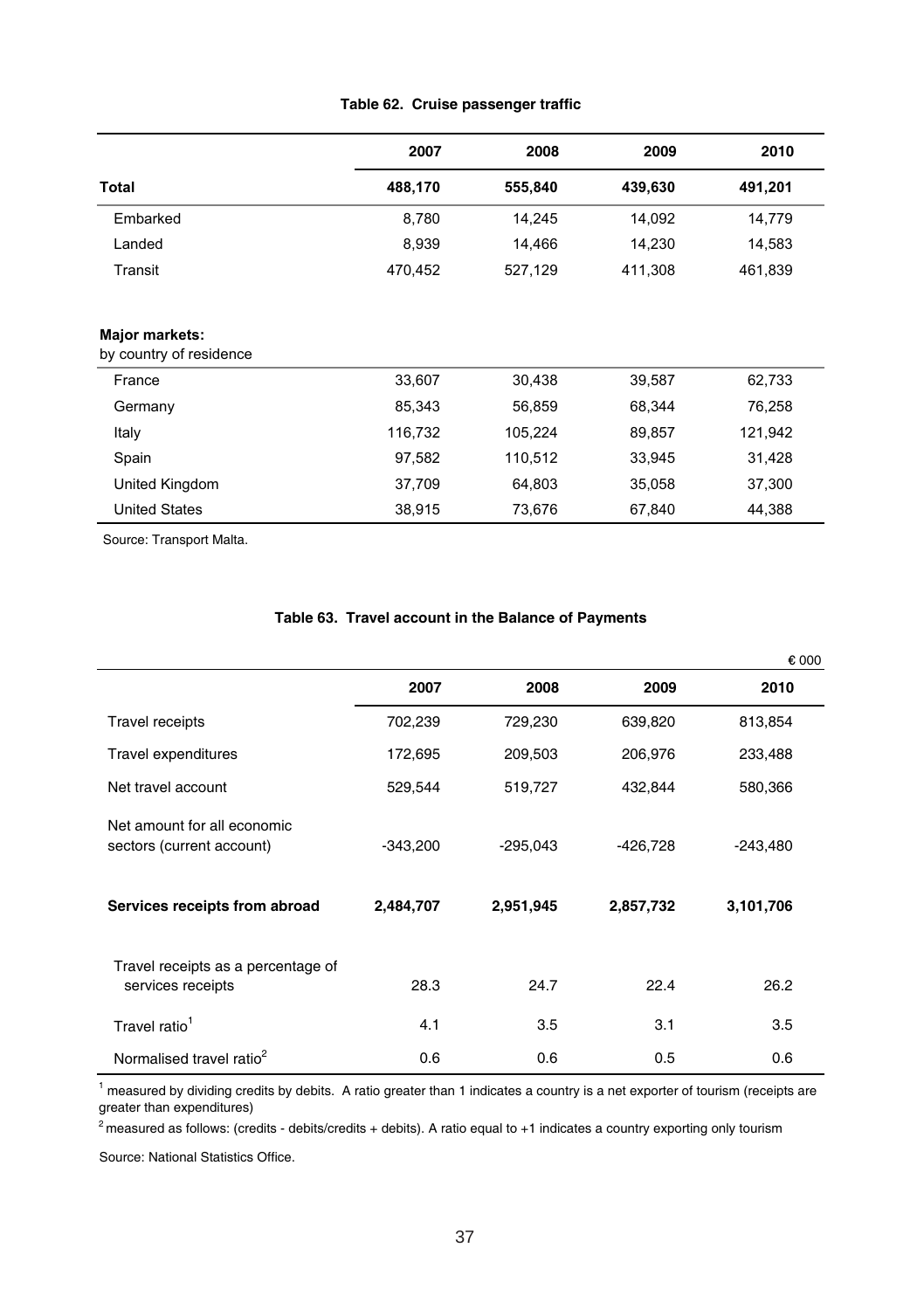**Table 62. Cruise passenger traffic**

| | 2007 | 2008 | 2009 | 2010 |
|---|---|---|---|---|
| **Total** | **488,170** | **555,840** | **439,630** | **491,201** |
| Embarked | 8,780 | 14,245 | 14,092 | 14,779 |
| Landed | 8,939 | 14,466 | 14,230 | 14,583 |
| Transit | 470,452 | 527,129 | 411,308 | 461,839 |
| **Major markets:** by country of residence | | | | |
| France | 33,607 | 30,438 | 39,587 | 62,733 |
| Germany | 85,343 | 56,859 | 68,344 | 76,258 |
| Italy | 116,732 | 105,224 | 89,857 | 121,942 |
| Spain | 97,582 | 110,512 | 33,945 | 31,428 |
| United Kingdom | 37,709 | 64,803 | 35,058 | 37,300 |
| United States | 38,915 | 73,676 | 67,840 | 44,388 |

Source: Transport Malta.

**Table 63. Travel account in the Balance of Payments**

€ 000

| | 2007 | 2008 | 2009 | 2010 |
|---|---|---|---|---|
| Travel receipts | 702,239 | 729,230 | 639,820 | 813,854 |
| Travel expenditures | 172,695 | 209,503 | 206,976 | 233,488 |
| Net travel account | 529,544 | 519,727 | 432,844 | 580,366 |
| Net amount for all economic sectors (current account) | -343,200 | -295,043 | -426,728 | -243,480 |
| **Services receipts from abroad** | **2,484,707** | **2,951,945** | **2,857,732** | **3,101,706** |
| Travel receipts as a percentage of services receipts | 28.3 | 24.7 | 22.4 | 26.2 |
| Travel ratio[1] | 4.1 | 3.5 | 3.1 | 3.5 |
| Normalised travel ratio[2] | 0.6 | 0.6 | 0.5 | 0.6 |

[1] measured by dividing credits by debits. A ratio greater than 1 indicates a country is a net exporter of tourism (receipts are greater than expenditures)

[2] measured as follows: (credits - debits/credits + debits). A ratio equal to +1 indicates a country exporting only tourism

Source: National Statistics Office.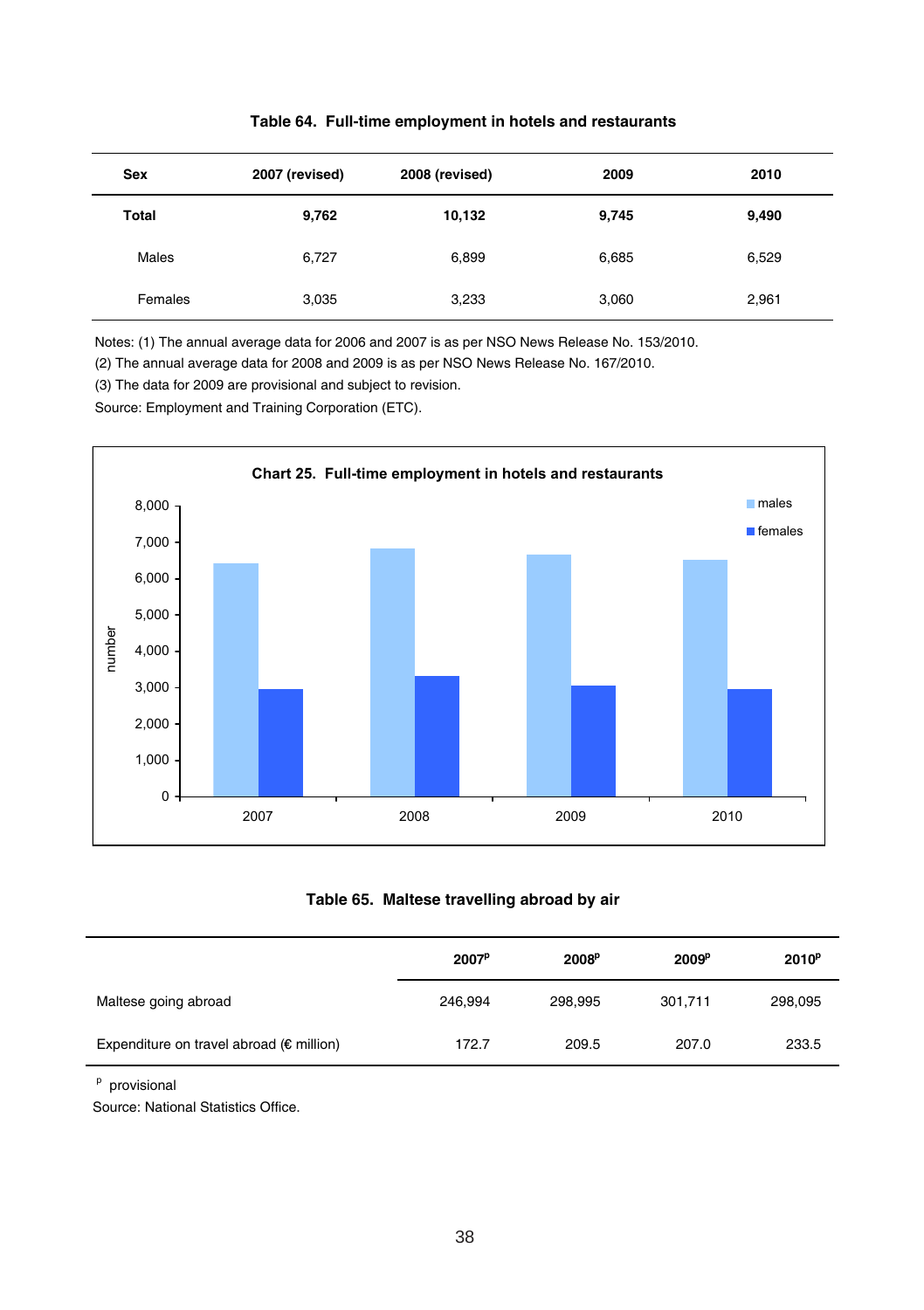**Table 64. Full-time employment in hotels and restaurants**

| Sex | 2007 (revised) | 2008 (revised) | 2009 | 2010 |
|---|---|---|---|---|
| **Total** | **9,762** | **10,132** | **9,745** | **9,490** |
| Males | 6,727 | 6,899 | 6,685 | 6,529 |
| Females | 3,035 | 3,233 | 3,060 | 2,961 |

Notes: (1) The annual average data for 2006 and 2007 is as per NSO News Release No. 153/2010.
(2) The annual average data for 2008 and 2009 is as per NSO News Release No. 167/2010.
(3) The data for 2009 are provisional and subject to revision.
Source: Employment and Training Corporation (ETC).

**Chart 25. Full-time employment in hotels and restaurants**

**Table 65. Maltese travelling abroad by air**

| | 2007[p] | 2008[p] | 2009[p] | 2010[p] |
|---|---|---|---|---|
| Maltese going abroad | 246,994 | 298,995 | 301,711 | 298,095 |
| Expenditure on travel abroad (€ million) | 172.7 | 209.5 | 207.0 | 233.5 |

[p] provisional
Source: National Statistics Office.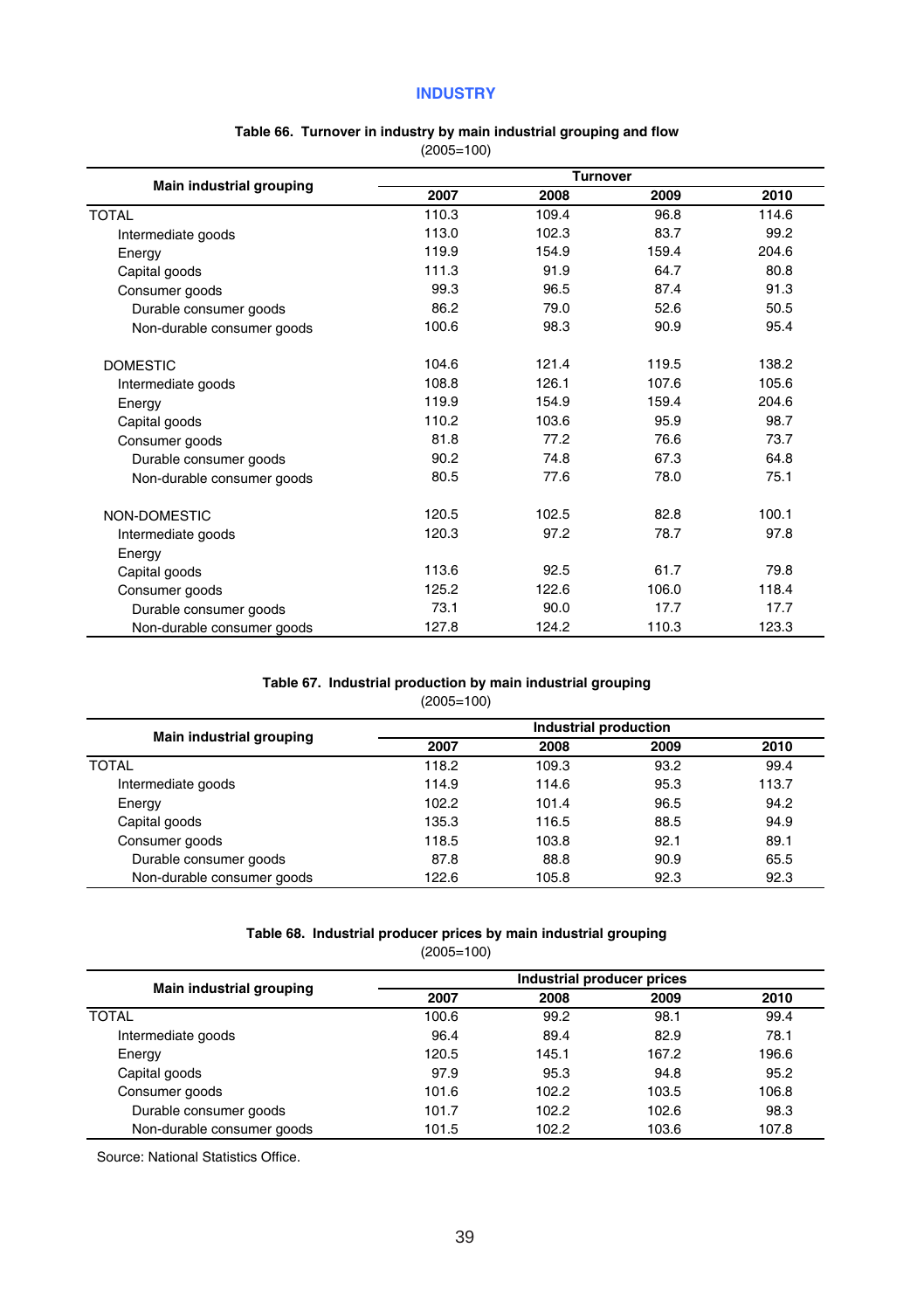## INDUSTRY

### Table 66. Turnover in industry by main industrial grouping and flow

(2005=100)

| Main industrial grouping | Turnover | | | |
|---|---|---|---|---|
| | 2007 | 2008 | 2009 | 2010 |
| TOTAL | 110.3 | 109.4 | 96.8 | 114.6 |
| Intermediate goods | 113.0 | 102.3 | 83.7 | 99.2 |
| Energy | 119.9 | 154.9 | 159.4 | 204.6 |
| Capital goods | 111.3 | 91.9 | 64.7 | 80.8 |
| Consumer goods | 99.3 | 96.5 | 87.4 | 91.3 |
| Durable consumer goods | 86.2 | 79.0 | 52.6 | 50.5 |
| Non-durable consumer goods | 100.6 | 98.3 | 90.9 | 95.4 |
| DOMESTIC | 104.6 | 121.4 | 119.5 | 138.2 |
| Intermediate goods | 108.8 | 126.1 | 107.6 | 105.6 |
| Energy | 119.9 | 154.9 | 159.4 | 204.6 |
| Capital goods | 110.2 | 103.6 | 95.9 | 98.7 |
| Consumer goods | 81.8 | 77.2 | 76.6 | 73.7 |
| Durable consumer goods | 90.2 | 74.8 | 67.3 | 64.8 |
| Non-durable consumer goods | 80.5 | 77.6 | 78.0 | 75.1 |
| NON-DOMESTIC | 120.5 | 102.5 | 82.8 | 100.1 |
| Intermediate goods | 120.3 | 97.2 | 78.7 | 97.8 |
| Energy | | | | |
| Capital goods | 113.6 | 92.5 | 61.7 | 79.8 |
| Consumer goods | 125.2 | 122.6 | 106.0 | 118.4 |
| Durable consumer goods | 73.1 | 90.0 | 17.7 | 17.7 |
| Non-durable consumer goods | 127.8 | 124.2 | 110.3 | 123.3 |

### Table 67. Industrial production by main industrial grouping

(2005=100)

| Main industrial grouping | Industrial production | | | |
|---|---|---|---|---|
| | 2007 | 2008 | 2009 | 2010 |
| TOTAL | 118.2 | 109.3 | 93.2 | 99.4 |
| Intermediate goods | 114.9 | 114.6 | 95.3 | 113.7 |
| Energy | 102.2 | 101.4 | 96.5 | 94.2 |
| Capital goods | 135.3 | 116.5 | 88.5 | 94.9 |
| Consumer goods | 118.5 | 103.8 | 92.1 | 89.1 |
| Durable consumer goods | 87.8 | 88.8 | 90.9 | 65.5 |
| Non-durable consumer goods | 122.6 | 105.8 | 92.3 | 92.3 |

### Table 68. Industrial producer prices by main industrial grouping

(2005=100)

| Main industrial grouping | Industrial producer prices | | | |
|---|---|---|---|---|
| | 2007 | 2008 | 2009 | 2010 |
| TOTAL | 100.6 | 99.2 | 98.1 | 99.4 |
| Intermediate goods | 96.4 | 89.4 | 82.9 | 78.1 |
| Energy | 120.5 | 145.1 | 167.2 | 196.6 |
| Capital goods | 97.9 | 95.3 | 94.8 | 95.2 |
| Consumer goods | 101.6 | 102.2 | 103.5 | 106.8 |
| Durable consumer goods | 101.7 | 102.2 | 102.6 | 98.3 |
| Non-durable consumer goods | 101.5 | 102.2 | 103.6 | 107.8 |

Source: National Statistics Office.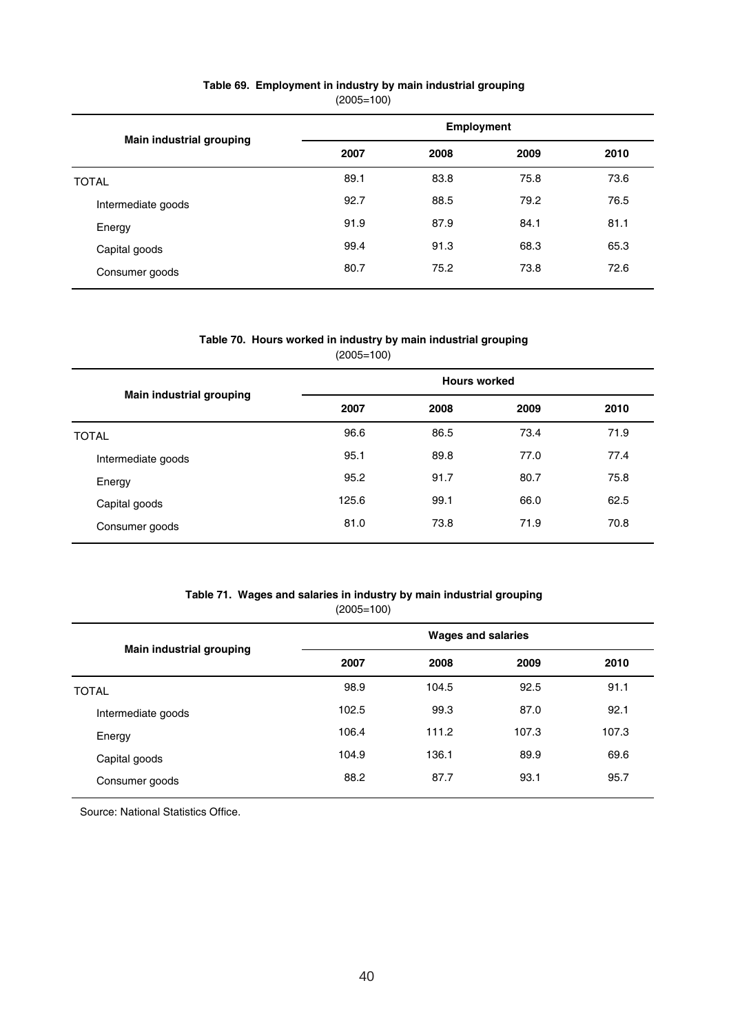**Table 69. Employment in industry by main industrial grouping**

(2005=100)

| Main industrial grouping | Employment | | | |
|---|---|---|---|---|
| | 2007 | 2008 | 2009 | 2010 |
| TOTAL | 89.1 | 83.8 | 75.8 | 73.6 |
| Intermediate goods | 92.7 | 88.5 | 79.2 | 76.5 |
| Energy | 91.9 | 87.9 | 84.1 | 81.1 |
| Capital goods | 99.4 | 91.3 | 68.3 | 65.3 |
| Consumer goods | 80.7 | 75.2 | 73.8 | 72.6 |

**Table 70. Hours worked in industry by main industrial grouping**

(2005=100)

| Main industrial grouping | Hours worked | | | |
|---|---|---|---|---|
| | 2007 | 2008 | 2009 | 2010 |
| TOTAL | 96.6 | 86.5 | 73.4 | 71.9 |
| Intermediate goods | 95.1 | 89.8 | 77.0 | 77.4 |
| Energy | 95.2 | 91.7 | 80.7 | 75.8 |
| Capital goods | 125.6 | 99.1 | 66.0 | 62.5 |
| Consumer goods | 81.0 | 73.8 | 71.9 | 70.8 |

**Table 71. Wages and salaries in industry by main industrial grouping**

(2005=100)

| Main industrial grouping | Wages and salaries | | | |
|---|---|---|---|---|
| | 2007 | 2008 | 2009 | 2010 |
| TOTAL | 98.9 | 104.5 | 92.5 | 91.1 |
| Intermediate goods | 102.5 | 99.3 | 87.0 | 92.1 |
| Energy | 106.4 | 111.2 | 107.3 | 107.3 |
| Capital goods | 104.9 | 136.1 | 89.9 | 69.6 |
| Consumer goods | 88.2 | 87.7 | 93.1 | 95.7 |

Source: National Statistics Office.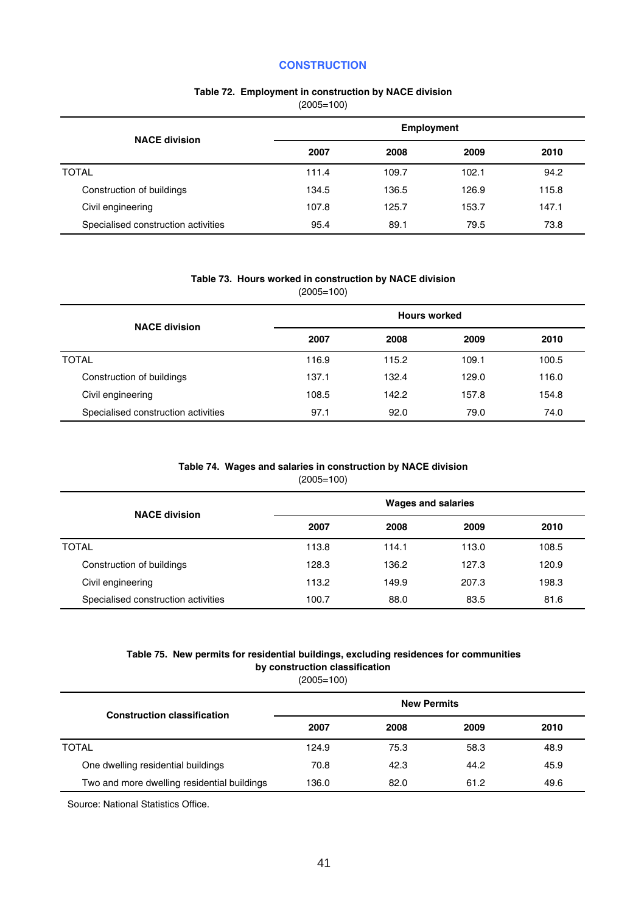## CONSTRUCTION

**Table 72. Employment in construction by NACE division**

(2005=100)

| NACE division | Employment | | | |
|---|---|---|---|---|
| | 2007 | 2008 | 2009 | 2010 |
| TOTAL | 111.4 | 109.7 | 102.1 | 94.2 |
| Construction of buildings | 134.5 | 136.5 | 126.9 | 115.8 |
| Civil engineering | 107.8 | 125.7 | 153.7 | 147.1 |
| Specialised construction activities | 95.4 | 89.1 | 79.5 | 73.8 |

**Table 73. Hours worked in construction by NACE division**

(2005=100)

| NACE division | Hours worked | | | |
|---|---|---|---|---|
| | 2007 | 2008 | 2009 | 2010 |
| TOTAL | 116.9 | 115.2 | 109.1 | 100.5 |
| Construction of buildings | 137.1 | 132.4 | 129.0 | 116.0 |
| Civil engineering | 108.5 | 142.2 | 157.8 | 154.8 |
| Specialised construction activities | 97.1 | 92.0 | 79.0 | 74.0 |

**Table 74. Wages and salaries in construction by NACE division**

(2005=100)

| NACE division | Wages and salaries | | | |
|---|---|---|---|---|
| | 2007 | 2008 | 2009 | 2010 |
| TOTAL | 113.8 | 114.1 | 113.0 | 108.5 |
| Construction of buildings | 128.3 | 136.2 | 127.3 | 120.9 |
| Civil engineering | 113.2 | 149.9 | 207.3 | 198.3 |
| Specialised construction activities | 100.7 | 88.0 | 83.5 | 81.6 |

**Table 75. New permits for residential buildings, excluding residences for communities by construction classification**

(2005=100)

| Construction classification | New Permits | | | |
|---|---|---|---|---|
| | 2007 | 2008 | 2009 | 2010 |
| TOTAL | 124.9 | 75.3 | 58.3 | 48.9 |
| One dwelling residential buildings | 70.8 | 42.3 | 44.2 | 45.9 |
| Two and more dwelling residential buildings | 136.0 | 82.0 | 61.2 | 49.6 |

Source: National Statistics Office.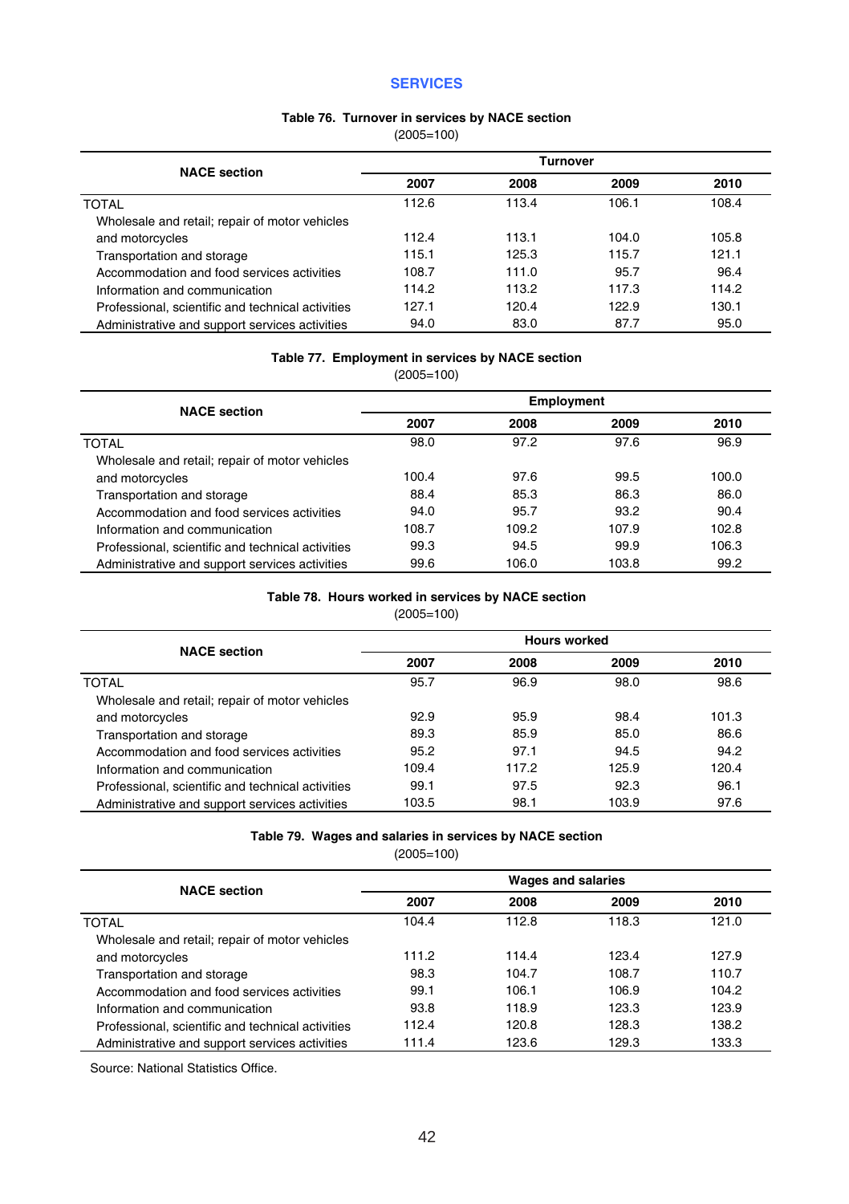# SERVICES

### Table 76. Turnover in services by NACE section
(2005=100)

| NACE section | Turnover | | | |
|---|---|---|---|---|
| | 2007 | 2008 | 2009 | 2010 |
| TOTAL | 112.6 | 113.4 | 106.1 | 108.4 |
| Wholesale and retail; repair of motor vehicles and motorcycles | 112.4 | 113.1 | 104.0 | 105.8 |
| Transportation and storage | 115.1 | 125.3 | 115.7 | 121.1 |
| Accommodation and food services activities | 108.7 | 111.0 | 95.7 | 96.4 |
| Information and communication | 114.2 | 113.2 | 117.3 | 114.2 |
| Professional, scientific and technical activities | 127.1 | 120.4 | 122.9 | 130.1 |
| Administrative and support services activities | 94.0 | 83.0 | 87.7 | 95.0 |

### Table 77. Employment in services by NACE section
(2005=100)

| NACE section | Employment | | | |
|---|---|---|---|---|
| | 2007 | 2008 | 2009 | 2010 |
| TOTAL | 98.0 | 97.2 | 97.6 | 96.9 |
| Wholesale and retail; repair of motor vehicles and motorcycles | 100.4 | 97.6 | 99.5 | 100.0 |
| Transportation and storage | 88.4 | 85.3 | 86.3 | 86.0 |
| Accommodation and food services activities | 94.0 | 95.7 | 93.2 | 90.4 |
| Information and communication | 108.7 | 109.2 | 107.9 | 102.8 |
| Professional, scientific and technical activities | 99.3 | 94.5 | 99.9 | 106.3 |
| Administrative and support services activities | 99.6 | 106.0 | 103.8 | 99.2 |

### Table 78. Hours worked in services by NACE section
(2005=100)

| NACE section | Hours worked | | | |
|---|---|---|---|---|
| | 2007 | 2008 | 2009 | 2010 |
| TOTAL | 95.7 | 96.9 | 98.0 | 98.6 |
| Wholesale and retail; repair of motor vehicles and motorcycles | 92.9 | 95.9 | 98.4 | 101.3 |
| Transportation and storage | 89.3 | 85.9 | 85.0 | 86.6 |
| Accommodation and food services activities | 95.2 | 97.1 | 94.5 | 94.2 |
| Information and communication | 109.4 | 117.2 | 125.9 | 120.4 |
| Professional, scientific and technical activities | 99.1 | 97.5 | 92.3 | 96.1 |
| Administrative and support services activities | 103.5 | 98.1 | 103.9 | 97.6 |

### Table 79. Wages and salaries in services by NACE section
(2005=100)

| NACE section | Wages and salaries | | | |
|---|---|---|---|---|
| | 2007 | 2008 | 2009 | 2010 |
| TOTAL | 104.4 | 112.8 | 118.3 | 121.0 |
| Wholesale and retail; repair of motor vehicles and motorcycles | 111.2 | 114.4 | 123.4 | 127.9 |
| Transportation and storage | 98.3 | 104.7 | 108.7 | 110.7 |
| Accommodation and food services activities | 99.1 | 106.1 | 106.9 | 104.2 |
| Information and communication | 93.8 | 118.9 | 123.3 | 123.9 |
| Professional, scientific and technical activities | 112.4 | 120.8 | 128.3 | 138.2 |
| Administrative and support services activities | 111.4 | 123.6 | 129.3 | 133.3 |

Source: National Statistics Office.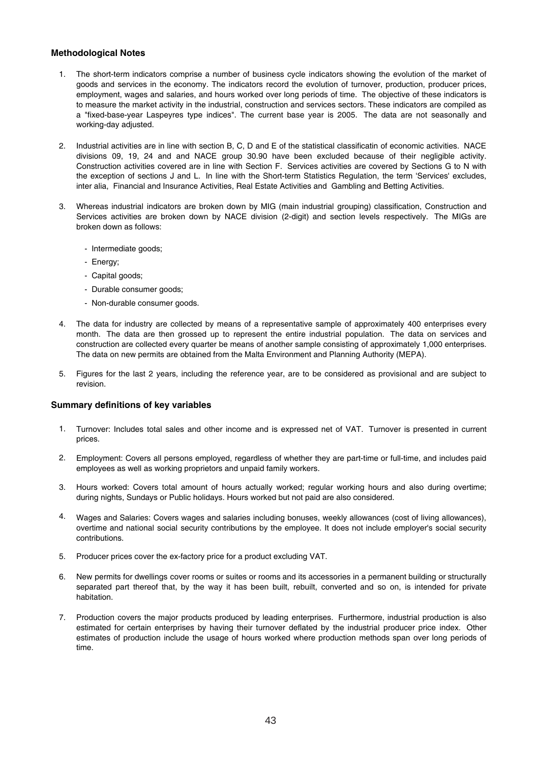### Methodological Notes

1. The short-term indicators comprise a number of business cycle indicators showing the evolution of the market of goods and services in the economy. The indicators record the evolution of turnover, production, producer prices, employment, wages and salaries, and hours worked over long periods of time. The objective of these indicators is to measure the market activity in the industrial, construction and services sectors. These indicators are compiled as a "fixed-base-year Laspeyres type indices". The current base year is 2005. The data are not seasonally and working-day adjusted.

2. Industrial activities are in line with section B, C, D and E of the statistical classificatin of economic activities. NACE divisions 09, 19, 24 and and NACE group 30.90 have been excluded because of their negligible activity. Construction activities covered are in line with Section F. Services activities are covered by Sections G to N with the exception of sections J and L. In line with the Short-term Statistics Regulation, the term 'Services' excludes, inter alia, Financial and Insurance Activities, Real Estate Activities and Gambling and Betting Activities.

3. Whereas industrial indicators are broken down by MIG (main industrial grouping) classification, Construction and Services activities are broken down by NACE division (2-digit) and section levels respectively. The MIGs are broken down as follows:

   - Intermediate goods;
   - Energy;
   - Capital goods;
   - Durable consumer goods;
   - Non-durable consumer goods.

4. The data for industry are collected by means of a representative sample of approximately 400 enterprises every month. The data are then grossed up to represent the entire industrial population. The data on services and construction are collected every quarter be means of another sample consisting of approximately 1,000 enterprises. The data on new permits are obtained from the Malta Environment and Planning Authority (MEPA).

5. Figures for the last 2 years, including the reference year, are to be considered as provisional and are subject to revision.

### Summary definitions of key variables

1. Turnover: Includes total sales and other income and is expressed net of VAT. Turnover is presented in current prices.

2. Employment: Covers all persons employed, regardless of whether they are part-time or full-time, and includes paid employees as well as working proprietors and unpaid family workers.

3. Hours worked: Covers total amount of hours actually worked; regular working hours and also during overtime; during nights, Sundays or Public holidays. Hours worked but not paid are also considered.

4. Wages and Salaries: Covers wages and salaries including bonuses, weekly allowances (cost of living allowances), overtime and national social security contributions by the employee. It does not include employer's social security contributions.

5. Producer prices cover the ex-factory price for a product excluding VAT.

6. New permits for dwellings cover rooms or suites or rooms and its accessories in a permanent building or structurally separated part thereof that, by the way it has been built, rebuilt, converted and so on, is intended for private habitation.

7. Production covers the major products produced by leading enterprises. Furthermore, industrial production is also estimated for certain enterprises by having their turnover deflated by the industrial producer price index. Other estimates of production include the usage of hours worked where production methods span over long periods of time.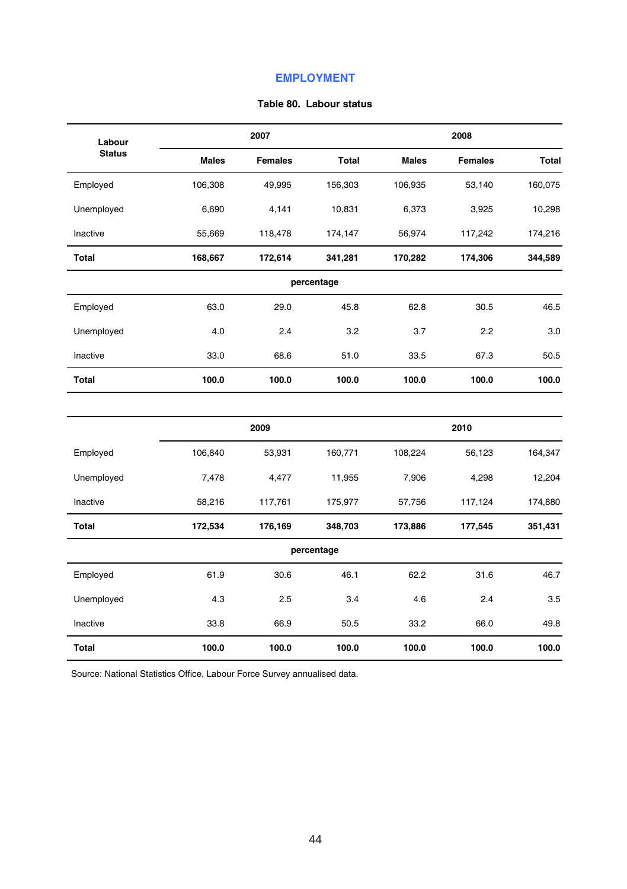## EMPLOYMENT

**Table 80. Labour status**

| Labour Status | 2007 | | | 2008 | | |
|---|---|---|---|---|---|---|
| | Males | Females | Total | Males | Females | Total |
| Employed | 106,308 | 49,995 | 156,303 | 106,935 | 53,140 | 160,075 |
| Unemployed | 6,690 | 4,141 | 10,831 | 6,373 | 3,925 | 10,298 |
| Inactive | 55,669 | 118,478 | 174,147 | 56,974 | 117,242 | 174,216 |
| **Total** | **168,667** | **172,614** | **341,281** | **170,282** | **174,306** | **344,589** |
| | | | percentage | | | |
| Employed | 63.0 | 29.0 | 45.8 | 62.8 | 30.5 | 46.5 |
| Unemployed | 4.0 | 2.4 | 3.2 | 3.7 | 2.2 | 3.0 |
| Inactive | 33.0 | 68.6 | 51.0 | 33.5 | 67.3 | 50.5 |
| **Total** | **100.0** | **100.0** | **100.0** | **100.0** | **100.0** | **100.0** |

| | 2009 | | | 2010 | | |
|---|---|---|---|---|---|---|
| Employed | 106,840 | 53,931 | 160,771 | 108,224 | 56,123 | 164,347 |
| Unemployed | 7,478 | 4,477 | 11,955 | 7,906 | 4,298 | 12,204 |
| Inactive | 58,216 | 117,761 | 175,977 | 57,756 | 117,124 | 174,880 |
| **Total** | **172,534** | **176,169** | **348,703** | **173,886** | **177,545** | **351,431** |
| | | | percentage | | | |
| Employed | 61.9 | 30.6 | 46.1 | 62.2 | 31.6 | 46.7 |
| Unemployed | 4.3 | 2.5 | 3.4 | 4.6 | 2.4 | 3.5 |
| Inactive | 33.8 | 66.9 | 50.5 | 33.2 | 66.0 | 49.8 |
| **Total** | **100.0** | **100.0** | **100.0** | **100.0** | **100.0** | **100.0** |

Source: National Statistics Office, Labour Force Survey annualised data.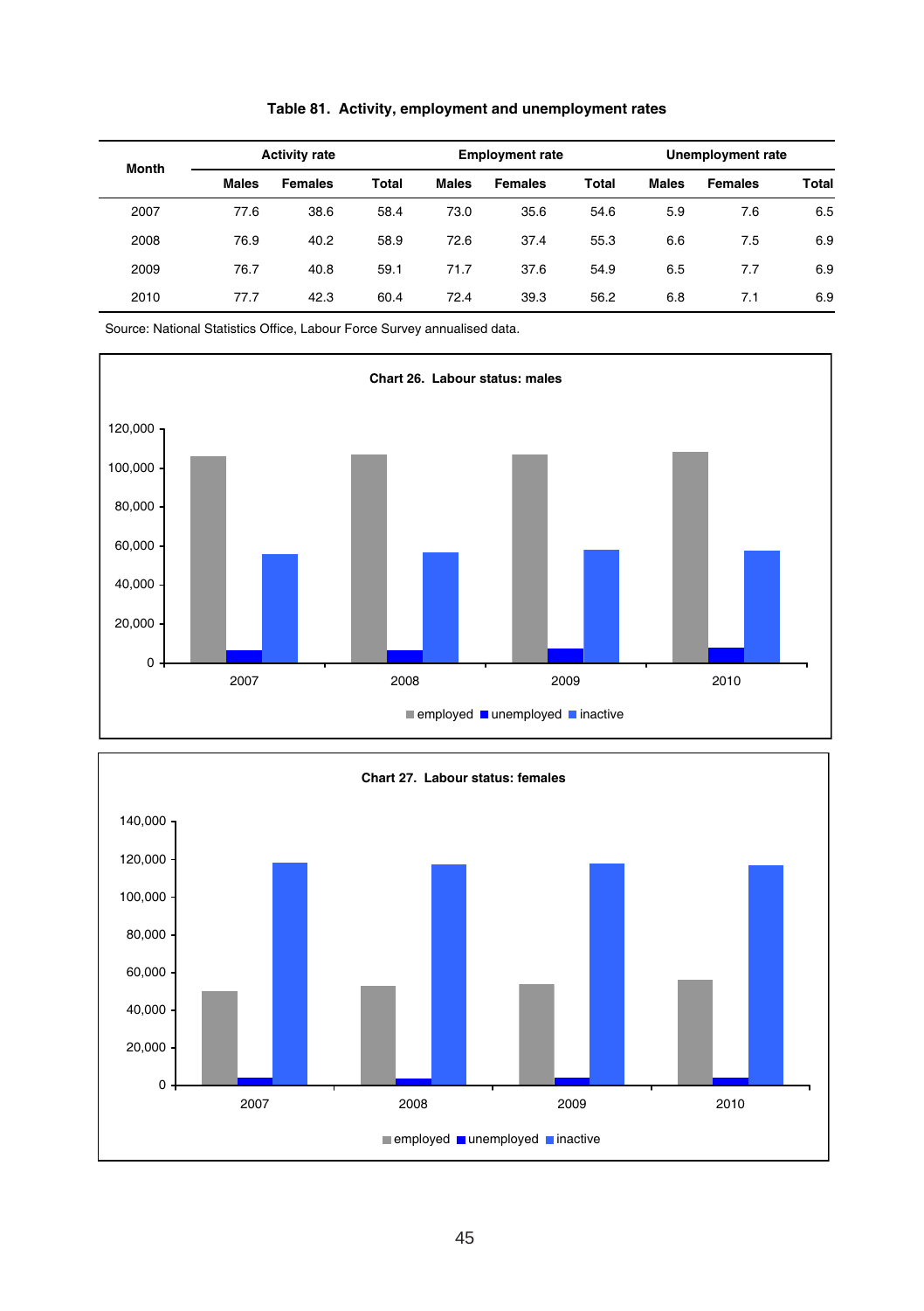**Table 81. Activity, employment and unemployment rates**

| Month | Activity rate | | | Employment rate | | | Unemployment rate | | |
|---|---|---|---|---|---|---|---|---|---|
| | Males | Females | Total | Males | Females | Total | Males | Females | Total |
| 2007 | 77.6 | 38.6 | 58.4 | 73.0 | 35.6 | 54.6 | 5.9 | 7.6 | 6.5 |
| 2008 | 76.9 | 40.2 | 58.9 | 72.6 | 37.4 | 55.3 | 6.6 | 7.5 | 6.9 |
| 2009 | 76.7 | 40.8 | 59.1 | 71.7 | 37.6 | 54.9 | 6.5 | 7.7 | 6.9 |
| 2010 | 77.7 | 42.3 | 60.4 | 72.4 | 39.3 | 56.2 | 6.8 | 7.1 | 6.9 |

Source: National Statistics Office, Labour Force Survey annualised data.

**Chart 26. Labour status: males**

**Chart 27. Labour status: females**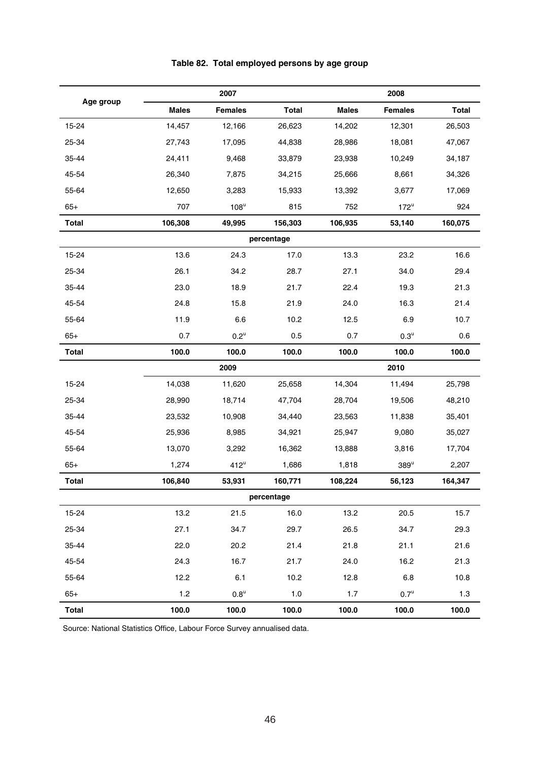**Table 82. Total employed persons by age group**

| Age group | 2007 | | | 2008 | | |
|---|---|---|---|---|---|---|
| | **Males** | **Females** | **Total** | **Males** | **Females** | **Total** |
| 15-24 | 14,457 | 12,166 | 26,623 | 14,202 | 12,301 | 26,503 |
| 25-34 | 27,743 | 17,095 | 44,838 | 28,986 | 18,081 | 47,067 |
| 35-44 | 24,411 | 9,468 | 33,879 | 23,938 | 10,249 | 34,187 |
| 45-54 | 26,340 | 7,875 | 34,215 | 25,666 | 8,661 | 34,326 |
| 55-64 | 12,650 | 3,283 | 15,933 | 13,392 | 3,677 | 17,069 |
| 65+ | 707 | 108[u] | 815 | 752 | 172[u] | 924 |
| **Total** | **106,308** | **49,995** | **156,303** | **106,935** | **53,140** | **160,075** |
| | | | percentage | | | |
| 15-24 | 13.6 | 24.3 | 17.0 | 13.3 | 23.2 | 16.6 |
| 25-34 | 26.1 | 34.2 | 28.7 | 27.1 | 34.0 | 29.4 |
| 35-44 | 23.0 | 18.9 | 21.7 | 22.4 | 19.3 | 21.3 |
| 45-54 | 24.8 | 15.8 | 21.9 | 24.0 | 16.3 | 21.4 |
| 55-64 | 11.9 | 6.6 | 10.2 | 12.5 | 6.9 | 10.7 |
| 65+ | 0.7 | 0.2[u] | 0.5 | 0.7 | 0.3[u] | 0.6 |
| **Total** | **100.0** | **100.0** | **100.0** | **100.0** | **100.0** | **100.0** |
| | **2009** | | | **2010** | | |
| 15-24 | 14,038 | 11,620 | 25,658 | 14,304 | 11,494 | 25,798 |
| 25-34 | 28,990 | 18,714 | 47,704 | 28,704 | 19,506 | 48,210 |
| 35-44 | 23,532 | 10,908 | 34,440 | 23,563 | 11,838 | 35,401 |
| 45-54 | 25,936 | 8,985 | 34,921 | 25,947 | 9,080 | 35,027 |
| 55-64 | 13,070 | 3,292 | 16,362 | 13,888 | 3,816 | 17,704 |
| 65+ | 1,274 | 412[u] | 1,686 | 1,818 | 389[u] | 2,207 |
| **Total** | **106,840** | **53,931** | **160,771** | **108,224** | **56,123** | **164,347** |
| | | | percentage | | | |
| 15-24 | 13.2 | 21.5 | 16.0 | 13.2 | 20.5 | 15.7 |
| 25-34 | 27.1 | 34.7 | 29.7 | 26.5 | 34.7 | 29.3 |
| 35-44 | 22.0 | 20.2 | 21.4 | 21.8 | 21.1 | 21.6 |
| 45-54 | 24.3 | 16.7 | 21.7 | 24.0 | 16.2 | 21.3 |
| 55-64 | 12.2 | 6.1 | 10.2 | 12.8 | 6.8 | 10.8 |
| 65+ | 1.2 | 0.8[u] | 1.0 | 1.7 | 0.7[u] | 1.3 |
| **Total** | **100.0** | **100.0** | **100.0** | **100.0** | **100.0** | **100.0** |

Source: National Statistics Office, Labour Force Survey annualised data.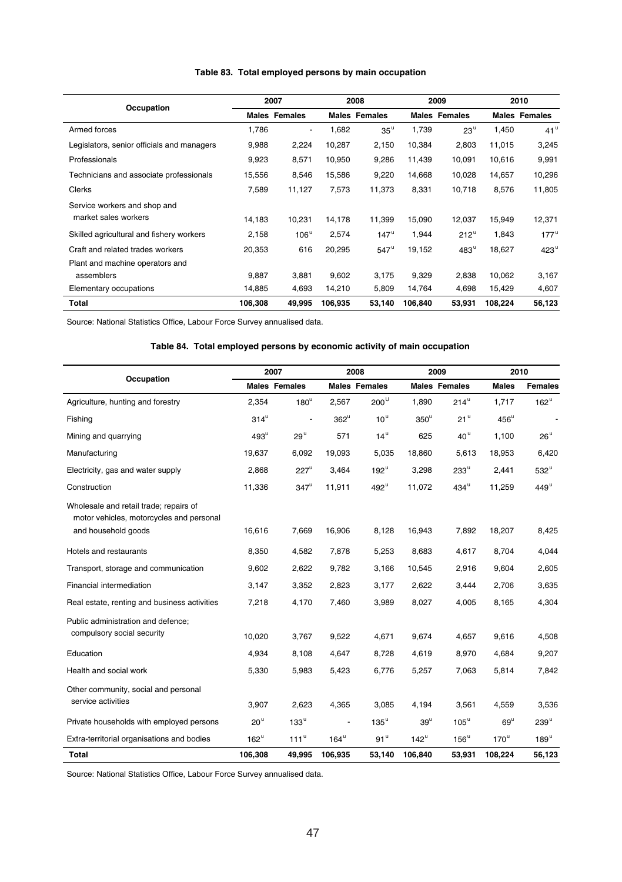**Table 83. Total employed persons by main occupation**

| Occupation | 2007 | | 2008 | | 2009 | | 2010 | |
|---|---|---|---|---|---|---|---|---|
| | Males | Females | Males | Females | Males | Females | Males | Females |
| Armed forces | 1,786 | - | 1,682 | 35[u] | 1,739 | 23[u] | 1,450 | 41[u] |
| Legislators, senior officials and managers | 9,988 | 2,224 | 10,287 | 2,150 | 10,384 | 2,803 | 11,015 | 3,245 |
| Professionals | 9,923 | 8,571 | 10,950 | 9,286 | 11,439 | 10,091 | 10,616 | 9,991 |
| Technicians and associate professionals | 15,556 | 8,546 | 15,586 | 9,220 | 14,668 | 10,028 | 14,657 | 10,296 |
| Clerks | 7,589 | 11,127 | 7,573 | 11,373 | 8,331 | 10,718 | 8,576 | 11,805 |
| Service workers and shop and market sales workers | 14,183 | 10,231 | 14,178 | 11,399 | 15,090 | 12,037 | 15,949 | 12,371 |
| Skilled agricultural and fishery workers | 2,158 | 106[u] | 2,574 | 147[u] | 1,944 | 212[u] | 1,843 | 177[u] |
| Craft and related trades workers | 20,353 | 616 | 20,295 | 547[u] | 19,152 | 483[u] | 18,627 | 423[u] |
| Plant and machine operators and assemblers | 9,887 | 3,881 | 9,602 | 3,175 | 9,329 | 2,838 | 10,062 | 3,167 |
| Elementary occupations | 14,885 | 4,693 | 14,210 | 5,809 | 14,764 | 4,698 | 15,429 | 4,607 |
| **Total** | **106,308** | **49,995** | **106,935** | **53,140** | **106,840** | **53,931** | **108,224** | **56,123** |

Source: National Statistics Office, Labour Force Survey annualised data.

**Table 84. Total employed persons by economic activity of main occupation**

| Occupation | 2007 | | 2008 | | 2009 | | 2010 | |
|---|---|---|---|---|---|---|---|---|
| | Males | Females | Males | Females | Males | Females | Males | Females |
| Agriculture, hunting and forestry | 2,354 | 180[u] | 2,567 | 200[U] | 1,890 | 214[u] | 1,717 | 162[u] |
| Fishing | 314[u] | - | 362[u] | 10[u] | 350[u] | 21[u] | 456[u] | - |
| Mining and quarrying | 493[u] | 29[u] | 571 | 14[u] | 625 | 40[u] | 1,100 | 26[u] |
| Manufacturing | 19,637 | 6,092 | 19,093 | 5,035 | 18,860 | 5,613 | 18,953 | 6,420 |
| Electricity, gas and water supply | 2,868 | 227[u] | 3,464 | 192[u] | 3,298 | 233[u] | 2,441 | 532[u] |
| Construction | 11,336 | 347[u] | 11,911 | 492[u] | 11,072 | 434[u] | 11,259 | 449[u] |
| Wholesale and retail trade; repairs of motor vehicles, motorcycles and personal and household goods | 16,616 | 7,669 | 16,906 | 8,128 | 16,943 | 7,892 | 18,207 | 8,425 |
| Hotels and restaurants | 8,350 | 4,582 | 7,878 | 5,253 | 8,683 | 4,617 | 8,704 | 4,044 |
| Transport, storage and communication | 9,602 | 2,622 | 9,782 | 3,166 | 10,545 | 2,916 | 9,604 | 2,605 |
| Financial intermediation | 3,147 | 3,352 | 2,823 | 3,177 | 2,622 | 3,444 | 2,706 | 3,635 |
| Real estate, renting and business activities | 7,218 | 4,170 | 7,460 | 3,989 | 8,027 | 4,005 | 8,165 | 4,304 |
| Public administration and defence; compulsory social security | 10,020 | 3,767 | 9,522 | 4,671 | 9,674 | 4,657 | 9,616 | 4,508 |
| Education | 4,934 | 8,108 | 4,647 | 8,728 | 4,619 | 8,970 | 4,684 | 9,207 |
| Health and social work | 5,330 | 5,983 | 5,423 | 6,776 | 5,257 | 7,063 | 5,814 | 7,842 |
| Other community, social and personal service activities | 3,907 | 2,623 | 4,365 | 3,085 | 4,194 | 3,561 | 4,559 | 3,536 |
| Private households with employed persons | 20[u] | 133[u] | - | 135[u] | 39[u] | 105[u] | 69[u] | 239[u] |
| Extra-territorial organisations and bodies | 162[u] | 111[u] | 164[u] | 91[u] | 142[u] | 156[u] | 170[u] | 189[u] |
| **Total** | **106,308** | **49,995** | **106,935** | **53,140** | **106,840** | **53,931** | **108,224** | **56,123** |

Source: National Statistics Office, Labour Force Survey annualised data.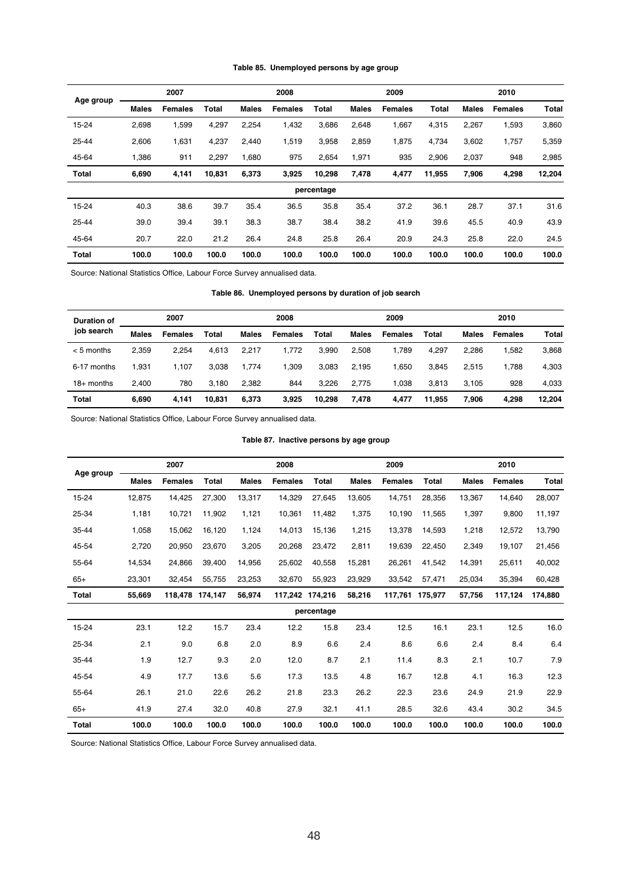**Table 85. Unemployed persons by age group**

| Age group | 2007 | | | 2008 | | | 2009 | | | 2010 | | |
|---|---|---|---|---|---|---|---|---|---|---|---|---|
| | Males | Females | Total | Males | Females | Total | Males | Females | Total | Males | Females | Total |
| 15-24 | 2,698 | 1,599 | 4,297 | 2,254 | 1,432 | 3,686 | 2,648 | 1,667 | 4,315 | 2,267 | 1,593 | 3,860 |
| 25-44 | 2,606 | 1,631 | 4,237 | 2,440 | 1,519 | 3,958 | 2,859 | 1,875 | 4,734 | 3,602 | 1,757 | 5,359 |
| 45-64 | 1,386 | 911 | 2,297 | 1,680 | 975 | 2,654 | 1,971 | 935 | 2,906 | 2,037 | 948 | 2,985 |
| **Total** | **6,690** | **4,141** | **10,831** | **6,373** | **3,925** | **10,298** | **7,478** | **4,477** | **11,955** | **7,906** | **4,298** | **12,204** |
| | | | | | | percentage | | | | | | |
| 15-24 | 40.3 | 38.6 | 39.7 | 35.4 | 36.5 | 35.8 | 35.4 | 37.2 | 36.1 | 28.7 | 37.1 | 31.6 |
| 25-44 | 39.0 | 39.4 | 39.1 | 38.3 | 38.7 | 38.4 | 38.2 | 41.9 | 39.6 | 45.5 | 40.9 | 43.9 |
| 45-64 | 20.7 | 22.0 | 21.2 | 26.4 | 24.8 | 25.8 | 26.4 | 20.9 | 24.3 | 25.8 | 22.0 | 24.5 |
| **Total** | **100.0** | **100.0** | **100.0** | **100.0** | **100.0** | **100.0** | **100.0** | **100.0** | **100.0** | **100.0** | **100.0** | **100.0** |

Source: National Statistics Office, Labour Force Survey annualised data.

**Table 86. Unemployed persons by duration of job search**

| Duration of job search | 2007 | | | 2008 | | | 2009 | | | 2010 | | |
|---|---|---|---|---|---|---|---|---|---|---|---|---|
| | Males | Females | Total | Males | Females | Total | Males | Females | Total | Males | Females | Total |
| < 5 months | 2,359 | 2,254 | 4,613 | 2,217 | 1,772 | 3,990 | 2,508 | 1,789 | 4,297 | 2,286 | 1,582 | 3,868 |
| 6-17 months | 1,931 | 1,107 | 3,038 | 1,774 | 1,309 | 3,083 | 2,195 | 1,650 | 3,845 | 2,515 | 1,788 | 4,303 |
| 18+ months | 2,400 | 780 | 3,180 | 2,382 | 844 | 3,226 | 2,775 | 1,038 | 3,813 | 3,105 | 928 | 4,033 |
| **Total** | **6,690** | **4,141** | **10,831** | **6,373** | **3,925** | **10,298** | **7,478** | **4,477** | **11,955** | **7,906** | **4,298** | **12,204** |

Source: National Statistics Office, Labour Force Survey annualised data.

**Table 87. Inactive persons by age group**

| Age group | 2007 | | | 2008 | | | 2009 | | | 2010 | | |
|---|---|---|---|---|---|---|---|---|---|---|---|---|
| | Males | Females | Total | Males | Females | Total | Males | Females | Total | Males | Females | Total |
| 15-24 | 12,875 | 14,425 | 27,300 | 13,317 | 14,329 | 27,645 | 13,605 | 14,751 | 28,356 | 13,367 | 14,640 | 28,007 |
| 25-34 | 1,181 | 10,721 | 11,902 | 1,121 | 10,361 | 11,482 | 1,375 | 10,190 | 11,565 | 1,397 | 9,800 | 11,197 |
| 35-44 | 1,058 | 15,062 | 16,120 | 1,124 | 14,013 | 15,136 | 1,215 | 13,378 | 14,593 | 1,218 | 12,572 | 13,790 |
| 45-54 | 2,720 | 20,950 | 23,670 | 3,205 | 20,268 | 23,472 | 2,811 | 19,639 | 22,450 | 2,349 | 19,107 | 21,456 |
| 55-64 | 14,534 | 24,866 | 39,400 | 14,956 | 25,602 | 40,558 | 15,281 | 26,261 | 41,542 | 14,391 | 25,611 | 40,002 |
| 65+ | 23,301 | 32,454 | 55,755 | 23,253 | 32,670 | 55,923 | 23,929 | 33,542 | 57,471 | 25,034 | 35,394 | 60,428 |
| **Total** | **55,669** | **118,478** | **174,147** | **56,974** | **117,242** | **174,216** | **58,216** | **117,761** | **175,977** | **57,756** | **117,124** | **174,880** |
| | | | | | | percentage | | | | | | |
| 15-24 | 23.1 | 12.2 | 15.7 | 23.4 | 12.2 | 15.8 | 23.4 | 12.5 | 16.1 | 23.1 | 12.5 | 16.0 |
| 25-34 | 2.1 | 9.0 | 6.8 | 2.0 | 8.9 | 6.6 | 2.4 | 8.6 | 6.6 | 2.4 | 8.4 | 6.4 |
| 35-44 | 1.9 | 12.7 | 9.3 | 2.0 | 12.0 | 8.7 | 2.1 | 11.4 | 8.3 | 2.1 | 10.7 | 7.9 |
| 45-54 | 4.9 | 17.7 | 13.6 | 5.6 | 17.3 | 13.5 | 4.8 | 16.7 | 12.8 | 4.1 | 16.3 | 12.3 |
| 55-64 | 26.1 | 21.0 | 22.6 | 26.2 | 21.8 | 23.3 | 26.2 | 22.3 | 23.6 | 24.9 | 21.9 | 22.9 |
| 65+ | 41.9 | 27.4 | 32.0 | 40.8 | 27.9 | 32.1 | 41.1 | 28.5 | 32.6 | 43.4 | 30.2 | 34.5 |
| **Total** | **100.0** | **100.0** | **100.0** | **100.0** | **100.0** | **100.0** | **100.0** | **100.0** | **100.0** | **100.0** | **100.0** | **100.0** |

Source: National Statistics Office, Labour Force Survey annualised data.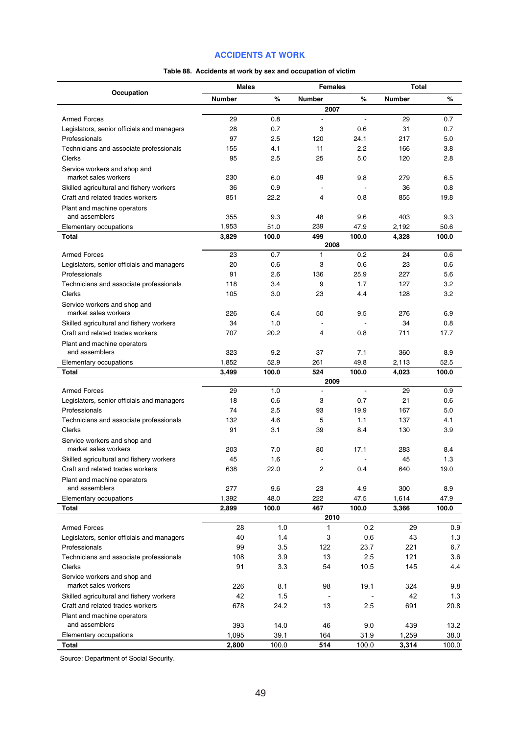## ACCIDENTS AT WORK

**Table 88. Accidents at work by sex and occupation of victim**

| Occupation | Males | | Females | | Total | |
|---|---|---|---|---|---|---|
| | Number | % | Number | % | Number | % |
| | | | **2007** | | | |
| Armed Forces | 29 | 0.8 | - | - | 29 | 0.7 |
| Legislators, senior officials and managers | 28 | 0.7 | 3 | 0.6 | 31 | 0.7 |
| Professionals | 97 | 2.5 | 120 | 24.1 | 217 | 5.0 |
| Technicians and associate professionals | 155 | 4.1 | 11 | 2.2 | 166 | 3.8 |
| Clerks | 95 | 2.5 | 25 | 5.0 | 120 | 2.8 |
| Service workers and shop and market sales workers | 230 | 6.0 | 49 | 9.8 | 279 | 6.5 |
| Skilled agricultural and fishery workers | 36 | 0.9 | - | - | 36 | 0.8 |
| Craft and related trades workers | 851 | 22.2 | 4 | 0.8 | 855 | 19.8 |
| Plant and machine operators and assemblers | 355 | 9.3 | 48 | 9.6 | 403 | 9.3 |
| Elementary occupations | 1,953 | 51.0 | 239 | 47.9 | 2,192 | 50.6 |
| **Total** | **3,829** | **100.0** | **499** | **100.0** | **4,328** | **100.0** |
| | | | **2008** | | | |
| Armed Forces | 23 | 0.7 | 1 | 0.2 | 24 | 0.6 |
| Legislators, senior officials and managers | 20 | 0.6 | 3 | 0.6 | 23 | 0.6 |
| Professionals | 91 | 2.6 | 136 | 25.9 | 227 | 5.6 |
| Technicians and associate professionals | 118 | 3.4 | 9 | 1.7 | 127 | 3.2 |
| Clerks | 105 | 3.0 | 23 | 4.4 | 128 | 3.2 |
| Service workers and shop and market sales workers | 226 | 6.4 | 50 | 9.5 | 276 | 6.9 |
| Skilled agricultural and fishery workers | 34 | 1.0 | - | - | 34 | 0.8 |
| Craft and related trades workers | 707 | 20.2 | 4 | 0.8 | 711 | 17.7 |
| Plant and machine operators and assemblers | 323 | 9.2 | 37 | 7.1 | 360 | 8.9 |
| Elementary occupations | 1,852 | 52.9 | 261 | 49.8 | 2,113 | 52.5 |
| **Total** | **3,499** | **100.0** | **524** | **100.0** | **4,023** | **100.0** |
| | | | **2009** | | | |
| Armed Forces | 29 | 1.0 | - | - | 29 | 0.9 |
| Legislators, senior officials and managers | 18 | 0.6 | 3 | 0.7 | 21 | 0.6 |
| Professionals | 74 | 2.5 | 93 | 19.9 | 167 | 5.0 |
| Technicians and associate professionals | 132 | 4.6 | 5 | 1.1 | 137 | 4.1 |
| Clerks | 91 | 3.1 | 39 | 8.4 | 130 | 3.9 |
| Service workers and shop and market sales workers | 203 | 7.0 | 80 | 17.1 | 283 | 8.4 |
| Skilled agricultural and fishery workers | 45 | 1.6 | - | - | 45 | 1.3 |
| Craft and related trades workers | 638 | 22.0 | 2 | 0.4 | 640 | 19.0 |
| Plant and machine operators and assemblers | 277 | 9.6 | 23 | 4.9 | 300 | 8.9 |
| Elementary occupations | 1,392 | 48.0 | 222 | 47.5 | 1,614 | 47.9 |
| **Total** | **2,899** | **100.0** | **467** | **100.0** | **3,366** | **100.0** |
| | | | **2010** | | | |
| Armed Forces | 28 | 1.0 | 1 | 0.2 | 29 | 0.9 |
| Legislators, senior officials and managers | 40 | 1.4 | 3 | 0.6 | 43 | 1.3 |
| Professionals | 99 | 3.5 | 122 | 23.7 | 221 | 6.7 |
| Technicians and associate professionals | 108 | 3.9 | 13 | 2.5 | 121 | 3.6 |
| Clerks | 91 | 3.3 | 54 | 10.5 | 145 | 4.4 |
| Service workers and shop and market sales workers | 226 | 8.1 | 98 | 19.1 | 324 | 9.8 |
| Skilled agricultural and fishery workers | 42 | 1.5 | - | - | 42 | 1.3 |
| Craft and related trades workers | 678 | 24.2 | 13 | 2.5 | 691 | 20.8 |
| Plant and machine operators and assemblers | 393 | 14.0 | 46 | 9.0 | 439 | 13.2 |
| Elementary occupations | 1,095 | 39.1 | 164 | 31.9 | 1,259 | 38.0 |
| **Total** | **2,800** | 100.0 | **514** | 100.0 | **3,314** | 100.0 |

Source: Department of Social Security.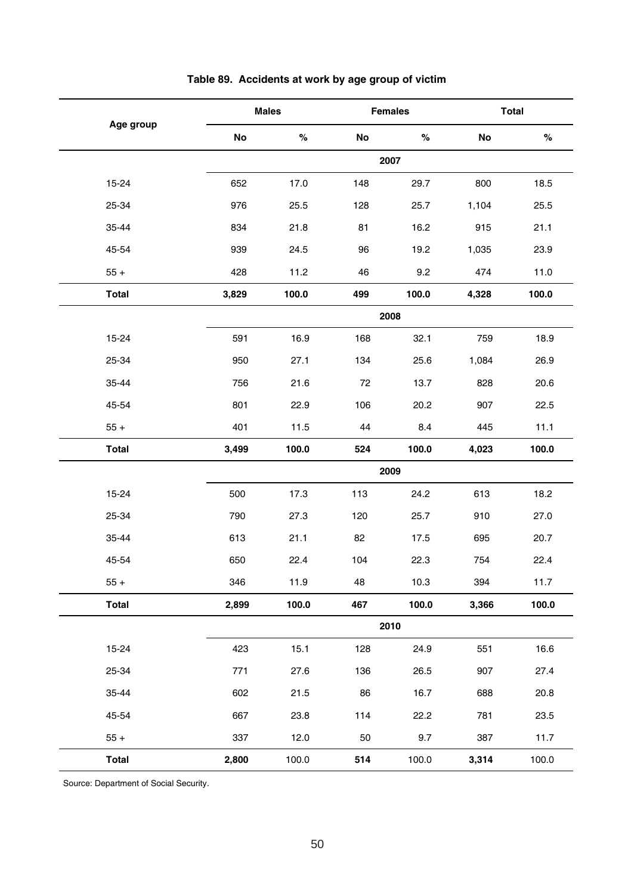### Table 89. Accidents at work by age group of victim

| Age group | Males | | Females | | Total | |
|---|---|---|---|---|---|---|
| | No | % | No | % | No | % |
| | | | **2007** | | | |
| 15-24 | 652 | 17.0 | 148 | 29.7 | 800 | 18.5 |
| 25-34 | 976 | 25.5 | 128 | 25.7 | 1,104 | 25.5 |
| 35-44 | 834 | 21.8 | 81 | 16.2 | 915 | 21.1 |
| 45-54 | 939 | 24.5 | 96 | 19.2 | 1,035 | 23.9 |
| 55 + | 428 | 11.2 | 46 | 9.2 | 474 | 11.0 |
| **Total** | **3,829** | **100.0** | **499** | **100.0** | **4,328** | **100.0** |
| | | | **2008** | | | |
| 15-24 | 591 | 16.9 | 168 | 32.1 | 759 | 18.9 |
| 25-34 | 950 | 27.1 | 134 | 25.6 | 1,084 | 26.9 |
| 35-44 | 756 | 21.6 | 72 | 13.7 | 828 | 20.6 |
| 45-54 | 801 | 22.9 | 106 | 20.2 | 907 | 22.5 |
| 55 + | 401 | 11.5 | 44 | 8.4 | 445 | 11.1 |
| **Total** | **3,499** | **100.0** | **524** | **100.0** | **4,023** | **100.0** |
| | | | **2009** | | | |
| 15-24 | 500 | 17.3 | 113 | 24.2 | 613 | 18.2 |
| 25-34 | 790 | 27.3 | 120 | 25.7 | 910 | 27.0 |
| 35-44 | 613 | 21.1 | 82 | 17.5 | 695 | 20.7 |
| 45-54 | 650 | 22.4 | 104 | 22.3 | 754 | 22.4 |
| 55 + | 346 | 11.9 | 48 | 10.3 | 394 | 11.7 |
| **Total** | **2,899** | **100.0** | **467** | **100.0** | **3,366** | **100.0** |
| | | | **2010** | | | |
| 15-24 | 423 | 15.1 | 128 | 24.9 | 551 | 16.6 |
| 25-34 | 771 | 27.6 | 136 | 26.5 | 907 | 27.4 |
| 35-44 | 602 | 21.5 | 86 | 16.7 | 688 | 20.8 |
| 45-54 | 667 | 23.8 | 114 | 22.2 | 781 | 23.5 |
| 55 + | 337 | 12.0 | 50 | 9.7 | 387 | 11.7 |
| **Total** | **2,800** | 100.0 | **514** | 100.0 | **3,314** | 100.0 |

Source: Department of Social Security.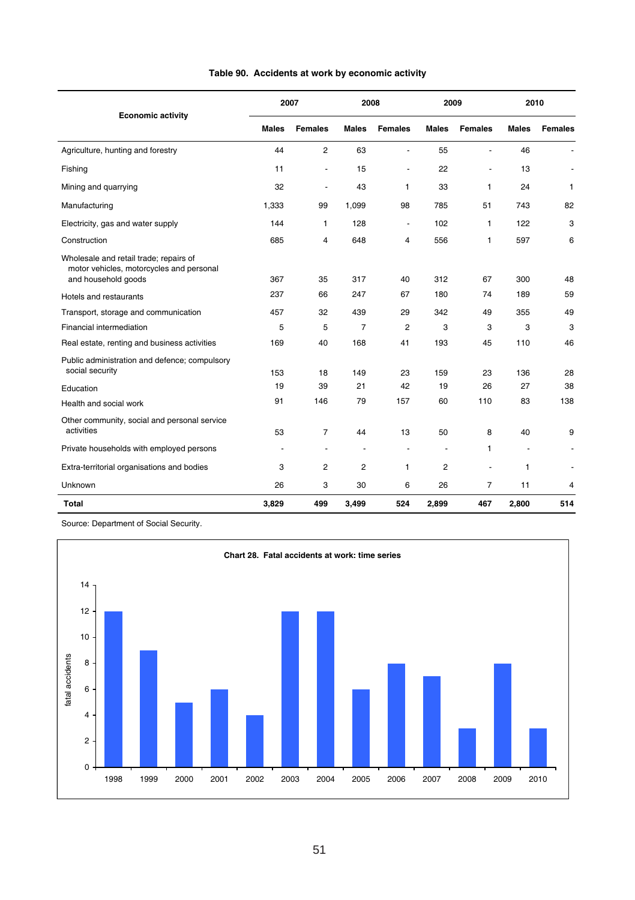**Table 90. Accidents at work by economic activity**

| Economic activity | 2007 | | 2008 | | 2009 | | 2010 | |
|---|---|---|---|---|---|---|---|---|
| | Males | Females | Males | Females | Males | Females | Males | Females |
| Agriculture, hunting and forestry | 44 | 2 | 63 | - | 55 | - | 46 | - |
| Fishing | 11 | - | 15 | - | 22 | - | 13 | - |
| Mining and quarrying | 32 | - | 43 | 1 | 33 | 1 | 24 | 1 |
| Manufacturing | 1,333 | 99 | 1,099 | 98 | 785 | 51 | 743 | 82 |
| Electricity, gas and water supply | 144 | 1 | 128 | - | 102 | 1 | 122 | 3 |
| Construction | 685 | 4 | 648 | 4 | 556 | 1 | 597 | 6 |
| Wholesale and retail trade; repairs of motor vehicles, motorcycles and personal and household goods | 367 | 35 | 317 | 40 | 312 | 67 | 300 | 48 |
| Hotels and restaurants | 237 | 66 | 247 | 67 | 180 | 74 | 189 | 59 |
| Transport, storage and communication | 457 | 32 | 439 | 29 | 342 | 49 | 355 | 49 |
| Financial intermediation | 5 | 5 | 7 | 2 | 3 | 3 | 3 | 3 |
| Real estate, renting and business activities | 169 | 40 | 168 | 41 | 193 | 45 | 110 | 46 |
| Public administration and defence; compulsory social security | 153 | 18 | 149 | 23 | 159 | 23 | 136 | 28 |
| Education | 19 | 39 | 21 | 42 | 19 | 26 | 27 | 38 |
| Health and social work | 91 | 146 | 79 | 157 | 60 | 110 | 83 | 138 |
| Other community, social and personal service activities | 53 | 7 | 44 | 13 | 50 | 8 | 40 | 9 |
| Private households with employed persons | - | - | - | - | - | 1 | - | - |
| Extra-territorial organisations and bodies | 3 | 2 | 2 | 1 | 2 | - | 1 | - |
| Unknown | 26 | 3 | 30 | 6 | 26 | 7 | 11 | 4 |
| **Total** | **3,829** | **499** | **3,499** | **524** | **2,899** | **467** | **2,800** | **514** |

Source: Department of Social Security.

**Chart 28. Fatal accidents at work: time series**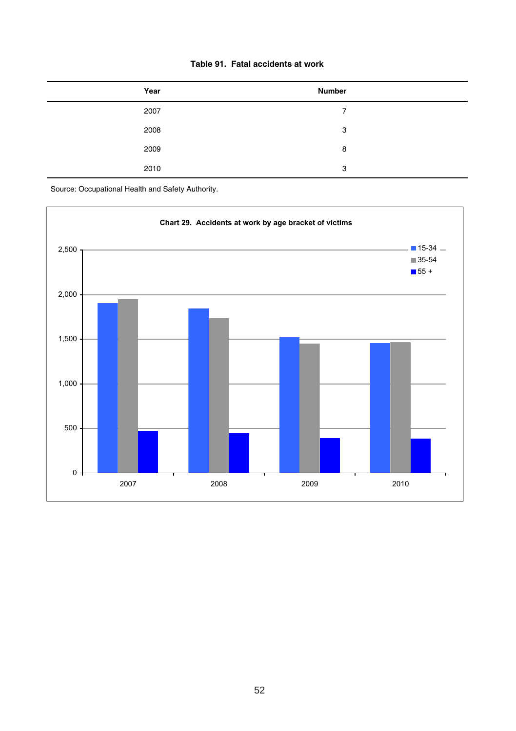**Table 91. Fatal accidents at work**

| Year | Number |
|---|---|
| 2007 | 7 |
| 2008 | 3 |
| 2009 | 8 |
| 2010 | 3 |

Source: Occupational Health and Safety Authority.

**Chart 29. Accidents at work by age bracket of victims**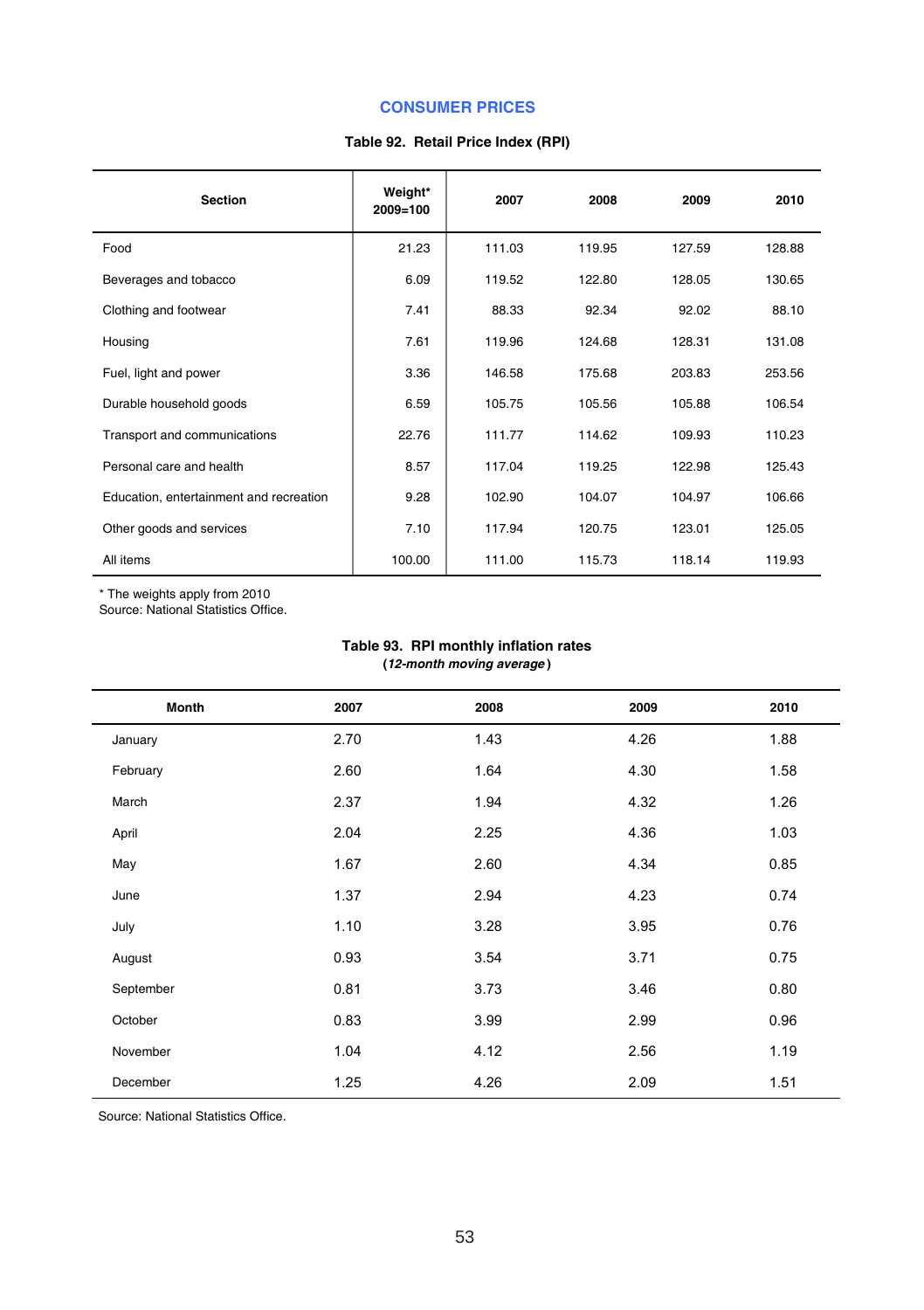# CONSUMER PRICES

**Table 92. Retail Price Index (RPI)**

| Section | Weight* 2009=100 | 2007 | 2008 | 2009 | 2010 |
|---|---|---|---|---|---|
| Food | 21.23 | 111.03 | 119.95 | 127.59 | 128.88 |
| Beverages and tobacco | 6.09 | 119.52 | 122.80 | 128.05 | 130.65 |
| Clothing and footwear | 7.41 | 88.33 | 92.34 | 92.02 | 88.10 |
| Housing | 7.61 | 119.96 | 124.68 | 128.31 | 131.08 |
| Fuel, light and power | 3.36 | 146.58 | 175.68 | 203.83 | 253.56 |
| Durable household goods | 6.59 | 105.75 | 105.56 | 105.88 | 106.54 |
| Transport and communications | 22.76 | 111.77 | 114.62 | 109.93 | 110.23 |
| Personal care and health | 8.57 | 117.04 | 119.25 | 122.98 | 125.43 |
| Education, entertainment and recreation | 9.28 | 102.90 | 104.07 | 104.97 | 106.66 |
| Other goods and services | 7.10 | 117.94 | 120.75 | 123.01 | 125.05 |
| All items | 100.00 | 111.00 | 115.73 | 118.14 | 119.93 |

* The weights apply from 2010
Source: National Statistics Office.

**Table 93. RPI monthly inflation rates**
**(*12-month moving average*)**

| Month | 2007 | 2008 | 2009 | 2010 |
|---|---|---|---|---|
| January | 2.70 | 1.43 | 4.26 | 1.88 |
| February | 2.60 | 1.64 | 4.30 | 1.58 |
| March | 2.37 | 1.94 | 4.32 | 1.26 |
| April | 2.04 | 2.25 | 4.36 | 1.03 |
| May | 1.67 | 2.60 | 4.34 | 0.85 |
| June | 1.37 | 2.94 | 4.23 | 0.74 |
| July | 1.10 | 3.28 | 3.95 | 0.76 |
| August | 0.93 | 3.54 | 3.71 | 0.75 |
| September | 0.81 | 3.73 | 3.46 | 0.80 |
| October | 0.83 | 3.99 | 2.99 | 0.96 |
| November | 1.04 | 4.12 | 2.56 | 1.19 |
| December | 1.25 | 4.26 | 2.09 | 1.51 |

Source: National Statistics Office.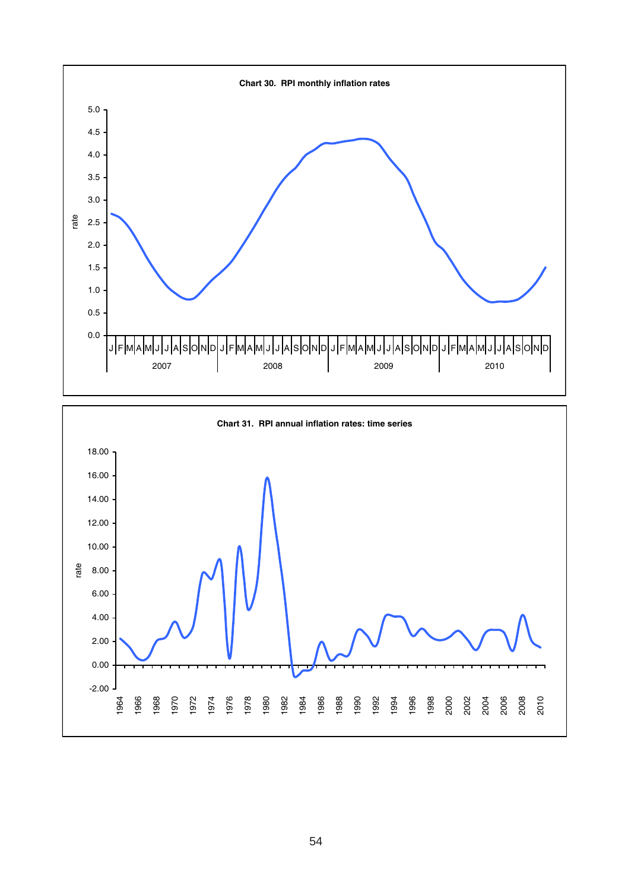**Chart 30. RPI monthly inflation rates**

**Chart 31. RPI annual inflation rates: time series**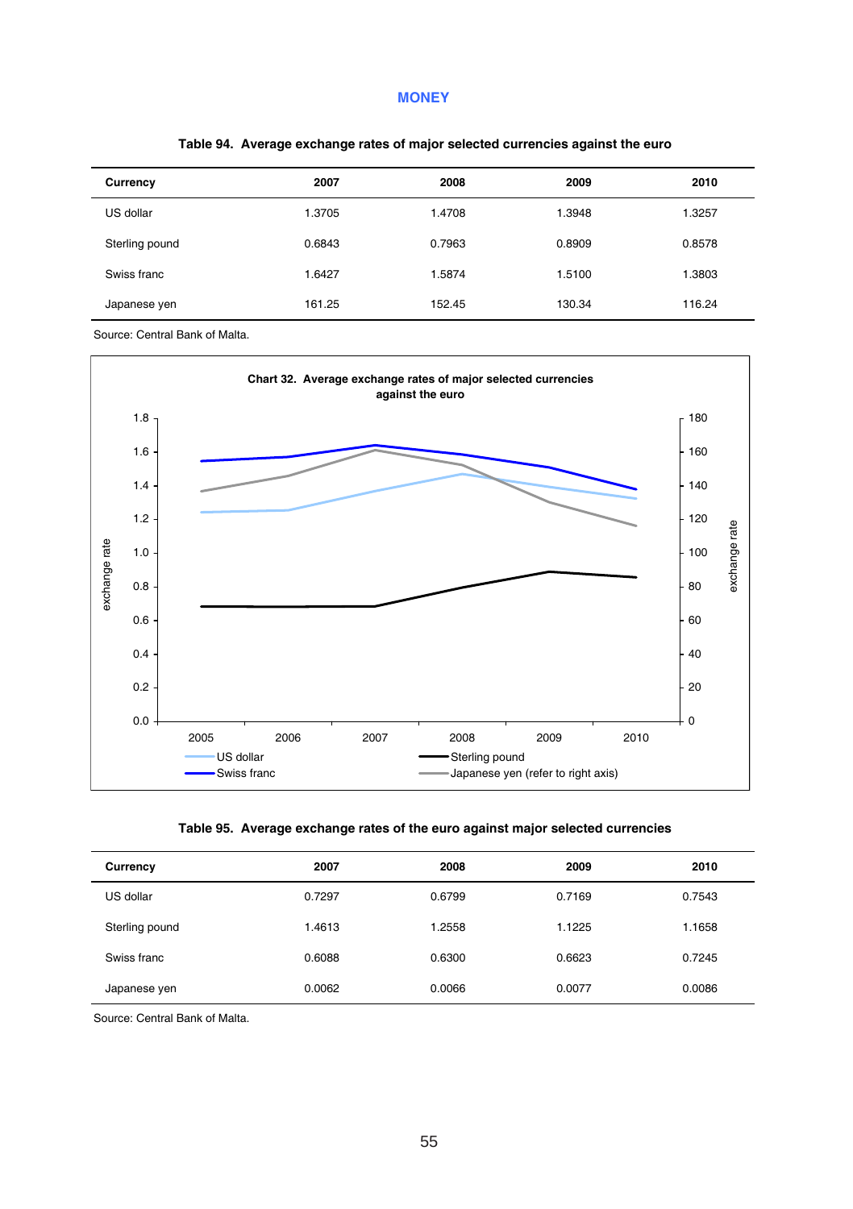## MONEY

**Table 94. Average exchange rates of major selected currencies against the euro**

| Currency | 2007 | 2008 | 2009 | 2010 |
|---|---|---|---|---|
| US dollar | 1.3705 | 1.4708 | 1.3948 | 1.3257 |
| Sterling pound | 0.6843 | 0.7963 | 0.8909 | 0.8578 |
| Swiss franc | 1.6427 | 1.5874 | 1.5100 | 1.3803 |
| Japanese yen | 161.25 | 152.45 | 130.34 | 116.24 |

Source: Central Bank of Malta.

**Chart 32. Average exchange rates of major selected currencies against the euro**

**Table 95. Average exchange rates of the euro against major selected currencies**

| Currency | 2007 | 2008 | 2009 | 2010 |
|---|---|---|---|---|
| US dollar | 0.7297 | 0.6799 | 0.7169 | 0.7543 |
| Sterling pound | 1.4613 | 1.2558 | 1.1225 | 1.1658 |
| Swiss franc | 0.6088 | 0.6300 | 0.6623 | 0.7245 |
| Japanese yen | 0.0062 | 0.0066 | 0.0077 | 0.0086 |

Source: Central Bank of Malta.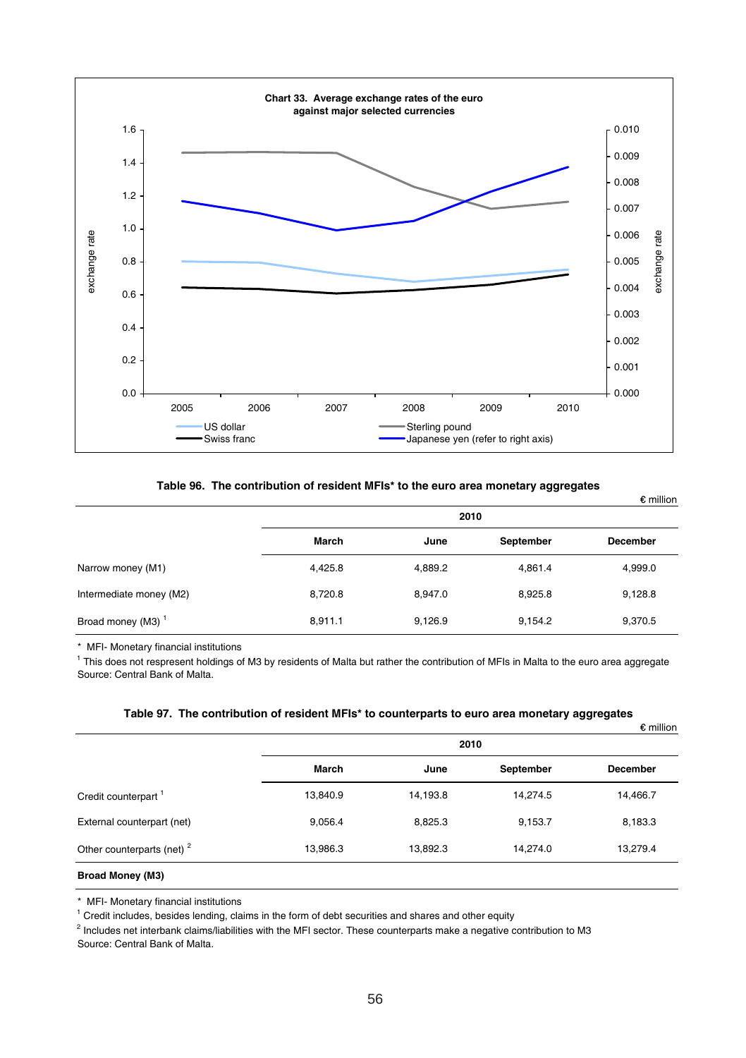**Chart 33. Average exchange rates of the euro against major selected currencies**

**Table 96. The contribution of resident MFIs* to the euro area monetary aggregates**

€ million

| | 2010 | | | |
|---|---|---|---|---|
| | March | June | September | December |
| Narrow money (M1) | 4,425.8 | 4,889.2 | 4,861.4 | 4,999.0 |
| Intermediate money (M2) | 8,720.8 | 8,947.0 | 8,925.8 | 9,128.8 |
| Broad money (M3) [1] | 8,911.1 | 9,126.9 | 9,154.2 | 9,370.5 |

\* MFI- Monetary financial institutions

[1] This does not respresent holdings of M3 by residents of Malta but rather the contribution of MFIs in Malta to the euro area aggregate

Source: Central Bank of Malta.

**Table 97. The contribution of resident MFIs* to counterparts to euro area monetary aggregates**

€ million

| | 2010 | | | |
|---|---|---|---|---|
| | March | June | September | December |
| Credit counterpart [1] | 13,840.9 | 14,193.8 | 14,274.5 | 14,466.7 |
| External counterpart (net) | 9,056.4 | 8,825.3 | 9,153.7 | 8,183.3 |
| Other counterparts (net) [2] | 13,986.3 | 13,892.3 | 14,274.0 | 13,279.4 |
| **Broad Money (M3)** | | | | |

\* MFI- Monetary financial institutions

[1] Credit includes, besides lending, claims in the form of debt securities and shares and other equity

[2] Includes net interbank claims/liabilities with the MFI sector. These counterparts make a negative contribution to M3

Source: Central Bank of Malta.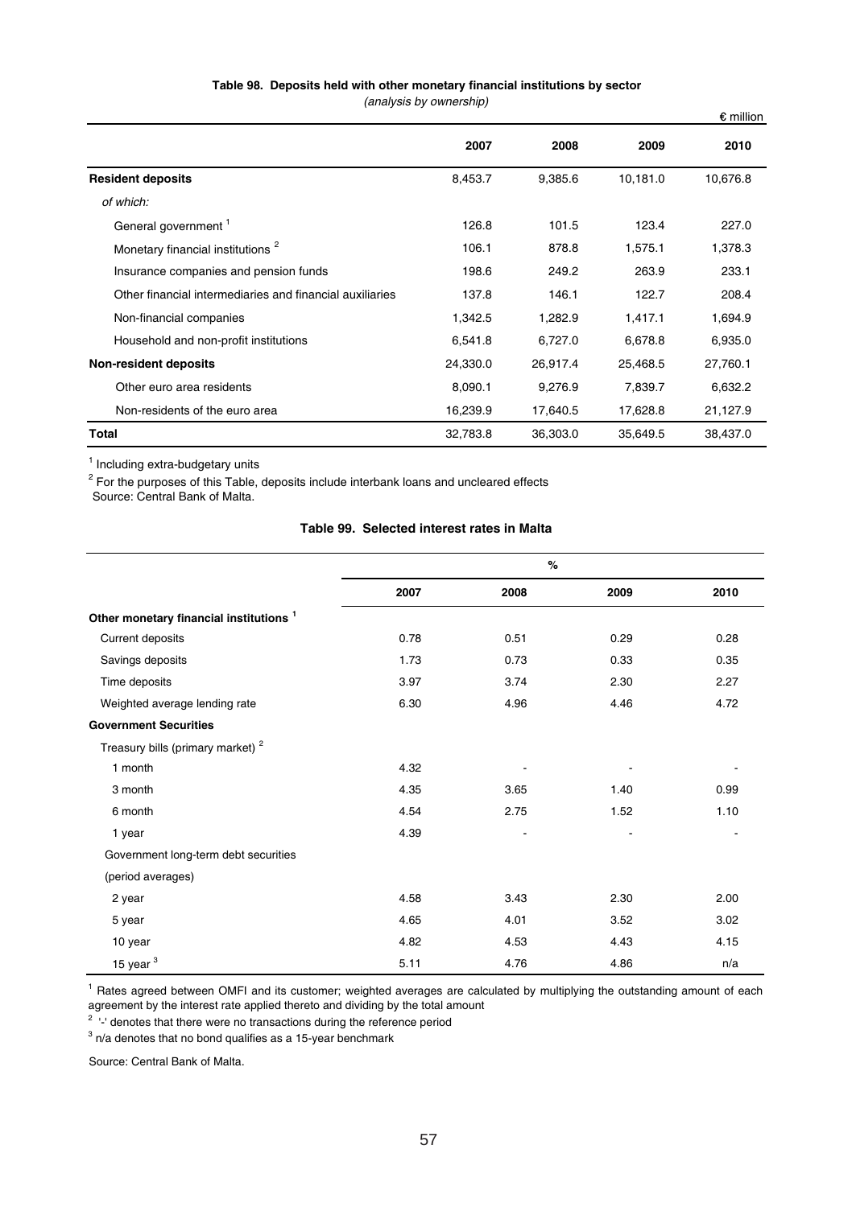**Table 98. Deposits held with other monetary financial institutions by sector**

*(analysis by ownership)*

| | | | | € million |
|---|---|---|---|---|
| | **2007** | **2008** | **2009** | **2010** |
| **Resident deposits** | 8,453.7 | 9,385.6 | 10,181.0 | 10,676.8 |
| *of which:* | | | | |
| General government [1] | 126.8 | 101.5 | 123.4 | 227.0 |
| Monetary financial institutions [2] | 106.1 | 878.8 | 1,575.1 | 1,378.3 |
| Insurance companies and pension funds | 198.6 | 249.2 | 263.9 | 233.1 |
| Other financial intermediaries and financial auxiliaries | 137.8 | 146.1 | 122.7 | 208.4 |
| Non-financial companies | 1,342.5 | 1,282.9 | 1,417.1 | 1,694.9 |
| Household and non-profit institutions | 6,541.8 | 6,727.0 | 6,678.8 | 6,935.0 |
| **Non-resident deposits** | 24,330.0 | 26,917.4 | 25,468.5 | 27,760.1 |
| Other euro area residents | 8,090.1 | 9,276.9 | 7,839.7 | 6,632.2 |
| Non-residents of the euro area | 16,239.9 | 17,640.5 | 17,628.8 | 21,127.9 |
| **Total** | 32,783.8 | 36,303.0 | 35,649.5 | 38,437.0 |

[1] Including extra-budgetary units

[2] For the purposes of this Table, deposits include interbank loans and uncleared effects

Source: Central Bank of Malta.

**Table 99. Selected interest rates in Malta**

| | % | | | |
|---|---|---|---|---|
| | **2007** | **2008** | **2009** | **2010** |
| **Other monetary financial institutions [1]** | | | | |
| Current deposits | 0.78 | 0.51 | 0.29 | 0.28 |
| Savings deposits | 1.73 | 0.73 | 0.33 | 0.35 |
| Time deposits | 3.97 | 3.74 | 2.30 | 2.27 |
| Weighted average lending rate | 6.30 | 4.96 | 4.46 | 4.72 |
| **Government Securities** | | | | |
| Treasury bills (primary market) [2] | | | | |
| 1 month | 4.32 | - | - | - |
| 3 month | 4.35 | 3.65 | 1.40 | 0.99 |
| 6 month | 4.54 | 2.75 | 1.52 | 1.10 |
| 1 year | 4.39 | - | - | - |
| Government long-term debt securities | | | | |
| (period averages) | | | | |
| 2 year | 4.58 | 3.43 | 2.30 | 2.00 |
| 5 year | 4.65 | 4.01 | 3.52 | 3.02 |
| 10 year | 4.82 | 4.53 | 4.43 | 4.15 |
| 15 year [3] | 5.11 | 4.76 | 4.86 | n/a |

[1] Rates agreed between OMFI and its customer; weighted averages are calculated by multiplying the outstanding amount of each agreement by the interest rate applied thereto and dividing by the total amount

[2] '-' denotes that there were no transactions during the reference period

[3] n/a denotes that no bond qualifies as a 15-year benchmark

Source: Central Bank of Malta.